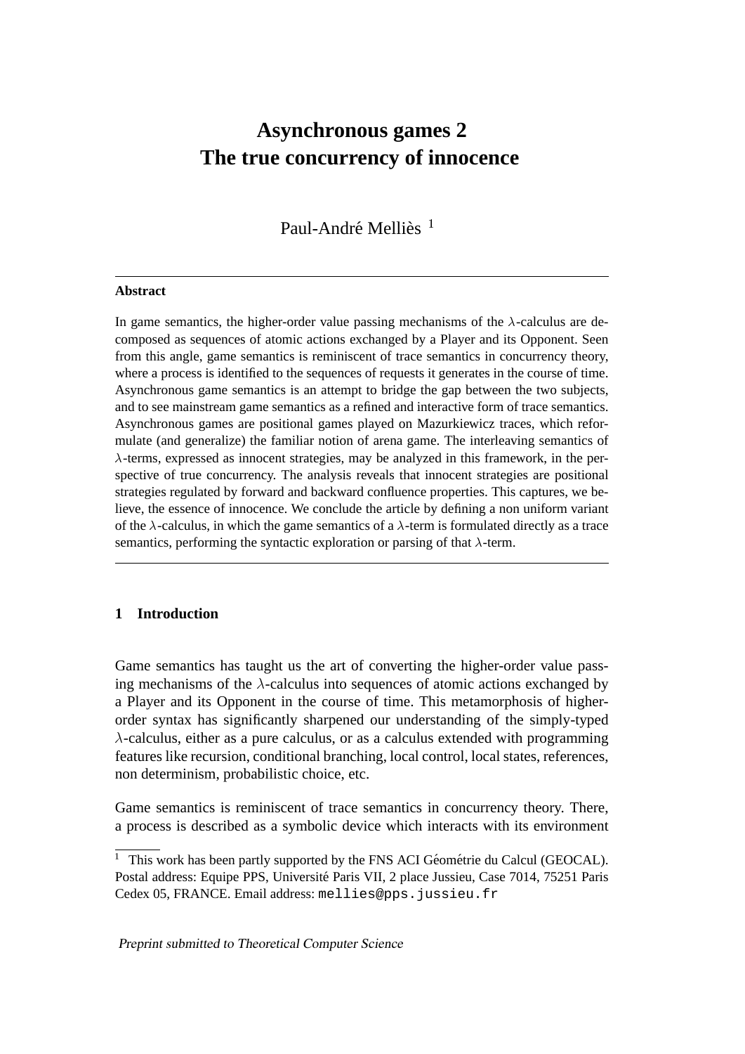# Asynchronous games 2
# The true concurrency of innocence

Paul-André Melliès [1]

---

**Abstract**

In game semantics, the higher-order value passing mechanisms of the $\lambda$-calculus are decomposed as sequences of atomic actions exchanged by a Player and its Opponent. Seen from this angle, game semantics is reminiscent of trace semantics in concurrency theory, where a process is identified to the sequences of requests it generates in the course of time. Asynchronous game semantics is an attempt to bridge the gap between the two subjects, and to see mainstream game semantics as a refined and interactive form of trace semantics. Asynchronous games are positional games played on Mazurkiewicz traces, which reformulate (and generalize) the familiar notion of arena game. The interleaving semantics of $\lambda$-terms, expressed as innocent strategies, may be analyzed in this framework, in the perspective of true concurrency. The analysis reveals that innocent strategies are positional strategies regulated by forward and backward confluence properties. This captures, we believe, the essence of innocence. We conclude the article by defining a non uniform variant of the $\lambda$-calculus, in which the game semantics of a $\lambda$-term is formulated directly as a trace semantics, performing the syntactic exploration or parsing of that $\lambda$-term.

---

## 1 Introduction

Game semantics has taught us the art of converting the higher-order value passing mechanisms of the $\lambda$-calculus into sequences of atomic actions exchanged by a Player and its Opponent in the course of time. This metamorphosis of higher-order syntax has significantly sharpened our understanding of the simply-typed $\lambda$-calculus, either as a pure calculus, or as a calculus extended with programming features like recursion, conditional branching, local control, local states, references, non determinism, probabilistic choice, etc.

Game semantics is reminiscent of trace semantics in concurrency theory. There, a process is described as a symbolic device which interacts with its environment

---

[1] This work has been partly supported by the FNS ACI Géométrie du Calcul (GEOCAL). Postal address: Equipe PPS, Université Paris VII, 2 place Jussieu, Case 7014, 75251 Paris Cedex 05, FRANCE. Email address: `mellies@pps.jussieu.fr`

*Preprint submitted to Theoretical Computer Science*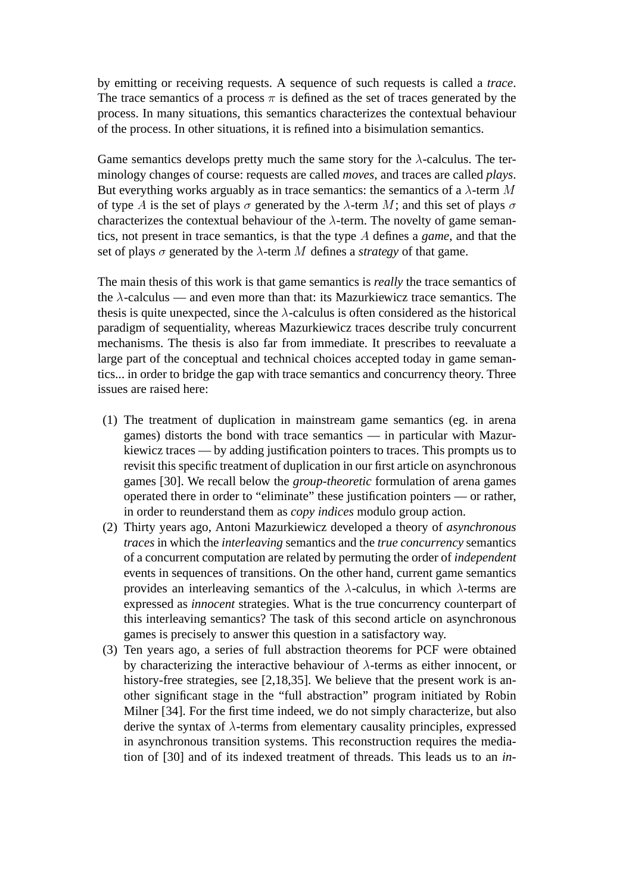by emitting or receiving requests. A sequence of such requests is called a *trace*. The trace semantics of a process $\pi$ is defined as the set of traces generated by the process. In many situations, this semantics characterizes the contextual behaviour of the process. In other situations, it is refined into a bisimulation semantics.

Game semantics develops pretty much the same story for the $\lambda$-calculus. The terminology changes of course: requests are called *moves*, and traces are called *plays*. But everything works arguably as in trace semantics: the semantics of a $\lambda$-term $M$ of type $A$ is the set of plays $\sigma$ generated by the $\lambda$-term $M$; and this set of plays $\sigma$ characterizes the contextual behaviour of the $\lambda$-term. The novelty of game semantics, not present in trace semantics, is that the type $A$ defines a *game*, and that the set of plays $\sigma$ generated by the $\lambda$-term $M$ defines a *strategy* of that game.

The main thesis of this work is that game semantics is *really* the trace semantics of the $\lambda$-calculus — and even more than that: its Mazurkiewicz trace semantics. The thesis is quite unexpected, since the $\lambda$-calculus is often considered as the historical paradigm of sequentiality, whereas Mazurkiewicz traces describe truly concurrent mechanisms. The thesis is also far from immediate. It prescribes to reevaluate a large part of the conceptual and technical choices accepted today in game semantics... in order to bridge the gap with trace semantics and concurrency theory. Three issues are raised here:

(1) The treatment of duplication in mainstream game semantics (eg. in arena games) distorts the bond with trace semantics — in particular with Mazurkiewicz traces — by adding justification pointers to traces. This prompts us to revisit this specific treatment of duplication in our first article on asynchronous games [30]. We recall below the *group-theoretic* formulation of arena games operated there in order to "eliminate" these justification pointers — or rather, in order to reunderstand them as *copy indices* modulo group action.

(2) Thirty years ago, Antoni Mazurkiewicz developed a theory of *asynchronous traces* in which the *interleaving* semantics and the *true concurrency* semantics of a concurrent computation are related by permuting the order of *independent* events in sequences of transitions. On the other hand, current game semantics provides an interleaving semantics of the $\lambda$-calculus, in which $\lambda$-terms are expressed as *innocent* strategies. What is the true concurrency counterpart of this interleaving semantics? The task of this second article on asynchronous games is precisely to answer this question in a satisfactory way.

(3) Ten years ago, a series of full abstraction theorems for PCF were obtained by characterizing the interactive behaviour of $\lambda$-terms as either innocent, or history-free strategies, see [2,18,35]. We believe that the present work is another significant stage in the "full abstraction" program initiated by Robin Milner [34]. For the first time indeed, we do not simply characterize, but also derive the syntax of $\lambda$-terms from elementary causality principles, expressed in asynchronous transition systems. This reconstruction requires the mediation of [30] and of its indexed treatment of threads. This leads us to an *in-*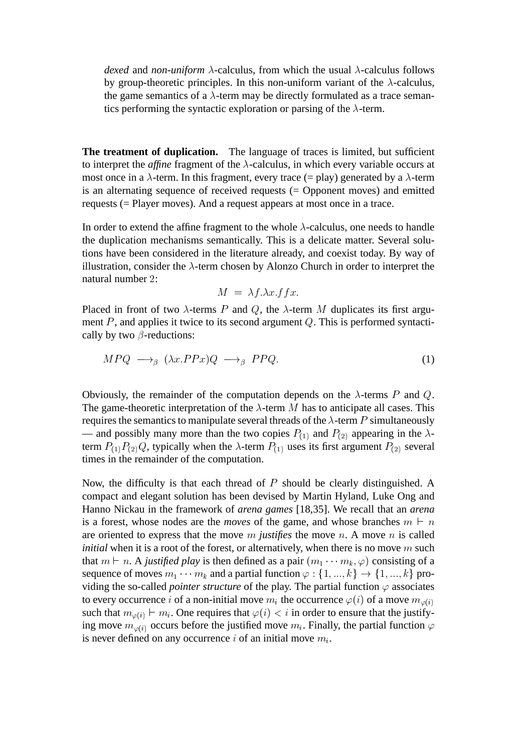*dexed* and *non-uniform* $\lambda$-calculus, from which the usual $\lambda$-calculus follows by group-theoretic principles. In this non-uniform variant of the $\lambda$-calculus, the game semantics of a $\lambda$-term may be directly formulated as a trace semantics performing the syntactic exploration or parsing of the $\lambda$-term.

**The treatment of duplication.** The language of traces is limited, but sufficient to interpret the *affine* fragment of the $\lambda$-calculus, in which every variable occurs at most once in a $\lambda$-term. In this fragment, every trace (= play) generated by a $\lambda$-term is an alternating sequence of received requests (= Opponent moves) and emitted requests (= Player moves). And a request appears at most once in a trace.

In order to extend the affine fragment to the whole $\lambda$-calculus, one needs to handle the duplication mechanisms semantically. This is a delicate matter. Several solutions have been considered in the literature already, and coexist today. By way of illustration, consider the $\lambda$-term chosen by Alonzo Church in order to interpret the natural number 2:

$$M \;=\; \lambda f.\lambda x.ffx.$$

Placed in front of two $\lambda$-terms $P$ and $Q$, the $\lambda$-term $M$ duplicates its first argument $P$, and applies it twice to its second argument $Q$. This is performed syntactically by two $\beta$-reductions:

$$MPQ \;\longrightarrow_\beta\; (\lambda x.PPx)Q \;\longrightarrow_\beta\; PPQ. \tag{1}$$

Obviously, the remainder of the computation depends on the $\lambda$-terms $P$ and $Q$. The game-theoretic interpretation of the $\lambda$-term $M$ has to anticipate all cases. This requires the semantics to manipulate several threads of the $\lambda$-term $P$ simultaneously — and possibly many more than the two copies $P_{(1)}$ and $P_{(2)}$ appearing in the $\lambda$-term $P_{(1)}P_{(2)}Q$, typically when the $\lambda$-term $P_{(1)}$ uses its first argument $P_{(2)}$ several times in the remainder of the computation.

Now, the difficulty is that each thread of $P$ should be clearly distinguished. A compact and elegant solution has been devised by Martin Hyland, Luke Ong and Hanno Nickau in the framework of *arena games* [18,35]. We recall that an *arena* is a forest, whose nodes are the *moves* of the game, and whose branches $m \vdash n$ are oriented to express that the move $m$ *justifies* the move $n$. A move $n$ is called *initial* when it is a root of the forest, or alternatively, when there is no move $m$ such that $m \vdash n$. A *justified play* is then defined as a pair $(m_1 \cdots m_k, \varphi)$ consisting of a sequence of moves $m_1 \cdots m_k$ and a partial function $\varphi : \{1, ..., k\} \to \{1, ..., k\}$ providing the so-called *pointer structure* of the play. The partial function $\varphi$ associates to every occurrence $i$ of a non-initial move $m_i$ the occurrence $\varphi(i)$ of a move $m_{\varphi(i)}$ such that $m_{\varphi(i)} \vdash m_i$. One requires that $\varphi(i) < i$ in order to ensure that the justifying move $m_{\varphi(i)}$ occurs before the justified move $m_i$. Finally, the partial function $\varphi$ is never defined on any occurrence $i$ of an initial move $m_i$.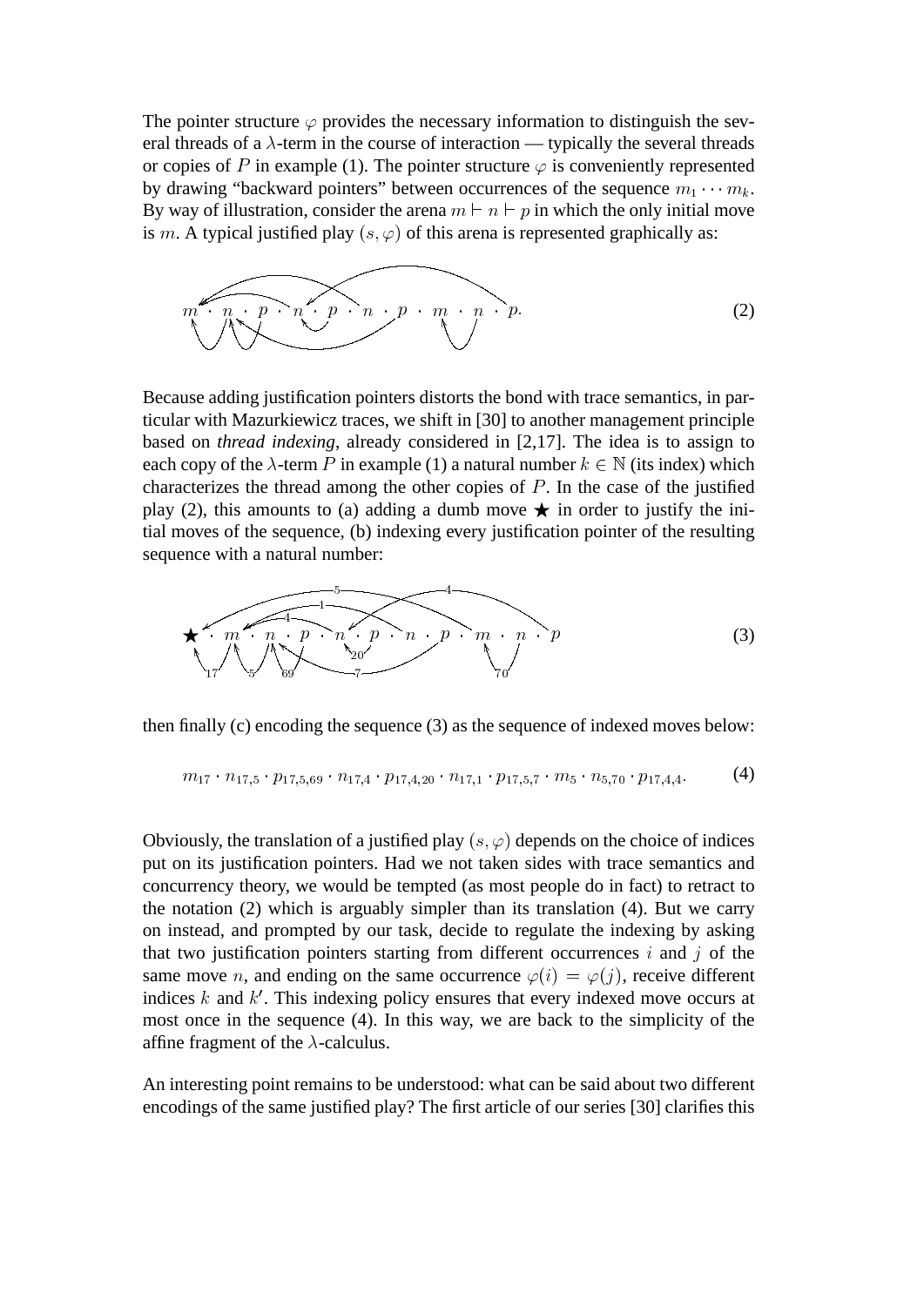The pointer structure $\varphi$ provides the necessary information to distinguish the several threads of a $\lambda$-term in the course of interaction — typically the several threads or copies of $P$ in example (1). The pointer structure $\varphi$ is conveniently represented by drawing "backward pointers" between occurrences of the sequence $m_1 \cdots m_k$. By way of illustration, consider the arena $m \vdash n \vdash p$ in which the only initial move is $m$. A typical justified play $(s, \varphi)$ of this arena is represented graphically as:

$$m \cdot n \cdot p \cdot n \cdot p \cdot n \cdot p \cdot m \cdot n \cdot p. \tag{2}$$

Because adding justification pointers distorts the bond with trace semantics, in particular with Mazurkiewicz traces, we shift in [30] to another management principle based on *thread indexing*, already considered in [2,17]. The idea is to assign to each copy of the $\lambda$-term $P$ in example (1) a natural number $k \in \mathbb{N}$ (its index) which characterizes the thread among the other copies of $P$. In the case of the justified play (2), this amounts to (a) adding a dumb move $\bigstar$ in order to justify the initial moves of the sequence, (b) indexing every justification pointer of the resulting sequence with a natural number:

$$\bigstar \cdot m \cdot n \cdot p \cdot n \cdot p \cdot n \cdot p \cdot m \cdot n \cdot p \tag{3}$$

then finally (c) encoding the sequence (3) as the sequence of indexed moves below:

$$m_{17} \cdot n_{17,5} \cdot p_{17,5,69} \cdot n_{17,4} \cdot p_{17,4,20} \cdot n_{17,1} \cdot p_{17,5,7} \cdot m_5 \cdot n_{5,70} \cdot p_{17,4,4}. \tag{4}$$

Obviously, the translation of a justified play $(s, \varphi)$ depends on the choice of indices put on its justification pointers. Had we not taken sides with trace semantics and concurrency theory, we would be tempted (as most people do in fact) to retract to the notation (2) which is arguably simpler than its translation (4). But we carry on instead, and prompted by our task, decide to regulate the indexing by asking that two justification pointers starting from different occurrences $i$ and $j$ of the same move $n$, and ending on the same occurrence $\varphi(i) = \varphi(j)$, receive different indices $k$ and $k'$. This indexing policy ensures that every indexed move occurs at most once in the sequence (4). In this way, we are back to the simplicity of the affine fragment of the $\lambda$-calculus.

An interesting point remains to be understood: what can be said about two different encodings of the same justified play? The first article of our series [30] clarifies this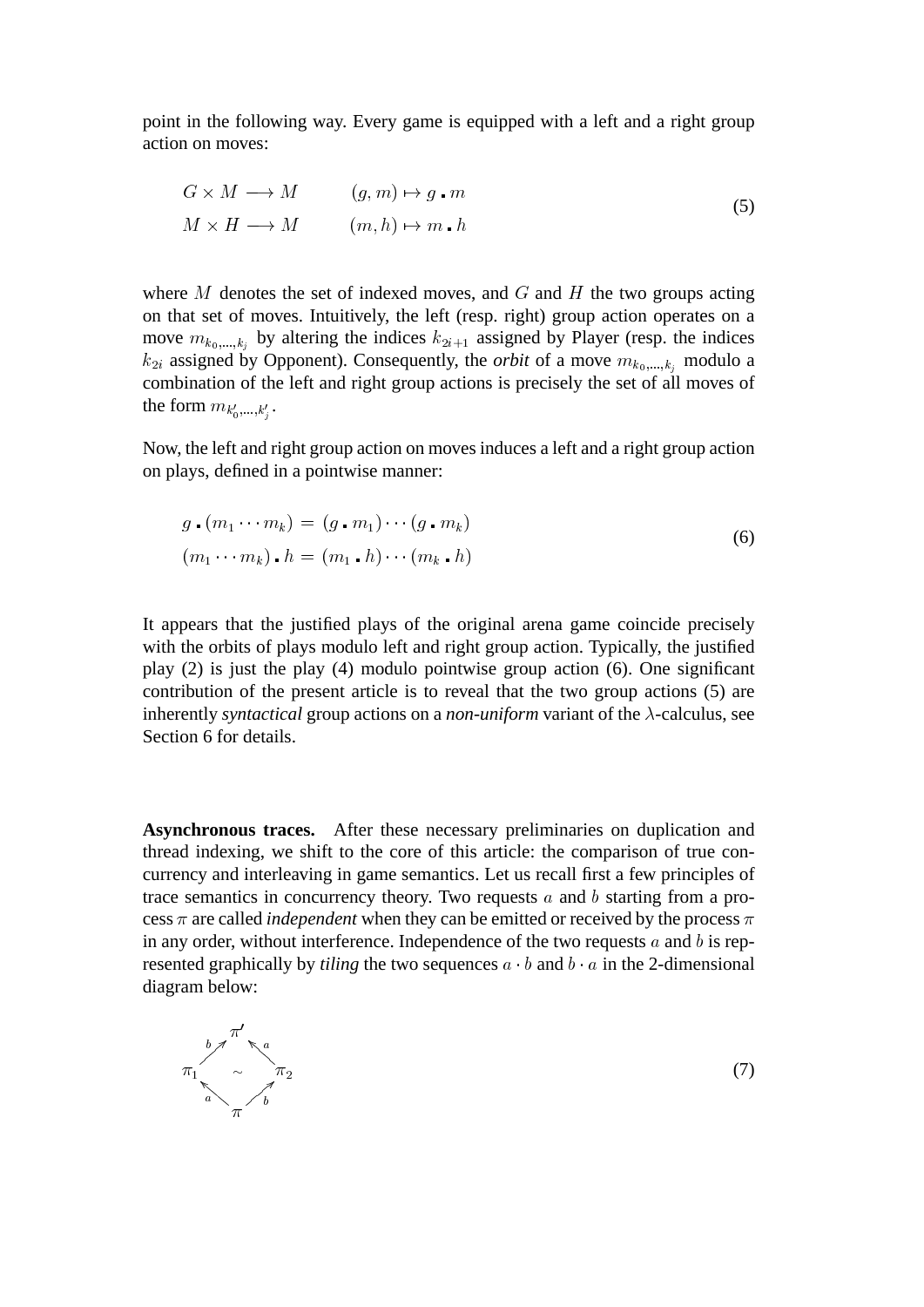point in the following way. Every game is equipped with a left and a right group action on moves:

$$
\begin{array}{ll}
G \times M \longrightarrow M & \qquad (g, m) \mapsto g \centerdot m \\
M \times H \longrightarrow M & \qquad (m, h) \mapsto m \centerdot h
\end{array}
\tag{5}
$$

where $M$ denotes the set of indexed moves, and $G$ and $H$ the two groups acting on that set of moves. Intuitively, the left (resp. right) group action operates on a move $m_{k_0,\ldots,k_j}$ by altering the indices $k_{2i+1}$ assigned by Player (resp. the indices $k_{2i}$ assigned by Opponent). Consequently, the *orbit* of a move $m_{k_0,\ldots,k_j}$ modulo a combination of the left and right group actions is precisely the set of all moves of the form $m_{k'_0,\ldots,k'_j}$.

Now, the left and right group action on moves induces a left and a right group action on plays, defined in a pointwise manner:

$$
\begin{array}{l}
g \centerdot (m_1 \cdots m_k) \,=\, (g \centerdot m_1) \cdots (g \centerdot m_k) \\
(m_1 \cdots m_k) \centerdot h \,=\, (m_1 \centerdot h) \cdots (m_k \centerdot h)
\end{array}
\tag{6}
$$

It appears that the justified plays of the original arena game coincide precisely with the orbits of plays modulo left and right group action. Typically, the justified play (2) is just the play (4) modulo pointwise group action (6). One significant contribution of the present article is to reveal that the two group actions (5) are inherently *syntactical* group actions on a *non-uniform* variant of the $\lambda$-calculus, see Section 6 for details.

**Asynchronous traces.** After these necessary preliminaries on duplication and thread indexing, we shift to the core of this article: the comparison of true concurrency and interleaving in game semantics. Let us recall first a few principles of trace semantics in concurrency theory. Two requests $a$ and $b$ starting from a process $\pi$ are called *independent* when they can be emitted or received by the process $\pi$ in any order, without interference. Independence of the two requests $a$ and $b$ is represented graphically by *tiling* the two sequences $a \cdot b$ and $b \cdot a$ in the 2-dimensional diagram below:

$$
\begin{array}{ccccc}
 & & \pi' & & \\
 & {\scriptstyle b}\nearrow & & \nwarrow{\scriptstyle a} & \\
\pi_1 & & \sim & & \pi_2 \\
 & {\scriptstyle a}\nwarrow & & \nearrow{\scriptstyle b} & \\
 & & \pi & &
\end{array}
\tag{7}
$$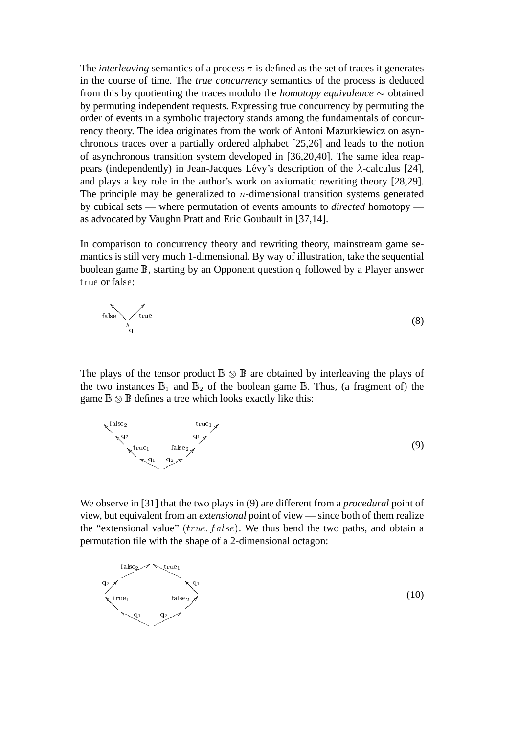The *interleaving* semantics of a process $\pi$ is defined as the set of traces it generates in the course of time. The *true concurrency* semantics of the process is deduced from this by quotienting the traces modulo the *homotopy equivalence* $\sim$ obtained by permuting independent requests. Expressing true concurrency by permuting the order of events in a symbolic trajectory stands among the fundamentals of concurrency theory. The idea originates from the work of Antoni Mazurkiewicz on asynchronous traces over a partially ordered alphabet [25,26] and leads to the notion of asynchronous transition system developed in [36,20,40]. The same idea reappears (independently) in Jean-Jacques Lévy's description of the $\lambda$-calculus [24], and plays a key role in the author's work on axiomatic rewriting theory [28,29]. The principle may be generalized to $n$-dimensional transition systems generated by cubical sets — where permutation of events amounts to *directed* homotopy — as advocated by Vaughn Pratt and Eric Goubault in [37,14].

In comparison to concurrency theory and rewriting theory, mainstream game semantics is still very much 1-dimensional. By way of illustration, take the sequential boolean game $\mathbb{B}$, starting by an Opponent question $q$ followed by a Player answer true or false:

$$\text{false} \nwarrow \quad \nearrow \text{true} \qquad \uparrow q \tag{8}$$

The plays of the tensor product $\mathbb{B} \otimes \mathbb{B}$ are obtained by interleaving the plays of the two instances $\mathbb{B}_1$ and $\mathbb{B}_2$ of the boolean game $\mathbb{B}$. Thus, (a fragment of) the game $\mathbb{B} \otimes \mathbb{B}$ defines a tree which looks exactly like this:

$$q_1 \cdot \text{true}_1 \cdot q_2 \cdot \text{false}_2 \qquad q_2 \cdot \text{false}_2 \cdot q_1 \cdot \text{true}_1 \tag{9}$$

We observe in [31] that the two plays in (9) are different from a *procedural* point of view, but equivalent from an *extensional* point of view — since both of them realize the "extensional value" $(true, false)$. We thus bend the two paths, and obtain a permutation tile with the shape of a 2-dimensional octagon:

$$q_1 \cdot \text{true}_1 \cdot q_2 \cdot \text{false}_2 \;\sim\; q_2 \cdot \text{false}_2 \cdot q_1 \cdot \text{true}_1 \tag{10}$$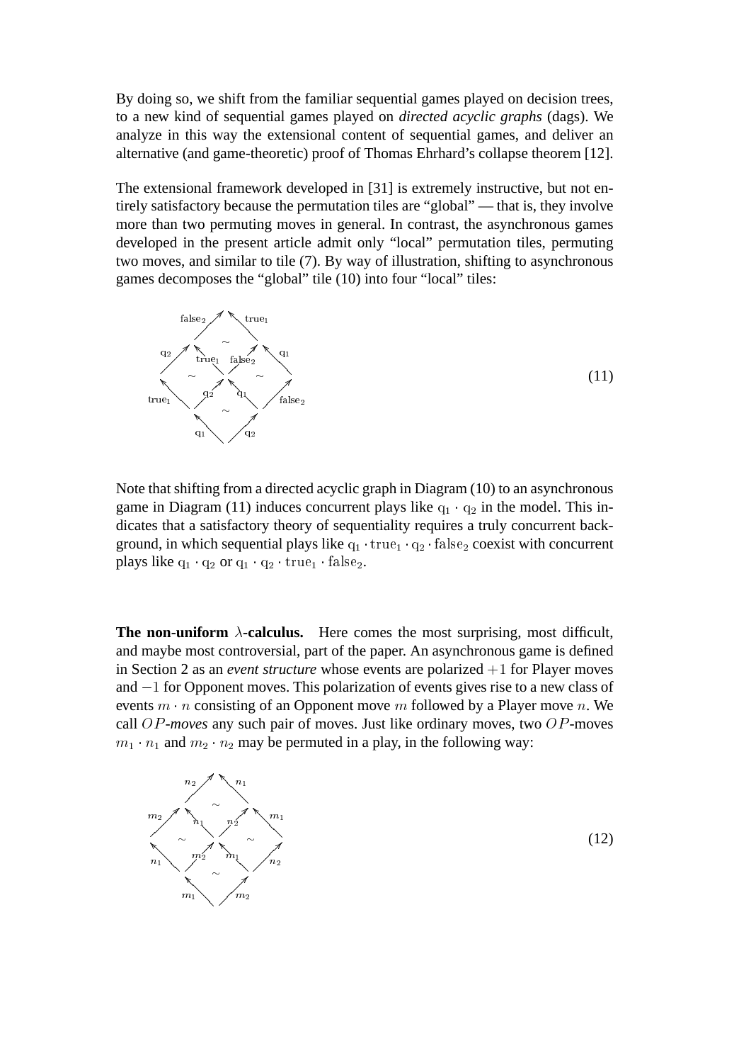By doing so, we shift from the familiar sequential games played on decision trees, to a new kind of sequential games played on *directed acyclic graphs* (dags). We analyze in this way the extensional content of sequential games, and deliver an alternative (and game-theoretic) proof of Thomas Ehrhard's collapse theorem [12].

The extensional framework developed in [31] is extremely instructive, but not entirely satisfactory because the permutation tiles are "global" — that is, they involve more than two permuting moves in general. In contrast, the asynchronous games developed in the present article admit only "local" permutation tiles, permuting two moves, and similar to tile (7). By way of illustration, shifting to asynchronous games decomposes the "global" tile (10) into four "local" tiles:

$$
\begin{array}{ccccccc}
 & & \mathrm{false}_2 \nearrow & & \nwarrow \mathrm{true}_1 & & \\
 & & & \sim & & & \\
 & \mathrm{q}_2 \nearrow & & \nwarrow \mathrm{true}_1 \quad \mathrm{false}_2 \nearrow & & \nwarrow \mathrm{q}_1 & \\
 & & \sim & & \sim & & \\
\mathrm{true}_1 \nwarrow & & \nearrow \mathrm{q}_2 & & \mathrm{q}_1 \nwarrow & & \nearrow \mathrm{false}_2 \\
 & & & \sim & & & \\
 & & \mathrm{q}_1 \nwarrow & & \nearrow \mathrm{q}_2 & &
\end{array}
\tag{11}
$$

Note that shifting from a directed acyclic graph in Diagram (10) to an asynchronous game in Diagram (11) induces concurrent plays like $\mathrm{q}_1 \cdot \mathrm{q}_2$ in the model. This indicates that a satisfactory theory of sequentiality requires a truly concurrent background, in which sequential plays like $\mathrm{q}_1 \cdot \mathrm{true}_1 \cdot \mathrm{q}_2 \cdot \mathrm{false}_2$ coexist with concurrent plays like $\mathrm{q}_1 \cdot \mathrm{q}_2$ or $\mathrm{q}_1 \cdot \mathrm{q}_2 \cdot \mathrm{true}_1 \cdot \mathrm{false}_2$.

**The non-uniform $\lambda$-calculus.** Here comes the most surprising, most difficult, and maybe most controversial, part of the paper. An asynchronous game is defined in Section 2 as an *event structure* whose events are polarized $+1$ for Player moves and $-1$ for Opponent moves. This polarization of events gives rise to a new class of events $m \cdot n$ consisting of an Opponent move $m$ followed by a Player move $n$. We call *$OP$-moves* any such pair of moves. Just like ordinary moves, two $OP$-moves $m_1 \cdot n_1$ and $m_2 \cdot n_2$ may be permuted in a play, in the following way:

$$
\begin{array}{ccccccc}
 & & n_2 \nearrow & & \nwarrow n_1 & & \\
 & & & \sim & & & \\
 & m_2 \nearrow & & \nwarrow n_1 \quad n_2 \nearrow & & \nwarrow m_1 & \\
 & & \sim & & \sim & & \\
n_1 \nwarrow & & \nearrow m_2 & & m_1 \nwarrow & & \nearrow n_2 \\
 & & & \sim & & & \\
 & & m_1 \nwarrow & & \nearrow m_2 & &
\end{array}
\tag{12}
$$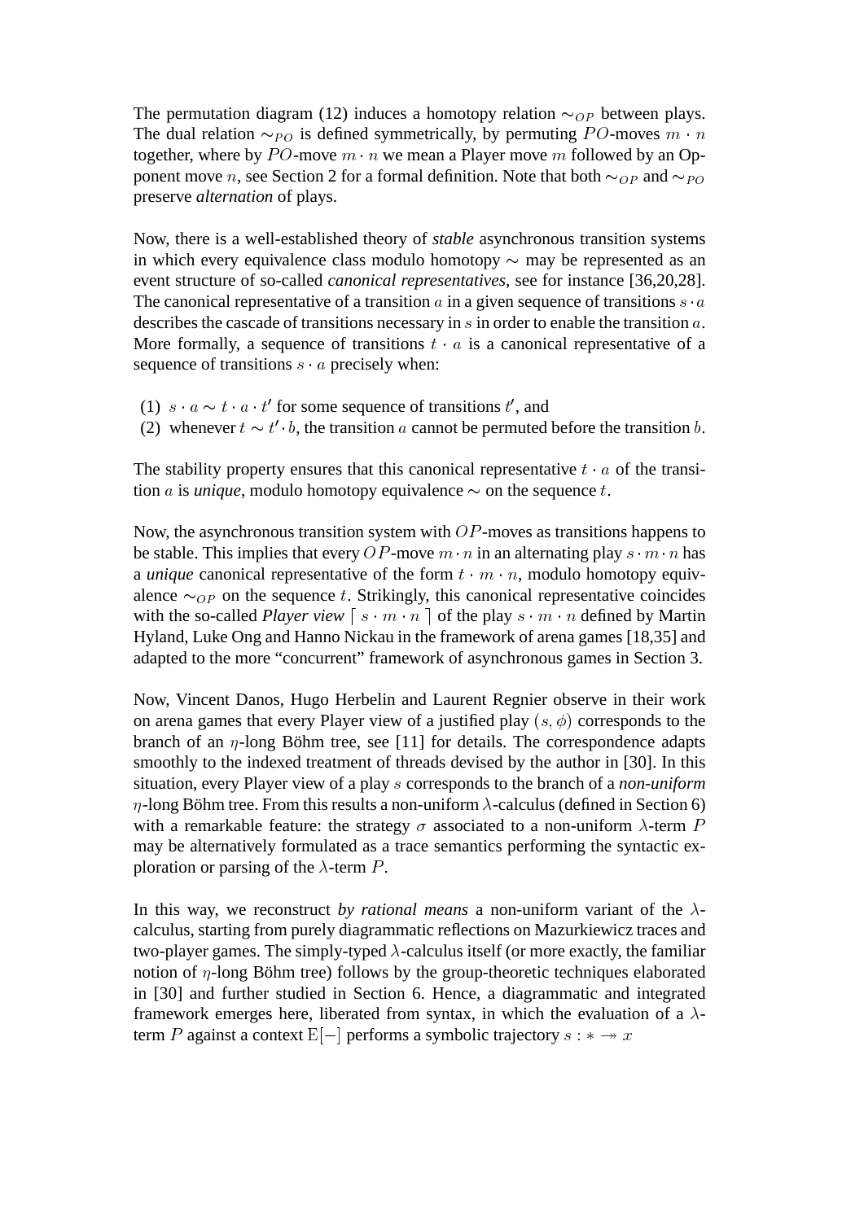The permutation diagram (12) induces a homotopy relation $\sim_{OP}$ between plays. The dual relation $\sim_{PO}$ is defined symmetrically, by permuting $PO$-moves $m \cdot n$ together, where by $PO$-move $m \cdot n$ we mean a Player move $m$ followed by an Opponent move $n$, see Section 2 for a formal definition. Note that both $\sim_{OP}$ and $\sim_{PO}$ preserve *alternation* of plays.

Now, there is a well-established theory of *stable* asynchronous transition systems in which every equivalence class modulo homotopy $\sim$ may be represented as an event structure of so-called *canonical representatives*, see for instance [36,20,28]. The canonical representative of a transition $a$ in a given sequence of transitions $s \cdot a$ describes the cascade of transitions necessary in $s$ in order to enable the transition $a$. More formally, a sequence of transitions $t \cdot a$ is a canonical representative of a sequence of transitions $s \cdot a$ precisely when:

(1) $s \cdot a \sim t \cdot a \cdot t'$ for some sequence of transitions $t'$, and
(2) whenever $t \sim t' \cdot b$, the transition $a$ cannot be permuted before the transition $b$.

The stability property ensures that this canonical representative $t \cdot a$ of the transition $a$ is *unique*, modulo homotopy equivalence $\sim$ on the sequence $t$.

Now, the asynchronous transition system with $OP$-moves as transitions happens to be stable. This implies that every $OP$-move $m \cdot n$ in an alternating play $s \cdot m \cdot n$ has a *unique* canonical representative of the form $t \cdot m \cdot n$, modulo homotopy equivalence $\sim_{OP}$ on the sequence $t$. Strikingly, this canonical representative coincides with the so-called *Player view* $\lceil s \cdot m \cdot n \rceil$ of the play $s \cdot m \cdot n$ defined by Martin Hyland, Luke Ong and Hanno Nickau in the framework of arena games [18,35] and adapted to the more "concurrent" framework of asynchronous games in Section 3.

Now, Vincent Danos, Hugo Herbelin and Laurent Regnier observe in their work on arena games that every Player view of a justified play $(s, \phi)$ corresponds to the branch of an $\eta$-long Böhm tree, see [11] for details. The correspondence adapts smoothly to the indexed treatment of threads devised by the author in [30]. In this situation, every Player view of a play $s$ corresponds to the branch of a *non-uniform* $\eta$-long Böhm tree. From this results a non-uniform $\lambda$-calculus (defined in Section 6) with a remarkable feature: the strategy $\sigma$ associated to a non-uniform $\lambda$-term $P$ may be alternatively formulated as a trace semantics performing the syntactic exploration or parsing of the $\lambda$-term $P$.

In this way, we reconstruct *by rational means* a non-uniform variant of the $\lambda$-calculus, starting from purely diagrammatic reflections on Mazurkiewicz traces and two-player games. The simply-typed $\lambda$-calculus itself (or more exactly, the familiar notion of $\eta$-long Böhm tree) follows by the group-theoretic techniques elaborated in [30] and further studied in Section 6. Hence, a diagrammatic and integrated framework emerges here, liberated from syntax, in which the evaluation of a $\lambda$-term $P$ against a context $\mathrm{E}[-]$ performs a symbolic trajectory $s : * \twoheadrightarrow x$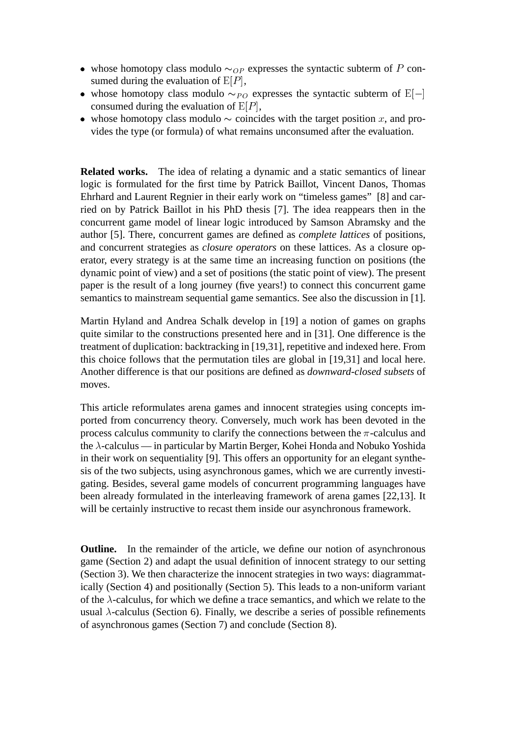- whose homotopy class modulo $\sim_{OP}$ expresses the syntactic subterm of $P$ consumed during the evaluation of $\mathrm{E}[P]$,
- whose homotopy class modulo $\sim_{PO}$ expresses the syntactic subterm of $\mathrm{E}[-]$ consumed during the evaluation of $\mathrm{E}[P]$,
- whose homotopy class modulo $\sim$ coincides with the target position $x$, and provides the type (or formula) of what remains unconsumed after the evaluation.

**Related works.** The idea of relating a dynamic and a static semantics of linear logic is formulated for the first time by Patrick Baillot, Vincent Danos, Thomas Ehrhard and Laurent Regnier in their early work on "timeless games" [8] and carried on by Patrick Baillot in his PhD thesis [7]. The idea reappears then in the concurrent game model of linear logic introduced by Samson Abramsky and the author [5]. There, concurrent games are defined as *complete lattices* of positions, and concurrent strategies as *closure operators* on these lattices. As a closure operator, every strategy is at the same time an increasing function on positions (the dynamic point of view) and a set of positions (the static point of view). The present paper is the result of a long journey (five years!) to connect this concurrent game semantics to mainstream sequential game semantics. See also the discussion in [1].

Martin Hyland and Andrea Schalk develop in [19] a notion of games on graphs quite similar to the constructions presented here and in [31]. One difference is the treatment of duplication: backtracking in [19,31], repetitive and indexed here. From this choice follows that the permutation tiles are global in [19,31] and local here. Another difference is that our positions are defined as *downward-closed subsets* of moves.

This article reformulates arena games and innocent strategies using concepts imported from concurrency theory. Conversely, much work has been devoted in the process calculus community to clarify the connections between the $\pi$-calculus and the $\lambda$-calculus — in particular by Martin Berger, Kohei Honda and Nobuko Yoshida in their work on sequentiality [9]. This offers an opportunity for an elegant synthesis of the two subjects, using asynchronous games, which we are currently investigating. Besides, several game models of concurrent programming languages have been already formulated in the interleaving framework of arena games [22,13]. It will be certainly instructive to recast them inside our asynchronous framework.

**Outline.** In the remainder of the article, we define our notion of asynchronous game (Section 2) and adapt the usual definition of innocent strategy to our setting (Section 3). We then characterize the innocent strategies in two ways: diagrammatically (Section 4) and positionally (Section 5). This leads to a non-uniform variant of the $\lambda$-calculus, for which we define a trace semantics, and which we relate to the usual $\lambda$-calculus (Section 6). Finally, we describe a series of possible refinements of asynchronous games (Section 7) and conclude (Section 8).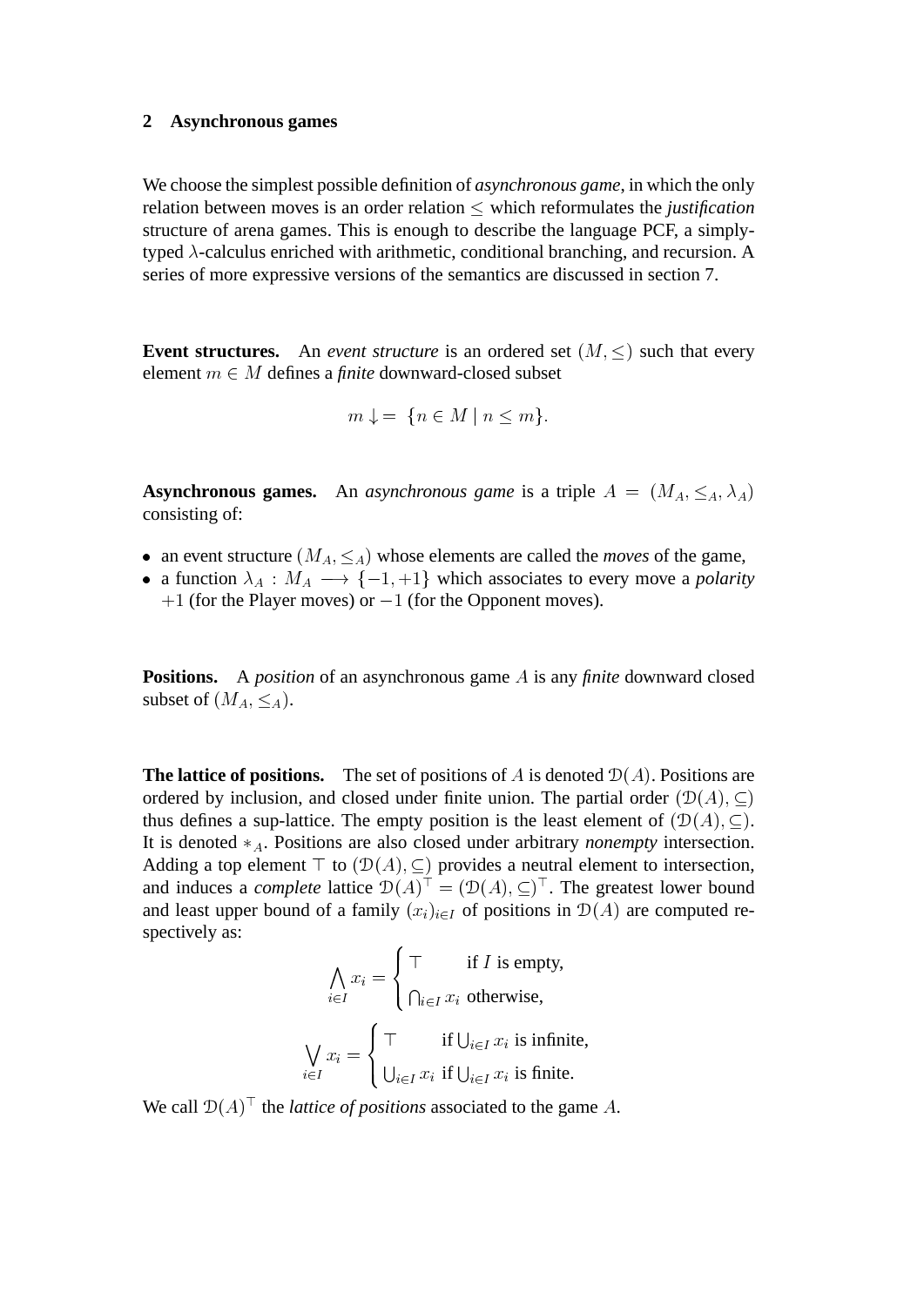## 2 Asynchronous games

We choose the simplest possible definition of *asynchronous game*, in which the only relation between moves is an order relation $\leq$ which reformulates the *justification* structure of arena games. This is enough to describe the language PCF, a simply-typed $\lambda$-calculus enriched with arithmetic, conditional branching, and recursion. A series of more expressive versions of the semantics are discussed in section 7.

**Event structures.** An *event structure* is an ordered set $(M, \leq)$ such that every element $m \in M$ defines a *finite* downward-closed subset

$$m \downarrow = \{n \in M \mid n \leq m\}.$$

**Asynchronous games.** An *asynchronous game* is a triple $A = (M_A, \leq_A, \lambda_A)$ consisting of:

- an event structure $(M_A, \leq_A)$ whose elements are called the *moves* of the game,
- a function $\lambda_A : M_A \longrightarrow \{-1, +1\}$ which associates to every move a *polarity* $+1$ (for the Player moves) or $-1$ (for the Opponent moves).

**Positions.** A *position* of an asynchronous game $A$ is any *finite* downward closed subset of $(M_A, \leq_A)$.

**The lattice of positions.** The set of positions of $A$ is denoted $\mathcal{D}(A)$. Positions are ordered by inclusion, and closed under finite union. The partial order $(\mathcal{D}(A), \subseteq)$ thus defines a sup-lattice. The empty position is the least element of $(\mathcal{D}(A), \subseteq)$. It is denoted $*_A$. Positions are also closed under arbitrary *nonempty* intersection. Adding a top element $\top$ to $(\mathcal{D}(A), \subseteq)$ provides a neutral element to intersection, and induces a *complete* lattice $\mathcal{D}(A)^\top = (\mathcal{D}(A), \subseteq)^\top$. The greatest lower bound and least upper bound of a family $(x_i)_{i \in I}$ of positions in $\mathcal{D}(A)$ are computed respectively as:

$$\bigwedge_{i \in I} x_i = \begin{cases} \top & \text{if } I \text{ is empty,} \\ \bigcap_{i \in I} x_i & \text{otherwise,} \end{cases}$$

$$\bigvee_{i \in I} x_i = \begin{cases} \top & \text{if } \bigcup_{i \in I} x_i \text{ is infinite,} \\ \bigcup_{i \in I} x_i & \text{if } \bigcup_{i \in I} x_i \text{ is finite.} \end{cases}$$

We call $\mathcal{D}(A)^\top$ the *lattice of positions* associated to the game $A$.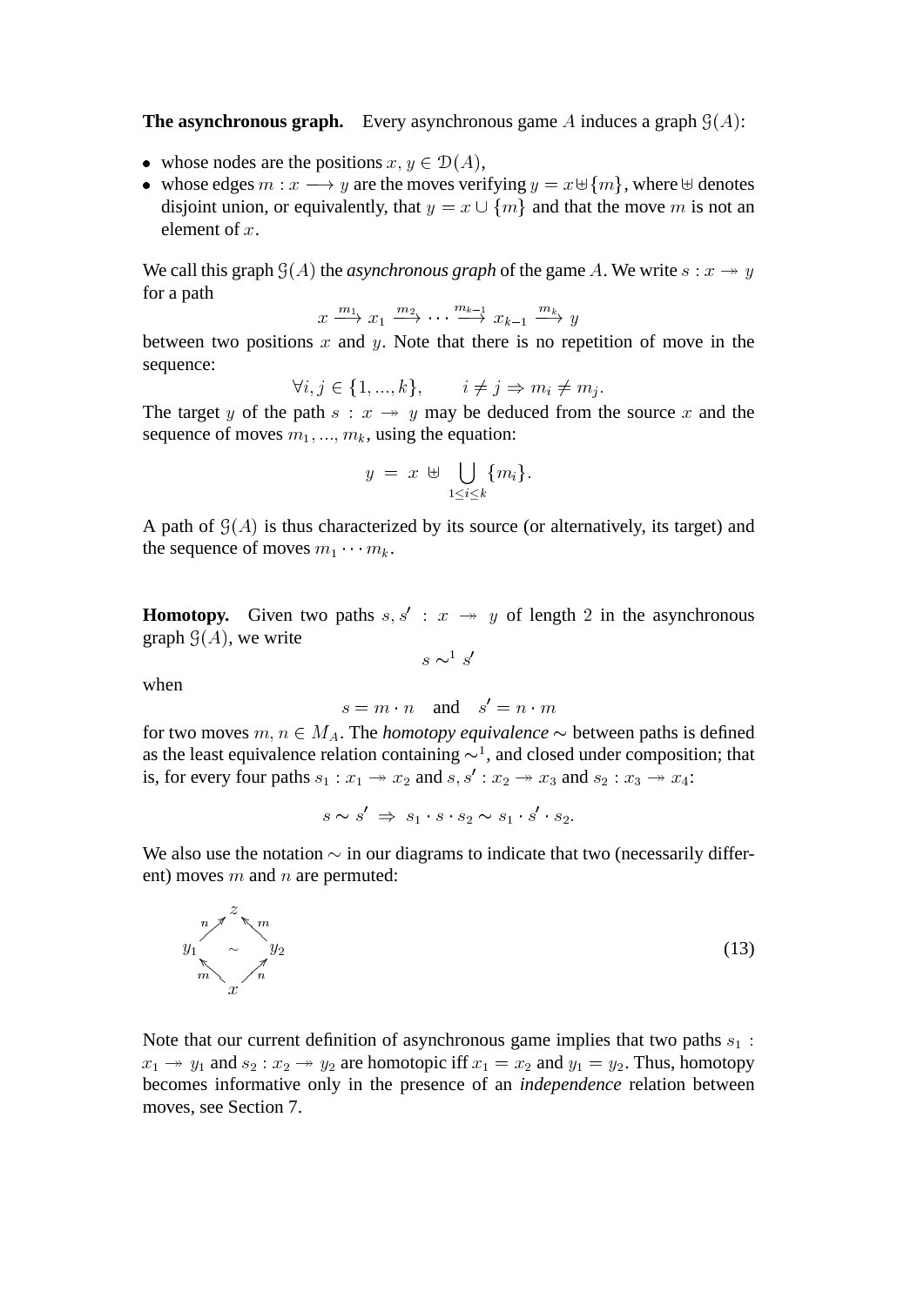**The asynchronous graph.** Every asynchronous game $A$ induces a graph $\mathcal{G}(A)$:

- whose nodes are the positions $x, y \in \mathcal{D}(A)$,
- whose edges $m : x \longrightarrow y$ are the moves verifying $y = x \uplus \{m\}$, where $\uplus$ denotes disjoint union, or equivalently, that $y = x \cup \{m\}$ and that the move $m$ is not an element of $x$.

We call this graph $\mathcal{G}(A)$ the *asynchronous graph* of the game $A$. We write $s : x \twoheadrightarrow y$ for a path

$$x \xrightarrow{m_1} x_1 \xrightarrow{m_2} \cdots \xrightarrow{m_{k-1}} x_{k-1} \xrightarrow{m_k} y$$

between two positions $x$ and $y$. Note that there is no repetition of move in the sequence:

$$\forall i, j \in \{1, ..., k\}, \qquad i \neq j \Rightarrow m_i \neq m_j.$$

The target $y$ of the path $s : x \twoheadrightarrow y$ may be deduced from the source $x$ and the sequence of moves $m_1, ..., m_k$, using the equation:

$$y \ = \ x \ \uplus \bigcup_{1 \leq i \leq k} \{m_i\}.$$

A path of $\mathcal{G}(A)$ is thus characterized by its source (or alternatively, its target) and the sequence of moves $m_1 \cdots m_k$.

**Homotopy.** Given two paths $s, s' : x \twoheadrightarrow y$ of length 2 in the asynchronous graph $\mathcal{G}(A)$, we write

$$s \sim^1 s'$$

when

$$s = m \cdot n \quad \text{and} \quad s' = n \cdot m$$

for two moves $m, n \in M_A$. The *homotopy equivalence* $\sim$ between paths is defined as the least equivalence relation containing $\sim^1$, and closed under composition; that is, for every four paths $s_1 : x_1 \twoheadrightarrow x_2$ and $s, s' : x_2 \twoheadrightarrow x_3$ and $s_2 : x_3 \twoheadrightarrow x_4$:

$$s \sim s' \ \Rightarrow \ s_1 \cdot s \cdot s_2 \sim s_1 \cdot s' \cdot s_2.$$

We also use the notation $\sim$ in our diagrams to indicate that two (necessarily different) moves $m$ and $n$ are permuted:

$$\begin{array}{ccccc} & & z & & \\ & {\scriptstyle n} \nearrow & & \nwarrow {\scriptstyle m} & \\ y_1 & & \sim & & y_2 \\ & {\scriptstyle m} \nwarrow & & \nearrow {\scriptstyle n} & \\ & & x & & \end{array} \tag{13}$$

Note that our current definition of asynchronous game implies that two paths $s_1 : x_1 \twoheadrightarrow y_1$ and $s_2 : x_2 \twoheadrightarrow y_2$ are homotopic iff $x_1 = x_2$ and $y_1 = y_2$. Thus, homotopy becomes informative only in the presence of an *independence* relation between moves, see Section 7.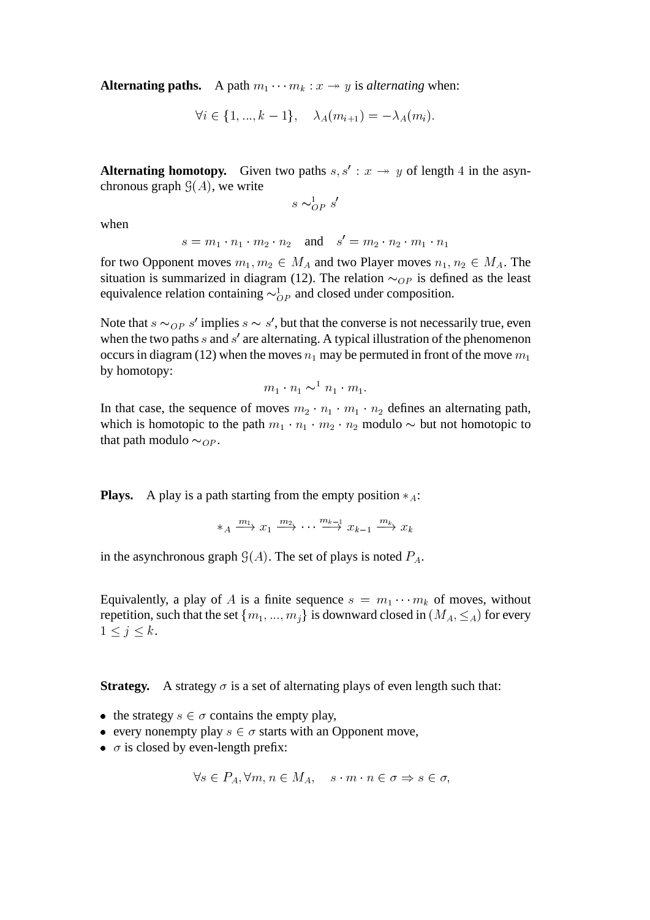**Alternating paths.** A path $m_1 \cdots m_k : x \twoheadrightarrow y$ is *alternating* when:

$$\forall i \in \{1, ..., k-1\}, \quad \lambda_A(m_{i+1}) = -\lambda_A(m_i).$$

**Alternating homotopy.** Given two paths $s, s' : x \twoheadrightarrow y$ of length 4 in the asynchronous graph $\mathcal{G}(A)$, we write

$$s \sim^1_{OP} s'$$

when

$$s = m_1 \cdot n_1 \cdot m_2 \cdot n_2 \quad \text{and} \quad s' = m_2 \cdot n_2 \cdot m_1 \cdot n_1$$

for two Opponent moves $m_1, m_2 \in M_A$ and two Player moves $n_1, n_2 \in M_A$. The situation is summarized in diagram (12). The relation $\sim_{OP}$ is defined as the least equivalence relation containing $\sim^1_{OP}$ and closed under composition.

Note that $s \sim_{OP} s'$ implies $s \sim s'$, but that the converse is not necessarily true, even when the two paths $s$ and $s'$ are alternating. A typical illustration of the phenomenon occurs in diagram (12) when the moves $n_1$ may be permuted in front of the move $m_1$ by homotopy:

$$m_1 \cdot n_1 \sim^1 n_1 \cdot m_1.$$

In that case, the sequence of moves $m_2 \cdot n_1 \cdot m_1 \cdot n_2$ defines an alternating path, which is homotopic to the path $m_1 \cdot n_1 \cdot m_2 \cdot n_2$ modulo $\sim$ but not homotopic to that path modulo $\sim_{OP}$.

**Plays.** A play is a path starting from the empty position $*_A$:

$$*_A \xrightarrow{m_1} x_1 \xrightarrow{m_2} \cdots \xrightarrow{m_{k-1}} x_{k-1} \xrightarrow{m_k} x_k$$

in the asynchronous graph $\mathcal{G}(A)$. The set of plays is noted $P_A$.

Equivalently, a play of $A$ is a finite sequence $s = m_1 \cdots m_k$ of moves, without repetition, such that the set $\{m_1, ..., m_j\}$ is downward closed in $(M_A, \leq_A)$ for every $1 \leq j \leq k$.

**Strategy.** A strategy $\sigma$ is a set of alternating plays of even length such that:

- the strategy $s \in \sigma$ contains the empty play,
- every nonempty play $s \in \sigma$ starts with an Opponent move,
- $\sigma$ is closed by even-length prefix:

$$\forall s \in P_A, \forall m, n \in M_A, \quad s \cdot m \cdot n \in \sigma \Rightarrow s \in \sigma,$$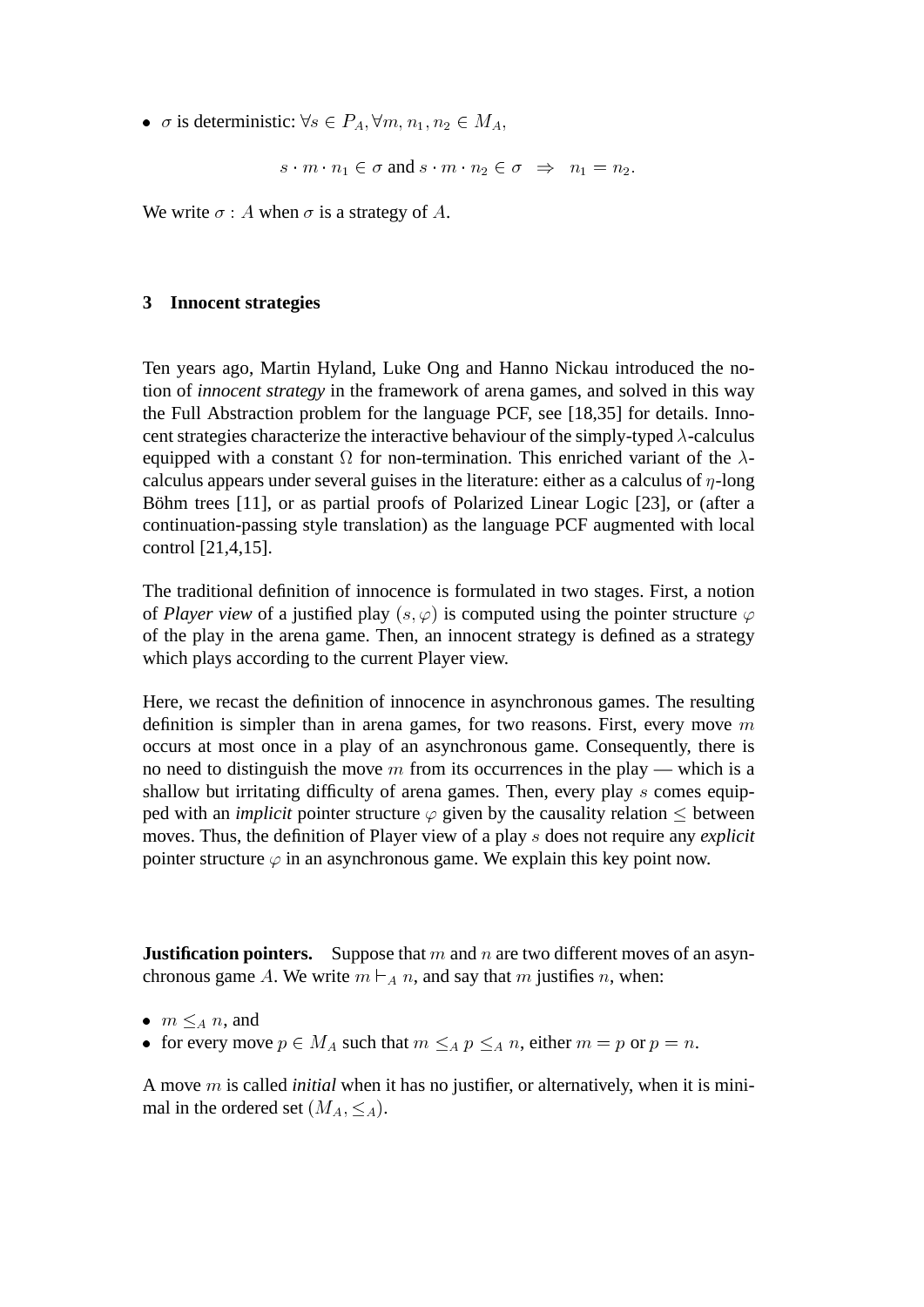- $\sigma$ is deterministic: $\forall s \in P_A, \forall m, n_1, n_2 \in M_A$,

$$s \cdot m \cdot n_1 \in \sigma \text{ and } s \cdot m \cdot n_2 \in \sigma \quad \Rightarrow \quad n_1 = n_2.$$

We write $\sigma : A$ when $\sigma$ is a strategy of $A$.

## 3 Innocent strategies

Ten years ago, Martin Hyland, Luke Ong and Hanno Nickau introduced the notion of *innocent strategy* in the framework of arena games, and solved in this way the Full Abstraction problem for the language PCF, see [18,35] for details. Innocent strategies characterize the interactive behaviour of the simply-typed $\lambda$-calculus equipped with a constant $\Omega$ for non-termination. This enriched variant of the $\lambda$-calculus appears under several guises in the literature: either as a calculus of $\eta$-long Böhm trees [11], or as partial proofs of Polarized Linear Logic [23], or (after a continuation-passing style translation) as the language PCF augmented with local control [21,4,15].

The traditional definition of innocence is formulated in two stages. First, a notion of *Player view* of a justified play $(s, \varphi)$ is computed using the pointer structure $\varphi$ of the play in the arena game. Then, an innocent strategy is defined as a strategy which plays according to the current Player view.

Here, we recast the definition of innocence in asynchronous games. The resulting definition is simpler than in arena games, for two reasons. First, every move $m$ occurs at most once in a play of an asynchronous game. Consequently, there is no need to distinguish the move $m$ from its occurrences in the play — which is a shallow but irritating difficulty of arena games. Then, every play $s$ comes equipped with an *implicit* pointer structure $\varphi$ given by the causality relation $\leq$ between moves. Thus, the definition of Player view of a play $s$ does not require any *explicit* pointer structure $\varphi$ in an asynchronous game. We explain this key point now.

**Justification pointers.** Suppose that $m$ and $n$ are two different moves of an asynchronous game $A$. We write $m \vdash_A n$, and say that $m$ justifies $n$, when:

- $m \leq_A n$, and
- for every move $p \in M_A$ such that $m \leq_A p \leq_A n$, either $m = p$ or $p = n$.

A move $m$ is called *initial* when it has no justifier, or alternatively, when it is minimal in the ordered set $(M_A, \leq_A)$.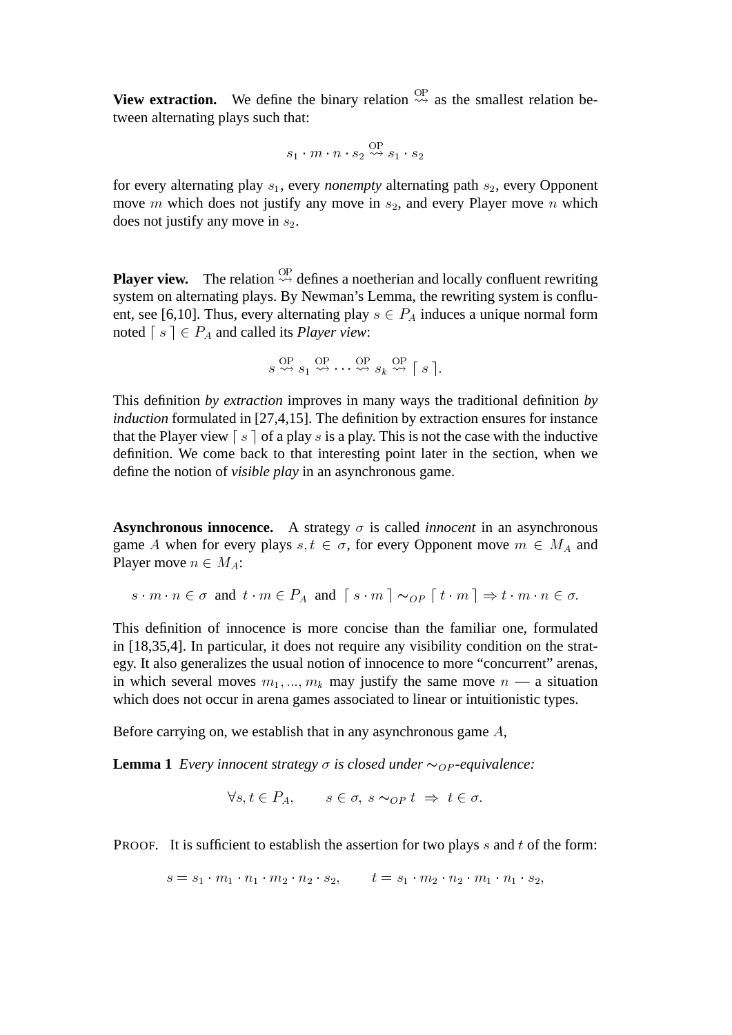**View extraction.** We define the binary relation $\overset{\text{OP}}{\rightsquigarrow}$ as the smallest relation between alternating plays such that:

$$s_1 \cdot m \cdot n \cdot s_2 \overset{\text{OP}}{\rightsquigarrow} s_1 \cdot s_2$$

for every alternating play $s_1$, every *nonempty* alternating path $s_2$, every Opponent move $m$ which does not justify any move in $s_2$, and every Player move $n$ which does not justify any move in $s_2$.

**Player view.** The relation $\overset{\text{OP}}{\rightsquigarrow}$ defines a noetherian and locally confluent rewriting system on alternating plays. By Newman's Lemma, the rewriting system is confluent, see [6,10]. Thus, every alternating play $s \in P_A$ induces a unique normal form noted $\ulcorner s \urcorner \in P_A$ and called its *Player view*:

$$s \overset{\text{OP}}{\rightsquigarrow} s_1 \overset{\text{OP}}{\rightsquigarrow} \cdots \overset{\text{OP}}{\rightsquigarrow} s_k \overset{\text{OP}}{\rightsquigarrow} \ulcorner s \urcorner.$$

This definition *by extraction* improves in many ways the traditional definition *by induction* formulated in [27,4,15]. The definition by extraction ensures for instance that the Player view $\ulcorner s \urcorner$ of a play $s$ is a play. This is not the case with the inductive definition. We come back to that interesting point later in the section, when we define the notion of *visible play* in an asynchronous game.

**Asynchronous innocence.** A strategy $\sigma$ is called *innocent* in an asynchronous game $A$ when for every plays $s, t \in \sigma$, for every Opponent move $m \in M_A$ and Player move $n \in M_A$:

$$s \cdot m \cdot n \in \sigma \text{ and } t \cdot m \in P_A \text{ and } \ulcorner s \cdot m \urcorner \sim_{OP} \ulcorner t \cdot m \urcorner \Rightarrow t \cdot m \cdot n \in \sigma.$$

This definition of innocence is more concise than the familiar one, formulated in [18,35,4]. In particular, it does not require any visibility condition on the strategy. It also generalizes the usual notion of innocence to more "concurrent" arenas, in which several moves $m_1, ..., m_k$ may justify the same move $n$ — a situation which does not occur in arena games associated to linear or intuitionistic types.

Before carrying on, we establish that in any asynchronous game $A$,

**Lemma 1** *Every innocent strategy $\sigma$ is closed under $\sim_{OP}$-equivalence:*

$$\forall s, t \in P_A, \qquad s \in \sigma, \ s \sim_{OP} t \ \Rightarrow \ t \in \sigma.$$

PROOF. It is sufficient to establish the assertion for two plays $s$ and $t$ of the form:

$$s = s_1 \cdot m_1 \cdot n_1 \cdot m_2 \cdot n_2 \cdot s_2, \qquad t = s_1 \cdot m_2 \cdot n_2 \cdot m_1 \cdot n_1 \cdot s_2,$$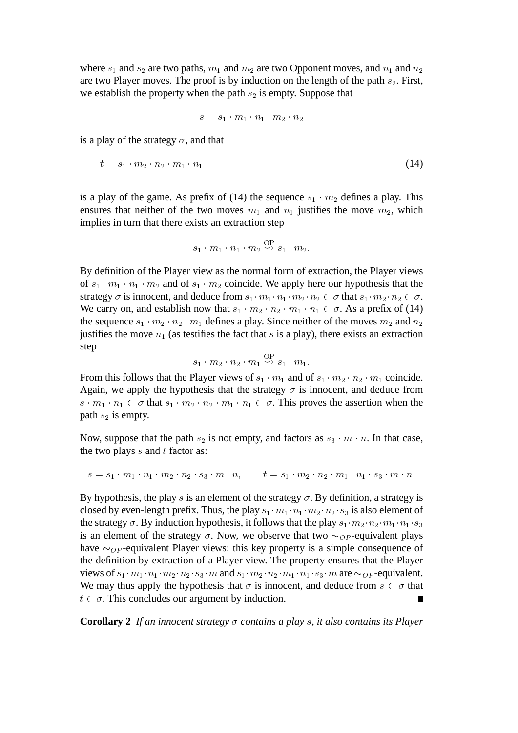where $s_1$ and $s_2$ are two paths, $m_1$ and $m_2$ are two Opponent moves, and $n_1$ and $n_2$ are two Player moves. The proof is by induction on the length of the path $s_2$. First, we establish the property when the path $s_2$ is empty. Suppose that

$$s = s_1 \cdot m_1 \cdot n_1 \cdot m_2 \cdot n_2$$

is a play of the strategy $\sigma$, and that

$$t = s_1 \cdot m_2 \cdot n_2 \cdot m_1 \cdot n_1 \tag{14}$$

is a play of the game. As prefix of (14) the sequence $s_1 \cdot m_2$ defines a play. This ensures that neither of the two moves $m_1$ and $n_1$ justifies the move $m_2$, which implies in turn that there exists an extraction step

$$s_1 \cdot m_1 \cdot n_1 \cdot m_2 \overset{\text{OP}}{\rightsquigarrow} s_1 \cdot m_2.$$

By definition of the Player view as the normal form of extraction, the Player views of $s_1 \cdot m_1 \cdot n_1 \cdot m_2$ and of $s_1 \cdot m_2$ coincide. We apply here our hypothesis that the strategy $\sigma$ is innocent, and deduce from $s_1 \cdot m_1 \cdot n_1 \cdot m_2 \cdot n_2 \in \sigma$ that $s_1 \cdot m_2 \cdot n_2 \in \sigma$. We carry on, and establish now that $s_1 \cdot m_2 \cdot n_2 \cdot m_1 \cdot n_1 \in \sigma$. As a prefix of (14) the sequence $s_1 \cdot m_2 \cdot n_2 \cdot m_1$ defines a play. Since neither of the moves $m_2$ and $n_2$ justifies the move $n_1$ (as testifies the fact that $s$ is a play), there exists an extraction step

$$s_1 \cdot m_2 \cdot n_2 \cdot m_1 \overset{\text{OP}}{\rightsquigarrow} s_1 \cdot m_1.$$

From this follows that the Player views of $s_1 \cdot m_1$ and of $s_1 \cdot m_2 \cdot n_2 \cdot m_1$ coincide. Again, we apply the hypothesis that the strategy $\sigma$ is innocent, and deduce from $s \cdot m_1 \cdot n_1 \in \sigma$ that $s_1 \cdot m_2 \cdot n_2 \cdot m_1 \cdot n_1 \in \sigma$. This proves the assertion when the path $s_2$ is empty.

Now, suppose that the path $s_2$ is not empty, and factors as $s_3 \cdot m \cdot n$. In that case, the two plays $s$ and $t$ factor as:

$$s = s_1 \cdot m_1 \cdot n_1 \cdot m_2 \cdot n_2 \cdot s_3 \cdot m \cdot n, \qquad t = s_1 \cdot m_2 \cdot n_2 \cdot m_1 \cdot n_1 \cdot s_3 \cdot m \cdot n.$$

By hypothesis, the play $s$ is an element of the strategy $\sigma$. By definition, a strategy is closed by even-length prefix. Thus, the play $s_1 \cdot m_1 \cdot n_1 \cdot m_2 \cdot n_2 \cdot s_3$ is also element of the strategy $\sigma$. By induction hypothesis, it follows that the play $s_1 \cdot m_2 \cdot n_2 \cdot m_1 \cdot n_1 \cdot s_3$ is an element of the strategy $\sigma$. Now, we observe that two $\sim_{OP}$-equivalent plays have $\sim_{OP}$-equivalent Player views: this key property is a simple consequence of the definition by extraction of a Player view. The property ensures that the Player views of $s_1 \cdot m_1 \cdot n_1 \cdot m_2 \cdot n_2 \cdot s_3 \cdot m$ and $s_1 \cdot m_2 \cdot n_2 \cdot m_1 \cdot n_1 \cdot s_3 \cdot m$ are $\sim_{OP}$-equivalent. We may thus apply the hypothesis that $\sigma$ is innocent, and deduce from $s \in \sigma$ that $t \in \sigma$. This concludes our argument by induction. ∎

**Corollary 2** *If an innocent strategy $\sigma$ contains a play $s$, it also contains its Player*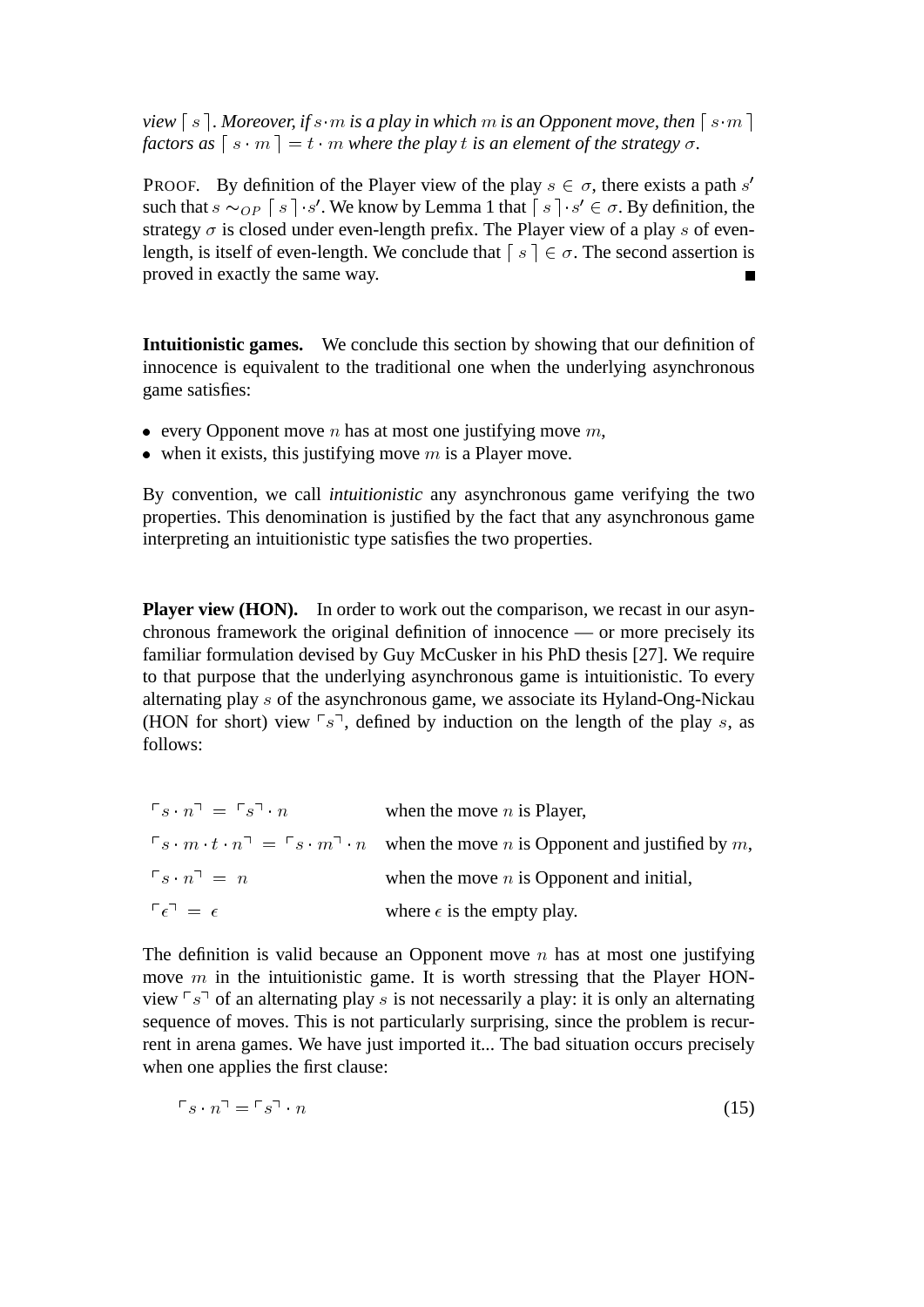*view $\lceil s \rceil$. Moreover, if $s \cdot m$ is a play in which $m$ is an Opponent move, then $\lceil s \cdot m \rceil$ factors as $\lceil s \cdot m \rceil = t \cdot m$ where the play $t$ is an element of the strategy $\sigma$.*

PROOF. By definition of the Player view of the play $s \in \sigma$, there exists a path $s'$ such that $s \sim_{OP} \lceil s \rceil \cdot s'$. We know by Lemma 1 that $\lceil s \rceil \cdot s' \in \sigma$. By definition, the strategy $\sigma$ is closed under even-length prefix. The Player view of a play $s$ of even-length, is itself of even-length. We conclude that $\lceil s \rceil \in \sigma$. The second assertion is proved in exactly the same way. ∎

**Intuitionistic games.** We conclude this section by showing that our definition of innocence is equivalent to the traditional one when the underlying asynchronous game satisfies:

- every Opponent move $n$ has at most one justifying move $m$,
- when it exists, this justifying move $m$ is a Player move.

By convention, we call *intuitionistic* any asynchronous game verifying the two properties. This denomination is justified by the fact that any asynchronous game interpreting an intuitionistic type satisfies the two properties.

**Player view (HON).** In order to work out the comparison, we recast in our asynchronous framework the original definition of innocence — or more precisely its familiar formulation devised by Guy McCusker in his PhD thesis [27]. We require to that purpose that the underlying asynchronous game is intuitionistic. To every alternating play $s$ of the asynchronous game, we associate its Hyland-Ong-Nickau (HON for short) view $\ulcorner s \urcorner$, defined by induction on the length of the play $s$, as follows:

| | |
|---|---|
| $\ulcorner s \cdot n \urcorner = \ulcorner s \urcorner \cdot n$ | when the move $n$ is Player, |
| $\ulcorner s \cdot m \cdot t \cdot n \urcorner = \ulcorner s \cdot m \urcorner \cdot n$ | when the move $n$ is Opponent and justified by $m$, |
| $\ulcorner s \cdot n \urcorner = n$ | when the move $n$ is Opponent and initial, |
| $\ulcorner \epsilon \urcorner = \epsilon$ | where $\epsilon$ is the empty play. |

The definition is valid because an Opponent move $n$ has at most one justifying move $m$ in the intuitionistic game. It is worth stressing that the Player HON-view $\ulcorner s \urcorner$ of an alternating play $s$ is not necessarily a play: it is only an alternating sequence of moves. This is not particularly surprising, since the problem is recurrent in arena games. We have just imported it... The bad situation occurs precisely when one applies the first clause:

$$\ulcorner s \cdot n \urcorner = \ulcorner s \urcorner \cdot n \tag{15}$$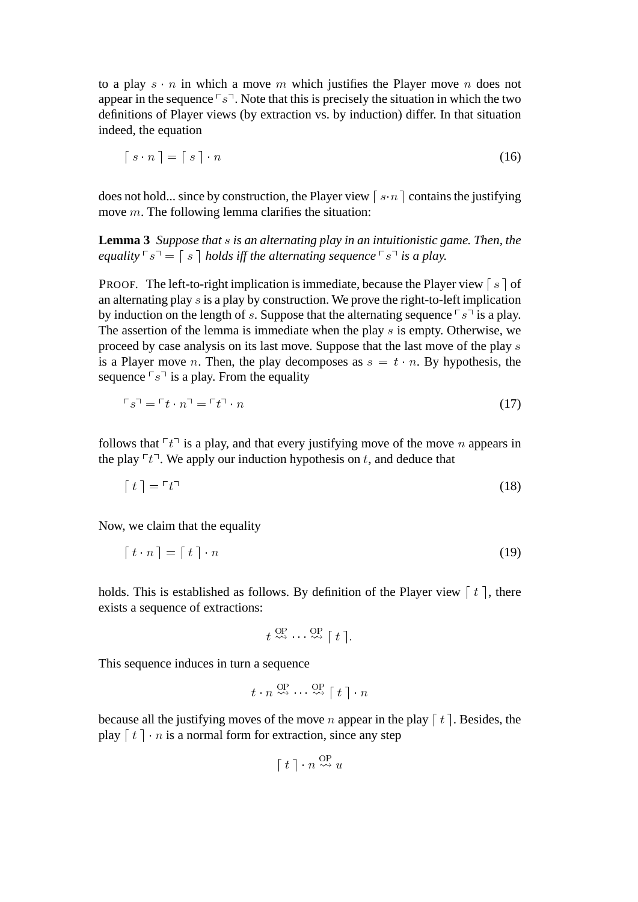to a play $s \cdot n$ in which a move $m$ which justifies the Player move $n$ does not appear in the sequence $\ulcorner s \urcorner$. Note that this is precisely the situation in which the two definitions of Player views (by extraction vs. by induction) differ. In that situation indeed, the equation

$$\lceil s \cdot n \rceil = \lceil s \rceil \cdot n \tag{16}$$

does not hold... since by construction, the Player view $\lceil s{\cdot}n \rceil$ contains the justifying move $m$. The following lemma clarifies the situation:

**Lemma 3** *Suppose that $s$ is an alternating play in an intuitionistic game. Then, the equality $\ulcorner s \urcorner = \lceil s \rceil$ holds iff the alternating sequence $\ulcorner s \urcorner$ is a play.*

PROOF. The left-to-right implication is immediate, because the Player view $\lceil s \rceil$ of an alternating play $s$ is a play by construction. We prove the right-to-left implication by induction on the length of $s$. Suppose that the alternating sequence $\ulcorner s \urcorner$ is a play. The assertion of the lemma is immediate when the play $s$ is empty. Otherwise, we proceed by case analysis on its last move. Suppose that the last move of the play $s$ is a Player move $n$. Then, the play decomposes as $s = t \cdot n$. By hypothesis, the sequence $\ulcorner s \urcorner$ is a play. From the equality

$$\ulcorner s \urcorner = \ulcorner t \cdot n \urcorner = \ulcorner t \urcorner \cdot n \tag{17}$$

follows that $\ulcorner t \urcorner$ is a play, and that every justifying move of the move $n$ appears in the play $\ulcorner t \urcorner$. We apply our induction hypothesis on $t$, and deduce that

$$\lceil t \rceil = \ulcorner t \urcorner \tag{18}$$

Now, we claim that the equality

$$\lceil t \cdot n \rceil = \lceil t \rceil \cdot n \tag{19}$$

holds. This is established as follows. By definition of the Player view $\lceil t \rceil$, there exists a sequence of extractions:

$$t \overset{\text{OP}}{\rightsquigarrow} \cdots \overset{\text{OP}}{\rightsquigarrow} \lceil t \rceil.$$

This sequence induces in turn a sequence

$$t \cdot n \overset{\text{OP}}{\rightsquigarrow} \cdots \overset{\text{OP}}{\rightsquigarrow} \lceil t \rceil \cdot n$$

because all the justifying moves of the move $n$ appear in the play $\lceil t \rceil$. Besides, the play $\lceil t \rceil \cdot n$ is a normal form for extraction, since any step

$$\lceil t \rceil \cdot n \overset{\text{OP}}{\rightsquigarrow} u$$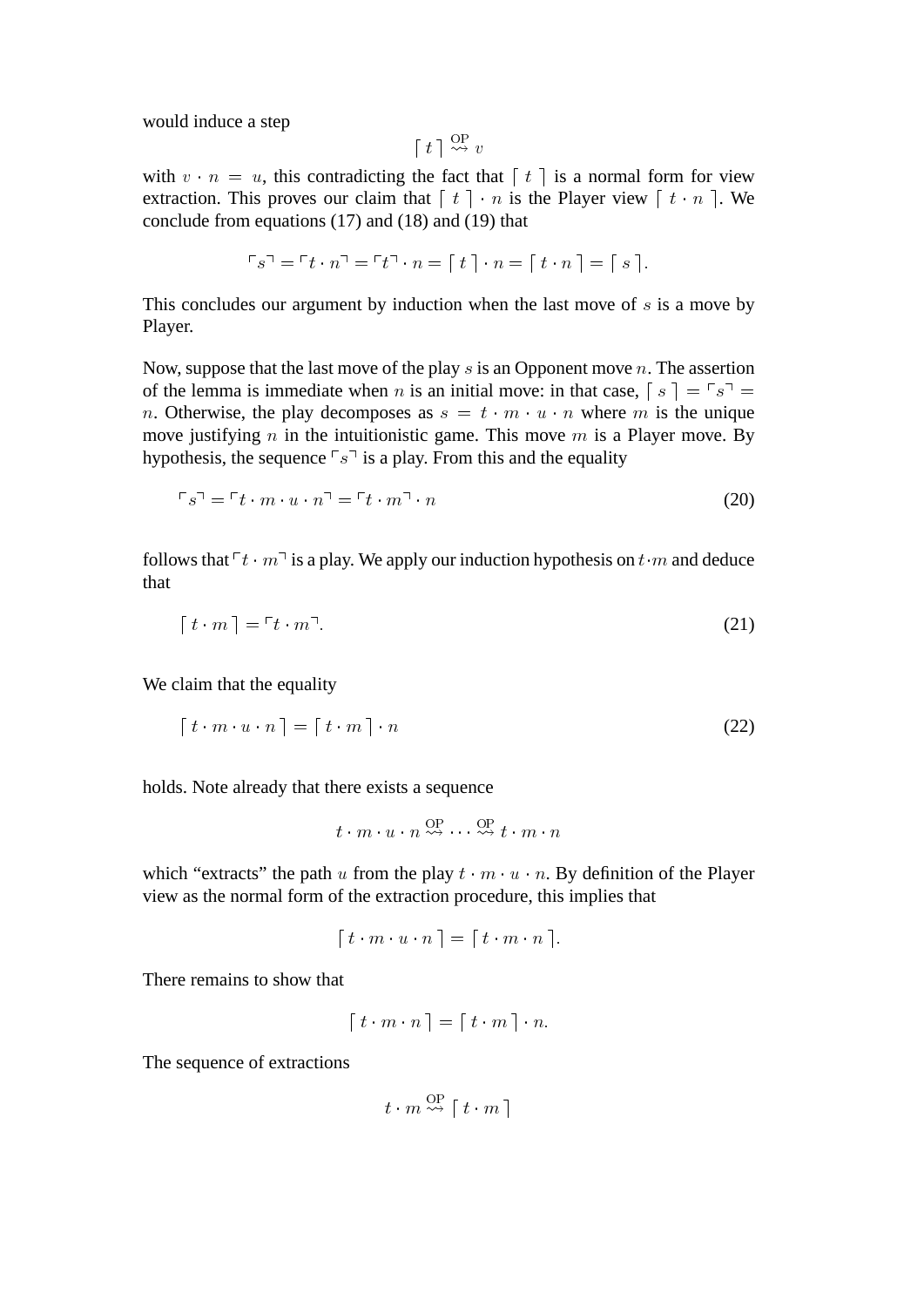would induce a step

$$\lceil t \rceil \overset{\mathrm{OP}}{\rightsquigarrow} v$$

with $v \cdot n = u$, this contradicting the fact that $\lceil t \rceil$ is a normal form for view extraction. This proves our claim that $\lceil t \rceil \cdot n$ is the Player view $\lceil t \cdot n \rceil$. We conclude from equations (17) and (18) and (19) that

$$\ulcorner s \urcorner = \ulcorner t \cdot n \urcorner = \ulcorner t \urcorner \cdot n = \lceil t \rceil \cdot n = \lceil t \cdot n \rceil = \lceil s \rceil.$$

This concludes our argument by induction when the last move of $s$ is a move by Player.

Now, suppose that the last move of the play $s$ is an Opponent move $n$. The assertion of the lemma is immediate when $n$ is an initial move: in that case, $\lceil s \rceil = \ulcorner s \urcorner = n$. Otherwise, the play decomposes as $s = t \cdot m \cdot u \cdot n$ where $m$ is the unique move justifying $n$ in the intuitionistic game. This move $m$ is a Player move. By hypothesis, the sequence $\ulcorner s \urcorner$ is a play. From this and the equality

$$\ulcorner s \urcorner = \ulcorner t \cdot m \cdot u \cdot n \urcorner = \ulcorner t \cdot m \urcorner \cdot n \tag{20}$$

follows that $\ulcorner t \cdot m \urcorner$ is a play. We apply our induction hypothesis on $t \cdot m$ and deduce that

$$\lceil t \cdot m \rceil = \ulcorner t \cdot m \urcorner. \tag{21}$$

We claim that the equality

$$\lceil t \cdot m \cdot u \cdot n \rceil = \lceil t \cdot m \rceil \cdot n \tag{22}$$

holds. Note already that there exists a sequence

$$t \cdot m \cdot u \cdot n \overset{\mathrm{OP}}{\rightsquigarrow} \cdots \overset{\mathrm{OP}}{\rightsquigarrow} t \cdot m \cdot n$$

which "extracts" the path $u$ from the play $t \cdot m \cdot u \cdot n$. By definition of the Player view as the normal form of the extraction procedure, this implies that

$$\lceil t \cdot m \cdot u \cdot n \rceil = \lceil t \cdot m \cdot n \rceil.$$

There remains to show that

$$\lceil t \cdot m \cdot n \rceil = \lceil t \cdot m \rceil \cdot n.$$

The sequence of extractions

$$t \cdot m \overset{\mathrm{OP}}{\rightsquigarrow} \lceil t \cdot m \rceil$$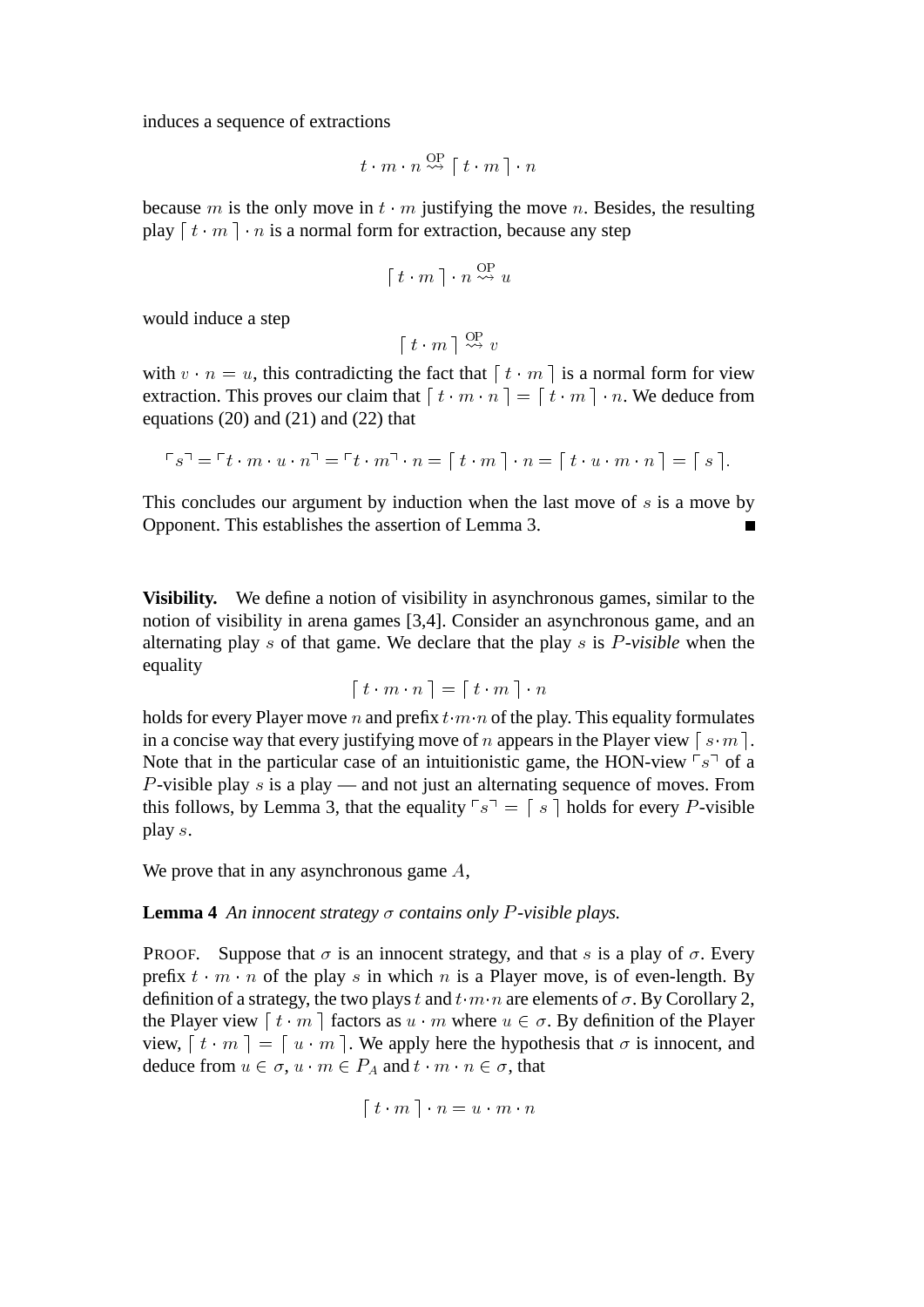induces a sequence of extractions

$$t \cdot m \cdot n \overset{\text{OP}}{\rightsquigarrow} \lceil t \cdot m \rceil \cdot n$$

because $m$ is the only move in $t \cdot m$ justifying the move $n$. Besides, the resulting play $\lceil t \cdot m \rceil \cdot n$ is a normal form for extraction, because any step

$$\lceil t \cdot m \rceil \cdot n \overset{\text{OP}}{\rightsquigarrow} u$$

would induce a step

$$\lceil t \cdot m \rceil \overset{\text{OP}}{\rightsquigarrow} v$$

with $v \cdot n = u$, this contradicting the fact that $\lceil t \cdot m \rceil$ is a normal form for view extraction. This proves our claim that $\lceil t \cdot m \cdot n \rceil = \lceil t \cdot m \rceil \cdot n$. We deduce from equations (20) and (21) and (22) that

$$\ulcorner s \urcorner = \ulcorner t \cdot m \cdot u \cdot n \urcorner = \ulcorner t \cdot m \urcorner \cdot n = \lceil t \cdot m \rceil \cdot n = \lceil t \cdot u \cdot m \cdot n \rceil = \lceil s \rceil.$$

This concludes our argument by induction when the last move of $s$ is a move by Opponent. This establishes the assertion of Lemma 3. ∎

**Visibility.** We define a notion of visibility in asynchronous games, similar to the notion of visibility in arena games [3,4]. Consider an asynchronous game, and an alternating play $s$ of that game. We declare that the play $s$ is *$P$-visible* when the equality

$$\lceil t \cdot m \cdot n \rceil = \lceil t \cdot m \rceil \cdot n$$

holds for every Player move $n$ and prefix $t \cdot m \cdot n$ of the play. This equality formulates in a concise way that every justifying move of $n$ appears in the Player view $\lceil s \cdot m \rceil$. Note that in the particular case of an intuitionistic game, the HON-view $\ulcorner s \urcorner$ of a $P$-visible play $s$ is a play — and not just an alternating sequence of moves. From this follows, by Lemma 3, that the equality $\ulcorner s \urcorner = \lceil s \rceil$ holds for every $P$-visible play $s$.

We prove that in any asynchronous game $A$,

**Lemma 4** *An innocent strategy $\sigma$ contains only $P$-visible plays.*

PROOF. Suppose that $\sigma$ is an innocent strategy, and that $s$ is a play of $\sigma$. Every prefix $t \cdot m \cdot n$ of the play $s$ in which $n$ is a Player move, is of even-length. By definition of a strategy, the two plays $t$ and $t \cdot m \cdot n$ are elements of $\sigma$. By Corollary 2, the Player view $\lceil t \cdot m \rceil$ factors as $u \cdot m$ where $u \in \sigma$. By definition of the Player view, $\lceil t \cdot m \rceil = \lceil u \cdot m \rceil$. We apply here the hypothesis that $\sigma$ is innocent, and deduce from $u \in \sigma$, $u \cdot m \in P_A$ and $t \cdot m \cdot n \in \sigma$, that

$$\lceil t \cdot m \rceil \cdot n = u \cdot m \cdot n$$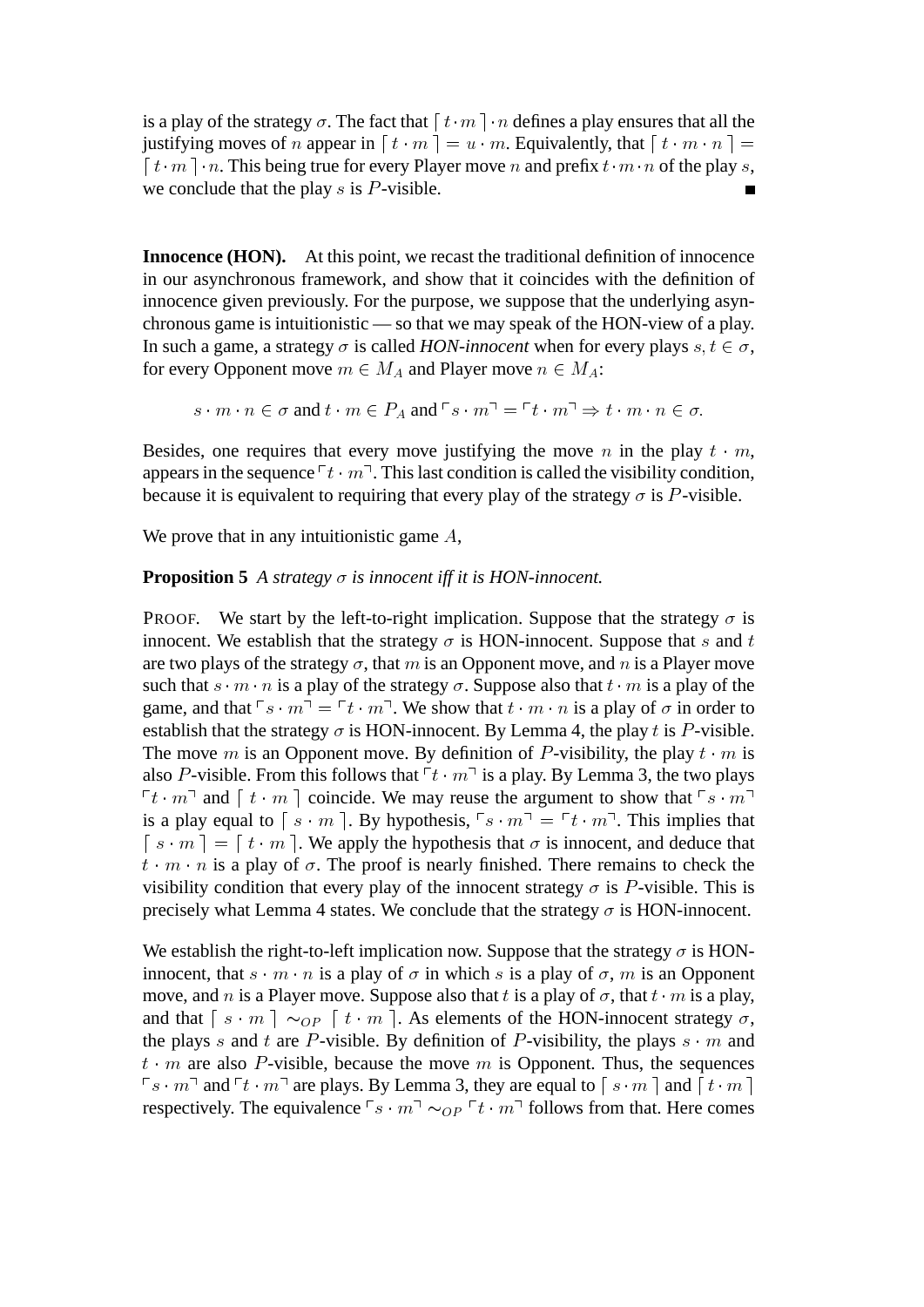is a play of the strategy $\sigma$. The fact that $\lceil t \cdot m \rceil \cdot n$ defines a play ensures that all the justifying moves of $n$ appear in $\lceil t \cdot m \rceil = u \cdot m$. Equivalently, that $\lceil t \cdot m \cdot n \rceil = \lceil t \cdot m \rceil \cdot n$. This being true for every Player move $n$ and prefix $t \cdot m \cdot n$ of the play $s$, we conclude that the play $s$ is $P$-visible. ∎

**Innocence (HON).** At this point, we recast the traditional definition of innocence in our asynchronous framework, and show that it coincides with the definition of innocence given previously. For the purpose, we suppose that the underlying asynchronous game is intuitionistic — so that we may speak of the HON-view of a play. In such a game, a strategy $\sigma$ is called *HON-innocent* when for every plays $s, t \in \sigma$, for every Opponent move $m \in M_A$ and Player move $n \in M_A$:

$$s \cdot m \cdot n \in \sigma \text{ and } t \cdot m \in P_A \text{ and } \ulcorner s \cdot m \urcorner = \ulcorner t \cdot m \urcorner \Rightarrow t \cdot m \cdot n \in \sigma.$$

Besides, one requires that every move justifying the move $n$ in the play $t \cdot m$, appears in the sequence $\ulcorner t \cdot m \urcorner$. This last condition is called the visibility condition, because it is equivalent to requiring that every play of the strategy $\sigma$ is $P$-visible.

We prove that in any intuitionistic game $A$,

**Proposition 5** *A strategy $\sigma$ is innocent iff it is HON-innocent.*

PROOF. We start by the left-to-right implication. Suppose that the strategy $\sigma$ is innocent. We establish that the strategy $\sigma$ is HON-innocent. Suppose that $s$ and $t$ are two plays of the strategy $\sigma$, that $m$ is an Opponent move, and $n$ is a Player move such that $s \cdot m \cdot n$ is a play of the strategy $\sigma$. Suppose also that $t \cdot m$ is a play of the game, and that $\ulcorner s \cdot m \urcorner = \ulcorner t \cdot m \urcorner$. We show that $t \cdot m \cdot n$ is a play of $\sigma$ in order to establish that the strategy $\sigma$ is HON-innocent. By Lemma 4, the play $t$ is $P$-visible. The move $m$ is an Opponent move. By definition of $P$-visibility, the play $t \cdot m$ is also $P$-visible. From this follows that $\ulcorner t \cdot m \urcorner$ is a play. By Lemma 3, the two plays $\ulcorner t \cdot m \urcorner$ and $\lceil t \cdot m \rceil$ coincide. We may reuse the argument to show that $\ulcorner s \cdot m \urcorner$ is a play equal to $\lceil s \cdot m \rceil$. By hypothesis, $\ulcorner s \cdot m \urcorner = \ulcorner t \cdot m \urcorner$. This implies that $\lceil s \cdot m \rceil = \lceil t \cdot m \rceil$. We apply the hypothesis that $\sigma$ is innocent, and deduce that $t \cdot m \cdot n$ is a play of $\sigma$. The proof is nearly finished. There remains to check the visibility condition that every play of the innocent strategy $\sigma$ is $P$-visible. This is precisely what Lemma 4 states. We conclude that the strategy $\sigma$ is HON-innocent.

We establish the right-to-left implication now. Suppose that the strategy $\sigma$ is HON-innocent, that $s \cdot m \cdot n$ is a play of $\sigma$ in which $s$ is a play of $\sigma$, $m$ is an Opponent move, and $n$ is a Player move. Suppose also that $t$ is a play of $\sigma$, that $t \cdot m$ is a play, and that $\lceil s \cdot m \rceil \sim_{OP} \lceil t \cdot m \rceil$. As elements of the HON-innocent strategy $\sigma$, the plays $s$ and $t$ are $P$-visible. By definition of $P$-visibility, the plays $s \cdot m$ and $t \cdot m$ are also $P$-visible, because the move $m$ is Opponent. Thus, the sequences $\ulcorner s \cdot m \urcorner$ and $\ulcorner t \cdot m \urcorner$ are plays. By Lemma 3, they are equal to $\lceil s \cdot m \rceil$ and $\lceil t \cdot m \rceil$ respectively. The equivalence $\ulcorner s \cdot m \urcorner \sim_{OP} \ulcorner t \cdot m \urcorner$ follows from that. Here comes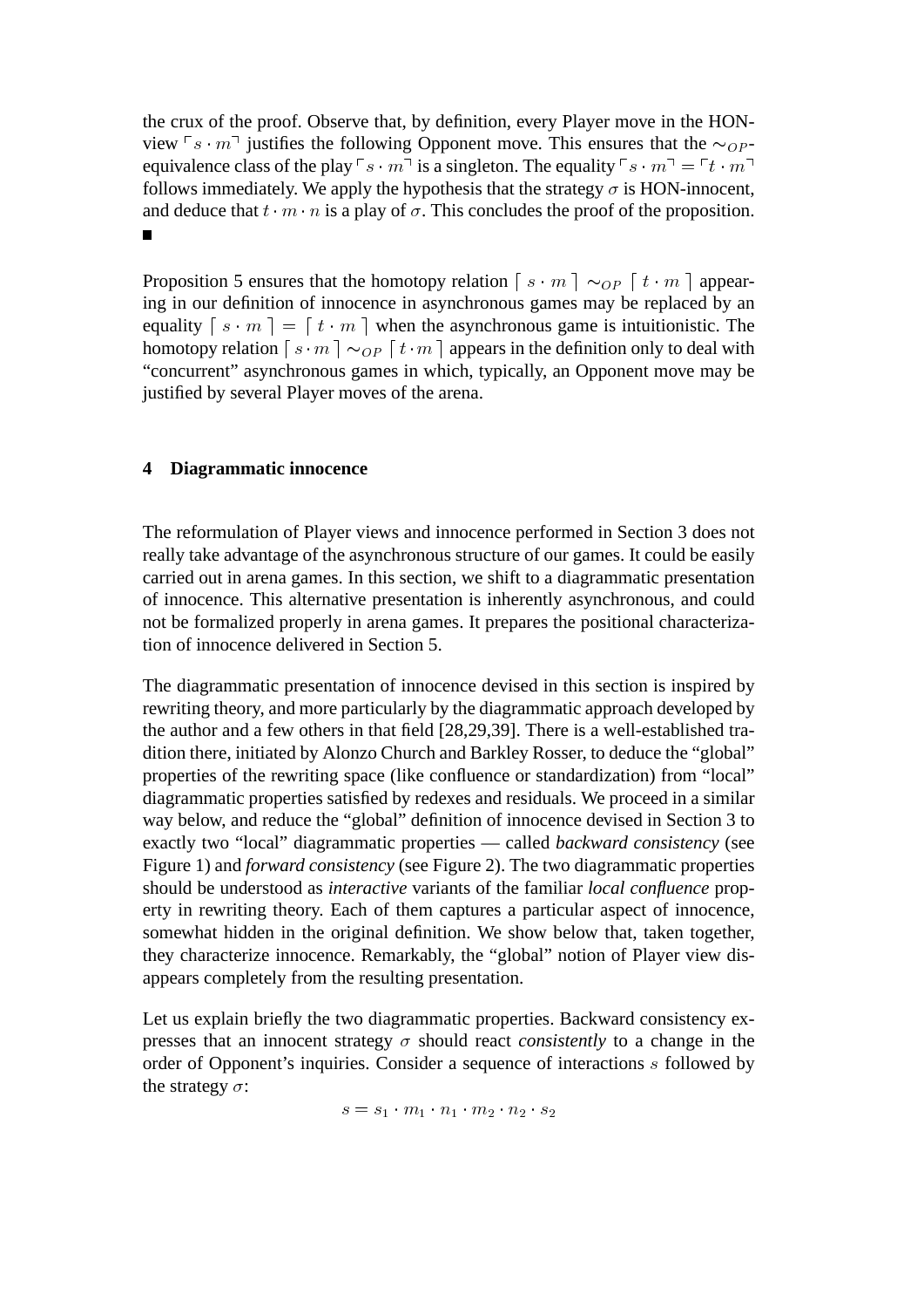the crux of the proof. Observe that, by definition, every Player move in the HON-view $\ulcorner s \cdot m \urcorner$ justifies the following Opponent move. This ensures that the $\sim_{OP}$-equivalence class of the play $\ulcorner s \cdot m \urcorner$ is a singleton. The equality $\ulcorner s \cdot m \urcorner = \ulcorner t \cdot m \urcorner$ follows immediately. We apply the hypothesis that the strategy $\sigma$ is HON-innocent, and deduce that $t \cdot m \cdot n$ is a play of $\sigma$. This concludes the proof of the proposition. ∎

Proposition 5 ensures that the homotopy relation $\lceil s \cdot m \rceil \sim_{OP} \lceil t \cdot m \rceil$ appearing in our definition of innocence in asynchronous games may be replaced by an equality $\lceil s \cdot m \rceil = \lceil t \cdot m \rceil$ when the asynchronous game is intuitionistic. The homotopy relation $\lceil s \cdot m \rceil \sim_{OP} \lceil t \cdot m \rceil$ appears in the definition only to deal with "concurrent" asynchronous games in which, typically, an Opponent move may be justified by several Player moves of the arena.

## 4 Diagrammatic innocence

The reformulation of Player views and innocence performed in Section 3 does not really take advantage of the asynchronous structure of our games. It could be easily carried out in arena games. In this section, we shift to a diagrammatic presentation of innocence. This alternative presentation is inherently asynchronous, and could not be formalized properly in arena games. It prepares the positional characterization of innocence delivered in Section 5.

The diagrammatic presentation of innocence devised in this section is inspired by rewriting theory, and more particularly by the diagrammatic approach developed by the author and a few others in that field [28,29,39]. There is a well-established tradition there, initiated by Alonzo Church and Barkley Rosser, to deduce the "global" properties of the rewriting space (like confluence or standardization) from "local" diagrammatic properties satisfied by redexes and residuals. We proceed in a similar way below, and reduce the "global" definition of innocence devised in Section 3 to exactly two "local" diagrammatic properties — called *backward consistency* (see Figure 1) and *forward consistency* (see Figure 2). The two diagrammatic properties should be understood as *interactive* variants of the familiar *local confluence* property in rewriting theory. Each of them captures a particular aspect of innocence, somewhat hidden in the original definition. We show below that, taken together, they characterize innocence. Remarkably, the "global" notion of Player view disappears completely from the resulting presentation.

Let us explain briefly the two diagrammatic properties. Backward consistency expresses that an innocent strategy $\sigma$ should react *consistently* to a change in the order of Opponent's inquiries. Consider a sequence of interactions $s$ followed by the strategy $\sigma$:

$$s = s_1 \cdot m_1 \cdot n_1 \cdot m_2 \cdot n_2 \cdot s_2$$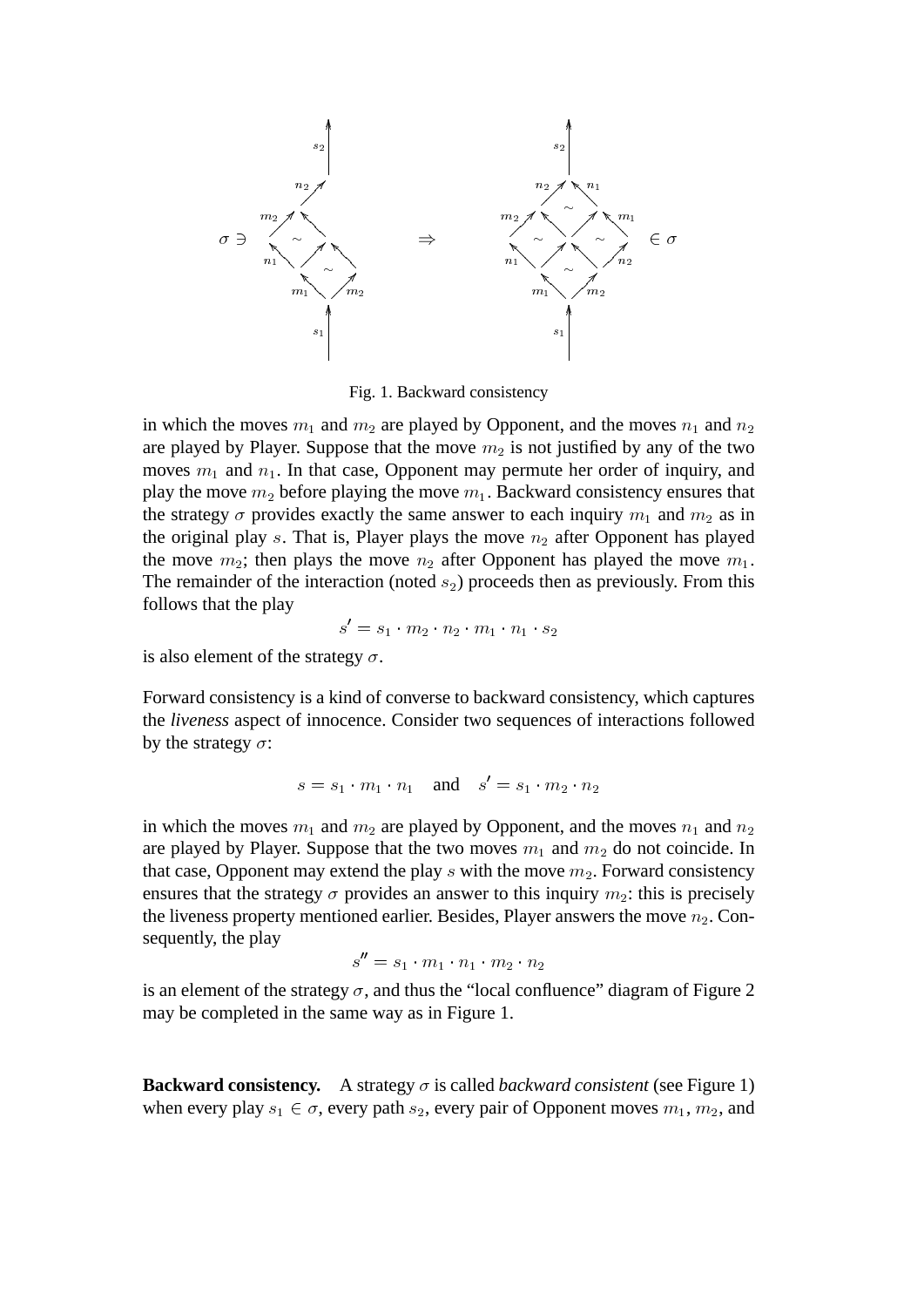Fig. 1. Backward consistency

in which the moves $m_1$ and $m_2$ are played by Opponent, and the moves $n_1$ and $n_2$ are played by Player. Suppose that the move $m_2$ is not justified by any of the two moves $m_1$ and $n_1$. In that case, Opponent may permute her order of inquiry, and play the move $m_2$ before playing the move $m_1$. Backward consistency ensures that the strategy $\sigma$ provides exactly the same answer to each inquiry $m_1$ and $m_2$ as in the original play $s$. That is, Player plays the move $n_2$ after Opponent has played the move $m_2$; then plays the move $n_2$ after Opponent has played the move $m_1$. The remainder of the interaction (noted $s_2$) proceeds then as previously. From this follows that the play

$$s' = s_1 \cdot m_2 \cdot n_2 \cdot m_1 \cdot n_1 \cdot s_2$$

is also element of the strategy $\sigma$.

Forward consistency is a kind of converse to backward consistency, which captures the *liveness* aspect of innocence. Consider two sequences of interactions followed by the strategy $\sigma$:

$$s = s_1 \cdot m_1 \cdot n_1 \quad \text{and} \quad s' = s_1 \cdot m_2 \cdot n_2$$

in which the moves $m_1$ and $m_2$ are played by Opponent, and the moves $n_1$ and $n_2$ are played by Player. Suppose that the two moves $m_1$ and $m_2$ do not coincide. In that case, Opponent may extend the play $s$ with the move $m_2$. Forward consistency ensures that the strategy $\sigma$ provides an answer to this inquiry $m_2$: this is precisely the liveness property mentioned earlier. Besides, Player answers the move $n_2$. Consequently, the play

$$s'' = s_1 \cdot m_1 \cdot n_1 \cdot m_2 \cdot n_2$$

is an element of the strategy $\sigma$, and thus the "local confluence" diagram of Figure 2 may be completed in the same way as in Figure 1.

**Backward consistency.** A strategy $\sigma$ is called *backward consistent* (see Figure 1) when every play $s_1 \in \sigma$, every path $s_2$, every pair of Opponent moves $m_1$, $m_2$, and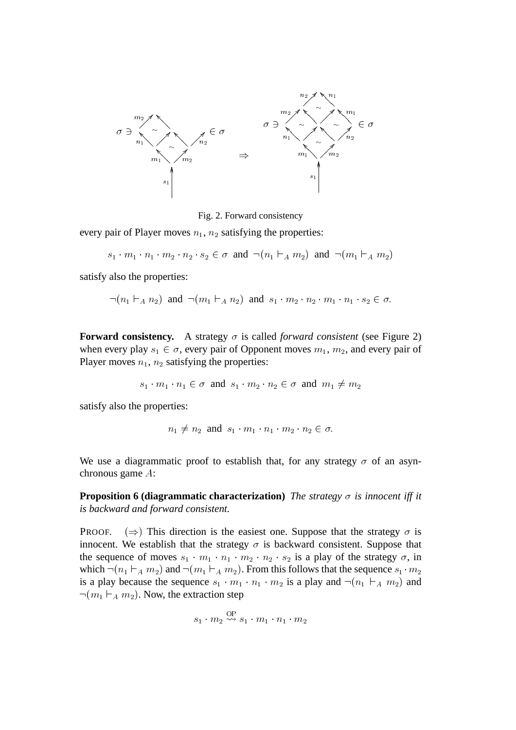Fig. 2. Forward consistency

every pair of Player moves $n_1$, $n_2$ satisfying the properties:

$$s_1 \cdot m_1 \cdot n_1 \cdot m_2 \cdot n_2 \cdot s_2 \in \sigma \text{ and } \neg(n_1 \vdash_A m_2) \text{ and } \neg(m_1 \vdash_A m_2)$$

satisfy also the properties:

$$\neg(n_1 \vdash_A n_2) \text{ and } \neg(m_1 \vdash_A n_2) \text{ and } s_1 \cdot m_2 \cdot n_2 \cdot m_1 \cdot n_1 \cdot s_2 \in \sigma.$$

**Forward consistency.** A strategy $\sigma$ is called *forward consistent* (see Figure 2) when every play $s_1 \in \sigma$, every pair of Opponent moves $m_1$, $m_2$, and every pair of Player moves $n_1$, $n_2$ satisfying the properties:

$$s_1 \cdot m_1 \cdot n_1 \in \sigma \text{ and } s_1 \cdot m_2 \cdot n_2 \in \sigma \text{ and } m_1 \neq m_2$$

satisfy also the properties:

$$n_1 \neq n_2 \text{ and } s_1 \cdot m_1 \cdot n_1 \cdot m_2 \cdot n_2 \in \sigma.$$

We use a diagrammatic proof to establish that, for any strategy $\sigma$ of an asynchronous game $A$:

**Proposition 6 (diagrammatic characterization)** *The strategy $\sigma$ is innocent iff it is backward and forward consistent.*

PROOF. ($\Rightarrow$) This direction is the easiest one. Suppose that the strategy $\sigma$ is innocent. We establish that the strategy $\sigma$ is backward consistent. Suppose that the sequence of moves $s_1 \cdot m_1 \cdot n_1 \cdot m_2 \cdot n_2 \cdot s_2$ is a play of the strategy $\sigma$, in which $\neg(n_1 \vdash_A m_2)$ and $\neg(m_1 \vdash_A m_2)$. From this follows that the sequence $s_1 \cdot m_2$ is a play because the sequence $s_1 \cdot m_1 \cdot n_1 \cdot m_2$ is a play and $\neg(n_1 \vdash_A m_2)$ and $\neg(m_1 \vdash_A m_2)$. Now, the extraction step

$$s_1 \cdot m_2 \overset{\mathrm{OP}}{\rightsquigarrow} s_1 \cdot m_1 \cdot n_1 \cdot m_2$$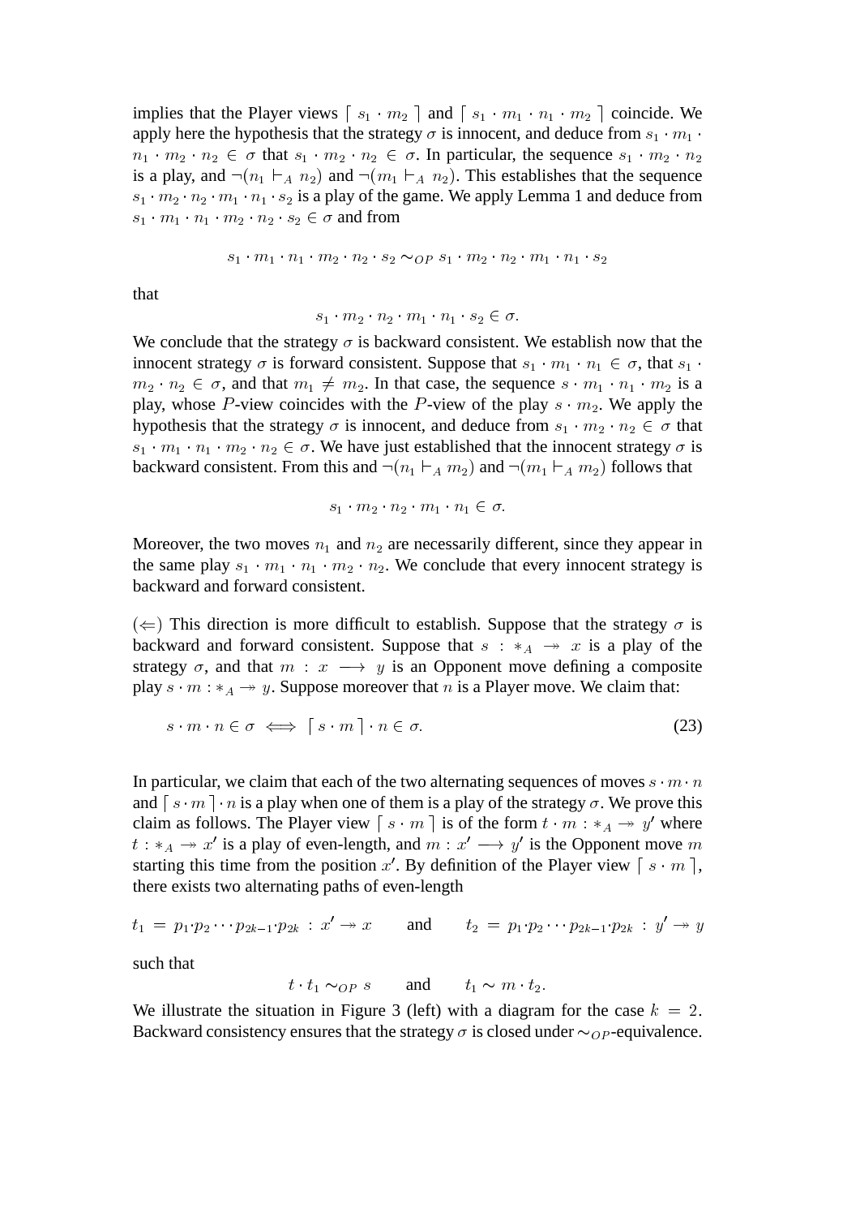implies that the Player views $\ulcorner s_1 \cdot m_2 \urcorner$ and $\ulcorner s_1 \cdot m_1 \cdot n_1 \cdot m_2 \urcorner$ coincide. We apply here the hypothesis that the strategy $\sigma$ is innocent, and deduce from $s_1 \cdot m_1 \cdot n_1 \cdot m_2 \cdot n_2 \in \sigma$ that $s_1 \cdot m_2 \cdot n_2 \in \sigma$. In particular, the sequence $s_1 \cdot m_2 \cdot n_2$ is a play, and $\neg(n_1 \vdash_A n_2)$ and $\neg(m_1 \vdash_A n_2)$. This establishes that the sequence $s_1 \cdot m_2 \cdot n_2 \cdot m_1 \cdot n_1 \cdot s_2$ is a play of the game. We apply Lemma 1 and deduce from $s_1 \cdot m_1 \cdot n_1 \cdot m_2 \cdot n_2 \cdot s_2 \in \sigma$ and from

$$s_1 \cdot m_1 \cdot n_1 \cdot m_2 \cdot n_2 \cdot s_2 \sim_{OP} s_1 \cdot m_2 \cdot n_2 \cdot m_1 \cdot n_1 \cdot s_2$$

that

$$s_1 \cdot m_2 \cdot n_2 \cdot m_1 \cdot n_1 \cdot s_2 \in \sigma.$$

We conclude that the strategy $\sigma$ is backward consistent. We establish now that the innocent strategy $\sigma$ is forward consistent. Suppose that $s_1 \cdot m_1 \cdot n_1 \in \sigma$, that $s_1 \cdot m_2 \cdot n_2 \in \sigma$, and that $m_1 \neq m_2$. In that case, the sequence $s \cdot m_1 \cdot n_1 \cdot m_2$ is a play, whose $P$-view coincides with the $P$-view of the play $s \cdot m_2$. We apply the hypothesis that the strategy $\sigma$ is innocent, and deduce from $s_1 \cdot m_2 \cdot n_2 \in \sigma$ that $s_1 \cdot m_1 \cdot n_1 \cdot m_2 \cdot n_2 \in \sigma$. We have just established that the innocent strategy $\sigma$ is backward consistent. From this and $\neg(n_1 \vdash_A m_2)$ and $\neg(m_1 \vdash_A m_2)$ follows that

$$s_1 \cdot m_2 \cdot n_2 \cdot m_1 \cdot n_1 \in \sigma.$$

Moreover, the two moves $n_1$ and $n_2$ are necessarily different, since they appear in the same play $s_1 \cdot m_1 \cdot n_1 \cdot m_2 \cdot n_2$. We conclude that every innocent strategy is backward and forward consistent.

($\Leftarrow$) This direction is more difficult to establish. Suppose that the strategy $\sigma$ is backward and forward consistent. Suppose that $s : *_A \twoheadrightarrow x$ is a play of the strategy $\sigma$, and that $m : x \longrightarrow y$ is an Opponent move defining a composite play $s \cdot m : *_A \twoheadrightarrow y$. Suppose moreover that $n$ is a Player move. We claim that:

$$s \cdot m \cdot n \in \sigma \iff \ulcorner s \cdot m \urcorner \cdot n \in \sigma. \tag{23}$$

In particular, we claim that each of the two alternating sequences of moves $s \cdot m \cdot n$ and $\ulcorner s \cdot m \urcorner \cdot n$ is a play when one of them is a play of the strategy $\sigma$. We prove this claim as follows. The Player view $\ulcorner s \cdot m \urcorner$ is of the form $t \cdot m : *_A \twoheadrightarrow y'$ where $t : *_A \twoheadrightarrow x'$ is a play of even-length, and $m : x' \longrightarrow y'$ is the Opponent move $m$ starting this time from the position $x'$. By definition of the Player view $\ulcorner s \cdot m \urcorner$, there exists two alternating paths of even-length

$$t_1 = p_1 \cdot p_2 \cdots p_{2k-1} \cdot p_{2k} : x' \twoheadrightarrow x \qquad \text{and} \qquad t_2 = p_1 \cdot p_2 \cdots p_{2k-1} \cdot p_{2k} : y' \twoheadrightarrow y$$

such that

$$t \cdot t_1 \sim_{OP} s \qquad \text{and} \qquad t_1 \sim m \cdot t_2.$$

We illustrate the situation in Figure 3 (left) with a diagram for the case $k = 2$. Backward consistency ensures that the strategy $\sigma$ is closed under $\sim_{OP}$-equivalence.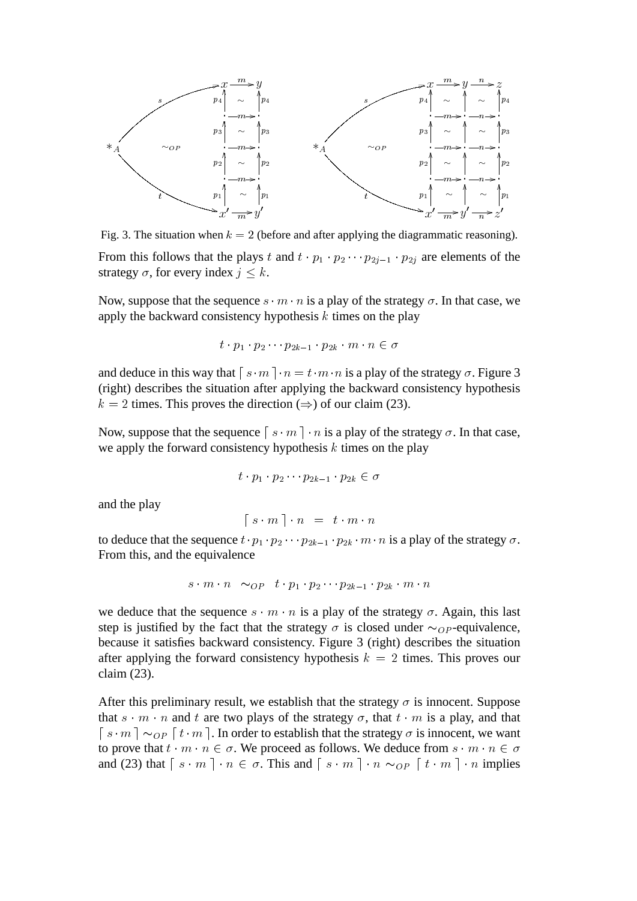Fig. 3. The situation when $k = 2$ (before and after applying the diagrammatic reasoning).

From this follows that the plays $t$ and $t \cdot p_1 \cdot p_2 \cdots p_{2j-1} \cdot p_{2j}$ are elements of the strategy $\sigma$, for every index $j \leq k$.

Now, suppose that the sequence $s \cdot m \cdot n$ is a play of the strategy $\sigma$. In that case, we apply the backward consistency hypothesis $k$ times on the play

$$t \cdot p_1 \cdot p_2 \cdots p_{2k-1} \cdot p_{2k} \cdot m \cdot n \in \sigma$$

and deduce in this way that $\lceil s \cdot m \rceil \cdot n = t \cdot m \cdot n$ is a play of the strategy $\sigma$. Figure 3 (right) describes the situation after applying the backward consistency hypothesis $k = 2$ times. This proves the direction ($\Rightarrow$) of our claim (23).

Now, suppose that the sequence $\lceil s \cdot m \rceil \cdot n$ is a play of the strategy $\sigma$. In that case, we apply the forward consistency hypothesis $k$ times on the play

$$t \cdot p_1 \cdot p_2 \cdots p_{2k-1} \cdot p_{2k} \in \sigma$$

and the play

$$\lceil s \cdot m \rceil \cdot n \;\; = \;\; t \cdot m \cdot n$$

to deduce that the sequence $t \cdot p_1 \cdot p_2 \cdots p_{2k-1} \cdot p_{2k} \cdot m \cdot n$ is a play of the strategy $\sigma$. From this, and the equivalence

$$s \cdot m \cdot n \;\; \sim_{OP} \;\; t \cdot p_1 \cdot p_2 \cdots p_{2k-1} \cdot p_{2k} \cdot m \cdot n$$

we deduce that the sequence $s \cdot m \cdot n$ is a play of the strategy $\sigma$. Again, this last step is justified by the fact that the strategy $\sigma$ is closed under $\sim_{OP}$-equivalence, because it satisfies backward consistency. Figure 3 (right) describes the situation after applying the forward consistency hypothesis $k = 2$ times. This proves our claim (23).

After this preliminary result, we establish that the strategy $\sigma$ is innocent. Suppose that $s \cdot m \cdot n$ and $t$ are two plays of the strategy $\sigma$, that $t \cdot m$ is a play, and that $\lceil s \cdot m \rceil \sim_{OP} \lceil t \cdot m \rceil$. In order to establish that the strategy $\sigma$ is innocent, we want to prove that $t \cdot m \cdot n \in \sigma$. We proceed as follows. We deduce from $s \cdot m \cdot n \in \sigma$ and (23) that $\lceil s \cdot m \rceil \cdot n \in \sigma$. This and $\lceil s \cdot m \rceil \cdot n \sim_{OP} \lceil t \cdot m \rceil \cdot n$ implies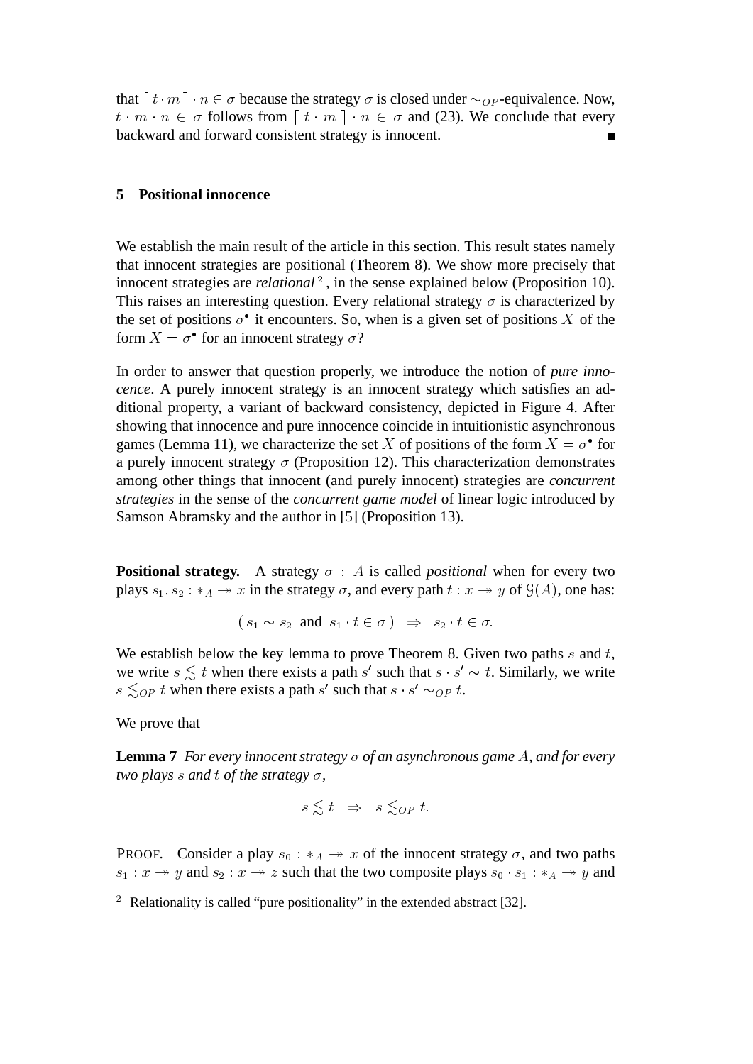that $\lceil t \cdot m \rceil \cdot n \in \sigma$ because the strategy $\sigma$ is closed under $\sim_{OP}$-equivalence. Now, $t \cdot m \cdot n \in \sigma$ follows from $\lceil t \cdot m \rceil \cdot n \in \sigma$ and (23). We conclude that every backward and forward consistent strategy is innocent. ■

## 5 Positional innocence

We establish the main result of the article in this section. This result states namely that innocent strategies are positional (Theorem 8). We show more precisely that innocent strategies are *relational* [2], in the sense explained below (Proposition 10). This raises an interesting question. Every relational strategy $\sigma$ is characterized by the set of positions $\sigma^\bullet$ it encounters. So, when is a given set of positions $X$ of the form $X = \sigma^\bullet$ for an innocent strategy $\sigma$?

In order to answer that question properly, we introduce the notion of *pure innocence*. A purely innocent strategy is an innocent strategy which satisfies an additional property, a variant of backward consistency, depicted in Figure 4. After showing that innocence and pure innocence coincide in intuitionistic asynchronous games (Lemma 11), we characterize the set $X$ of positions of the form $X = \sigma^\bullet$ for a purely innocent strategy $\sigma$ (Proposition 12). This characterization demonstrates among other things that innocent (and purely innocent) strategies are *concurrent strategies* in the sense of the *concurrent game model* of linear logic introduced by Samson Abramsky and the author in [5] (Proposition 13).

**Positional strategy.** A strategy $\sigma : A$ is called *positional* when for every two plays $s_1, s_2 : *_A \twoheadrightarrow x$ in the strategy $\sigma$, and every path $t : x \twoheadrightarrow y$ of $\mathcal{G}(A)$, one has:

$$( s_1 \sim s_2 \text{ and } s_1 \cdot t \in \sigma ) \Rightarrow s_2 \cdot t \in \sigma.$$

We establish below the key lemma to prove Theorem 8. Given two paths $s$ and $t$, we write $s \lesssim t$ when there exists a path $s'$ such that $s \cdot s' \sim t$. Similarly, we write $s \lesssim_{OP} t$ when there exists a path $s'$ such that $s \cdot s' \sim_{OP} t$.

We prove that

**Lemma 7** *For every innocent strategy $\sigma$ of an asynchronous game $A$, and for every two plays $s$ and $t$ of the strategy $\sigma$,*

$$s \lesssim t \quad \Rightarrow \quad s \lesssim_{OP} t.$$

PROOF. Consider a play $s_0 : *_A \twoheadrightarrow x$ of the innocent strategy $\sigma$, and two paths $s_1 : x \twoheadrightarrow y$ and $s_2 : x \twoheadrightarrow z$ such that the two composite plays $s_0 \cdot s_1 : *_A \twoheadrightarrow y$ and

[2] Relationality is called "pure positionality" in the extended abstract [32].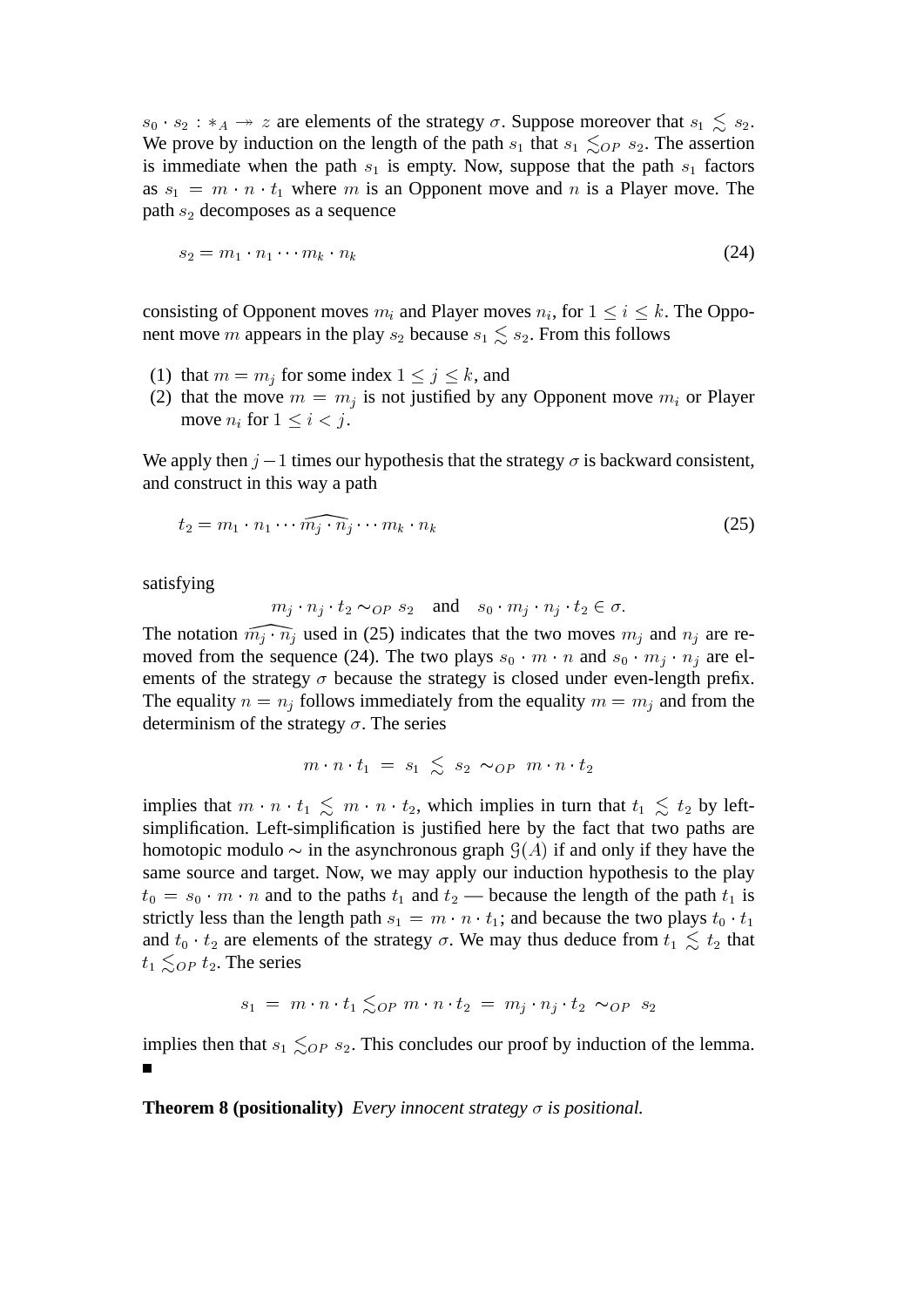$s_0 \cdot s_2 : *_A \twoheadrightarrow z$ are elements of the strategy $\sigma$. Suppose moreover that $s_1 \lesssim s_2$. We prove by induction on the length of the path $s_1$ that $s_1 \lesssim_{OP} s_2$. The assertion is immediate when the path $s_1$ is empty. Now, suppose that the path $s_1$ factors as $s_1 = m \cdot n \cdot t_1$ where $m$ is an Opponent move and $n$ is a Player move. The path $s_2$ decomposes as a sequence

$$s_2 = m_1 \cdot n_1 \cdots m_k \cdot n_k \tag{24}$$

consisting of Opponent moves $m_i$ and Player moves $n_i$, for $1 \leq i \leq k$. The Opponent move $m$ appears in the play $s_2$ because $s_1 \lesssim s_2$. From this follows

(1) that $m = m_j$ for some index $1 \leq j \leq k$, and
(2) that the move $m = m_j$ is not justified by any Opponent move $m_i$ or Player move $n_i$ for $1 \leq i < j$.

We apply then $j-1$ times our hypothesis that the strategy $\sigma$ is backward consistent, and construct in this way a path

$$t_2 = m_1 \cdot n_1 \cdots \widehat{m_j \cdot n_j} \cdots m_k \cdot n_k \tag{25}$$

satisfying

$$m_j \cdot n_j \cdot t_2 \sim_{OP} s_2 \quad \text{and} \quad s_0 \cdot m_j \cdot n_j \cdot t_2 \in \sigma.$$

The notation $\widehat{m_j \cdot n_j}$ used in (25) indicates that the two moves $m_j$ and $n_j$ are removed from the sequence (24). The two plays $s_0 \cdot m \cdot n$ and $s_0 \cdot m_j \cdot n_j$ are elements of the strategy $\sigma$ because the strategy is closed under even-length prefix. The equality $n = n_j$ follows immediately from the equality $m = m_j$ and from the determinism of the strategy $\sigma$. The series

$$m \cdot n \cdot t_1 \;=\; s_1 \;\lesssim\; s_2 \;\sim_{OP}\; m \cdot n \cdot t_2$$

implies that $m \cdot n \cdot t_1 \lesssim m \cdot n \cdot t_2$, which implies in turn that $t_1 \lesssim t_2$ by left-simplification. Left-simplification is justified here by the fact that two paths are homotopic modulo $\sim$ in the asynchronous graph $\mathcal{G}(A)$ if and only if they have the same source and target. Now, we may apply our induction hypothesis to the play $t_0 = s_0 \cdot m \cdot n$ and to the paths $t_1$ and $t_2$ — because the length of the path $t_1$ is strictly less than the length path $s_1 = m \cdot n \cdot t_1$; and because the two plays $t_0 \cdot t_1$ and $t_0 \cdot t_2$ are elements of the strategy $\sigma$. We may thus deduce from $t_1 \lesssim t_2$ that $t_1 \lesssim_{OP} t_2$. The series

$$s_1 \;=\; m \cdot n \cdot t_1 \lesssim_{OP} m \cdot n \cdot t_2 \;=\; m_j \cdot n_j \cdot t_2 \;\sim_{OP}\; s_2$$

implies then that $s_1 \lesssim_{OP} s_2$. This concludes our proof by induction of the lemma. ∎

**Theorem 8 (positionality)** *Every innocent strategy $\sigma$ is positional.*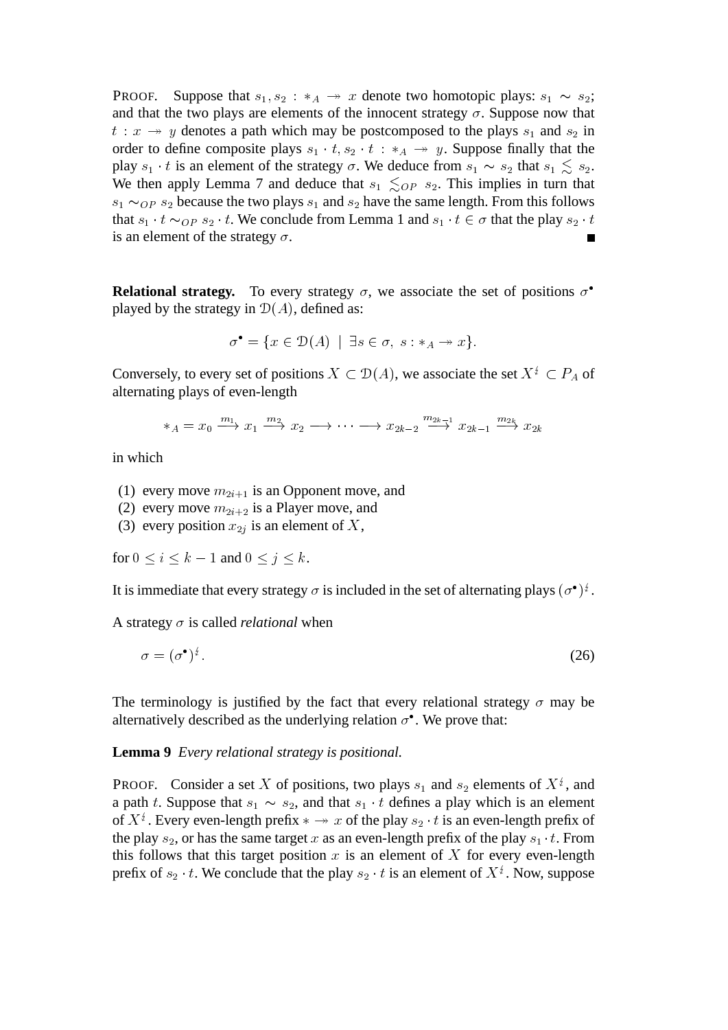PROOF. Suppose that $s_1, s_2 : *_A \twoheadrightarrow x$ denote two homotopic plays: $s_1 \sim s_2$; and that the two plays are elements of the innocent strategy $\sigma$. Suppose now that $t : x \twoheadrightarrow y$ denotes a path which may be postcomposed to the plays $s_1$ and $s_2$ in order to define composite plays $s_1 \cdot t, s_2 \cdot t : *_A \twoheadrightarrow y$. Suppose finally that the play $s_1 \cdot t$ is an element of the strategy $\sigma$. We deduce from $s_1 \sim s_2$ that $s_1 \lesssim s_2$. We then apply Lemma 7 and deduce that $s_1 \lesssim_{OP} s_2$. This implies in turn that $s_1 \sim_{OP} s_2$ because the two plays $s_1$ and $s_2$ have the same length. From this follows that $s_1 \cdot t \sim_{OP} s_2 \cdot t$. We conclude from Lemma 1 and $s_1 \cdot t \in \sigma$ that the play $s_2 \cdot t$ is an element of the strategy $\sigma$. ∎

**Relational strategy.** To every strategy $\sigma$, we associate the set of positions $\sigma^\bullet$ played by the strategy in $\mathcal{D}(A)$, defined as:

$$\sigma^\bullet = \{x \in \mathcal{D}(A) \mid \exists s \in \sigma,\ s : *_A \twoheadrightarrow x\}.$$

Conversely, to every set of positions $X \subset \mathcal{D}(A)$, we associate the set $X^\natural \subset P_A$ of alternating plays of even-length

$$*_A = x_0 \xrightarrow{m_1} x_1 \xrightarrow{m_2} x_2 \longrightarrow \cdots \longrightarrow x_{2k-2} \xrightarrow{m_{2k-1}} x_{2k-1} \xrightarrow{m_{2k}} x_{2k}$$

in which

(1) every move $m_{2i+1}$ is an Opponent move, and
(2) every move $m_{2i+2}$ is a Player move, and
(3) every position $x_{2j}$ is an element of $X$,

for $0 \leq i \leq k-1$ and $0 \leq j \leq k$.

It is immediate that every strategy $\sigma$ is included in the set of alternating plays $(\sigma^\bullet)^\natural$.

A strategy $\sigma$ is called *relational* when

$$\sigma = (\sigma^\bullet)^\natural. \tag{26}$$

The terminology is justified by the fact that every relational strategy $\sigma$ may be alternatively described as the underlying relation $\sigma^\bullet$. We prove that:

**Lemma 9** *Every relational strategy is positional.*

PROOF. Consider a set $X$ of positions, two plays $s_1$ and $s_2$ elements of $X^\natural$, and a path $t$. Suppose that $s_1 \sim s_2$, and that $s_1 \cdot t$ defines a play which is an element of $X^\natural$. Every even-length prefix $* \twoheadrightarrow x$ of the play $s_2 \cdot t$ is an even-length prefix of the play $s_2$, or has the same target $x$ as an even-length prefix of the play $s_1 \cdot t$. From this follows that this target position $x$ is an element of $X$ for every even-length prefix of $s_2 \cdot t$. We conclude that the play $s_2 \cdot t$ is an element of $X^\natural$. Now, suppose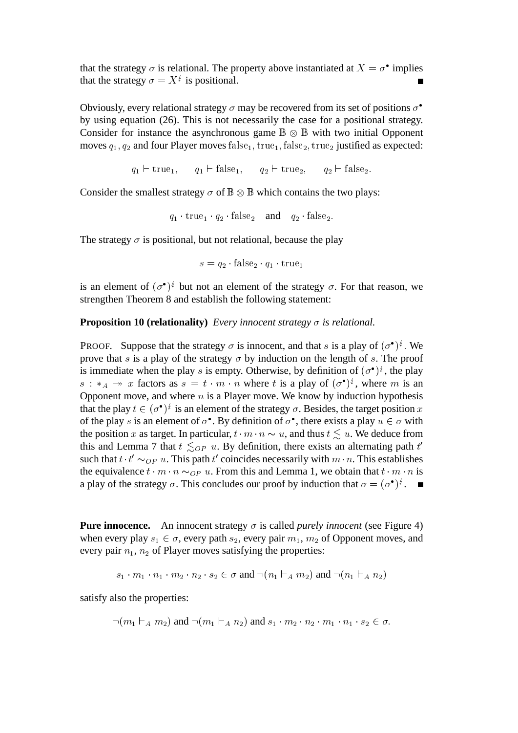that the strategy $\sigma$ is relational. The property above instantiated at $X = \sigma^\bullet$ implies that the strategy $\sigma = X^\natural$ is positional. ∎

Obviously, every relational strategy $\sigma$ may be recovered from its set of positions $\sigma^\bullet$ by using equation (26). This is not necessarily the case for a positional strategy. Consider for instance the asynchronous game $\mathbb{B} \otimes \mathbb{B}$ with two initial Opponent moves $q_1, q_2$ and four Player moves $\mathrm{false}_1, \mathrm{true}_1, \mathrm{false}_2, \mathrm{true}_2$ justified as expected:

$$q_1 \vdash \mathrm{true}_1, \qquad q_1 \vdash \mathrm{false}_1, \qquad q_2 \vdash \mathrm{true}_2, \qquad q_2 \vdash \mathrm{false}_2.$$

Consider the smallest strategy $\sigma$ of $\mathbb{B} \otimes \mathbb{B}$ which contains the two plays:

$$q_1 \cdot \mathrm{true}_1 \cdot q_2 \cdot \mathrm{false}_2 \quad \text{and} \quad q_2 \cdot \mathrm{false}_2.$$

The strategy $\sigma$ is positional, but not relational, because the play

$$s = q_2 \cdot \mathrm{false}_2 \cdot q_1 \cdot \mathrm{true}_1$$

is an element of $(\sigma^\bullet)^\natural$ but not an element of the strategy $\sigma$. For that reason, we strengthen Theorem 8 and establish the following statement:

**Proposition 10 (relationality)** *Every innocent strategy $\sigma$ is relational.*

PROOF. Suppose that the strategy $\sigma$ is innocent, and that $s$ is a play of $(\sigma^\bullet)^\natural$. We prove that $s$ is a play of the strategy $\sigma$ by induction on the length of $s$. The proof is immediate when the play $s$ is empty. Otherwise, by definition of $(\sigma^\bullet)^\natural$, the play $s : *_A \twoheadrightarrow x$ factors as $s = t \cdot m \cdot n$ where $t$ is a play of $(\sigma^\bullet)^\natural$, where $m$ is an Opponent move, and where $n$ is a Player move. We know by induction hypothesis that the play $t \in (\sigma^\bullet)^\natural$ is an element of the strategy $\sigma$. Besides, the target position $x$ of the play $s$ is an element of $\sigma^\bullet$. By definition of $\sigma^\bullet$, there exists a play $u \in \sigma$ with the position $x$ as target. In particular, $t \cdot m \cdot n \sim u$, and thus $t \lesssim u$. We deduce from this and Lemma 7 that $t \lesssim_{OP} u$. By definition, there exists an alternating path $t'$ such that $t \cdot t' \sim_{OP} u$. This path $t'$ coincides necessarily with $m \cdot n$. This establishes the equivalence $t \cdot m \cdot n \sim_{OP} u$. From this and Lemma 1, we obtain that $t \cdot m \cdot n$ is a play of the strategy $\sigma$. This concludes our proof by induction that $\sigma = (\sigma^\bullet)^\natural$. ∎

**Pure innocence.** An innocent strategy $\sigma$ is called *purely innocent* (see Figure 4) when every play $s_1 \in \sigma$, every path $s_2$, every pair $m_1$, $m_2$ of Opponent moves, and every pair $n_1$, $n_2$ of Player moves satisfying the properties:

$$s_1 \cdot m_1 \cdot n_1 \cdot m_2 \cdot n_2 \cdot s_2 \in \sigma \text{ and } \neg(n_1 \vdash_A m_2) \text{ and } \neg(n_1 \vdash_A n_2)$$

satisfy also the properties:

$$\neg(m_1 \vdash_A m_2) \text{ and } \neg(m_1 \vdash_A n_2) \text{ and } s_1 \cdot m_2 \cdot n_2 \cdot m_1 \cdot n_1 \cdot s_2 \in \sigma.$$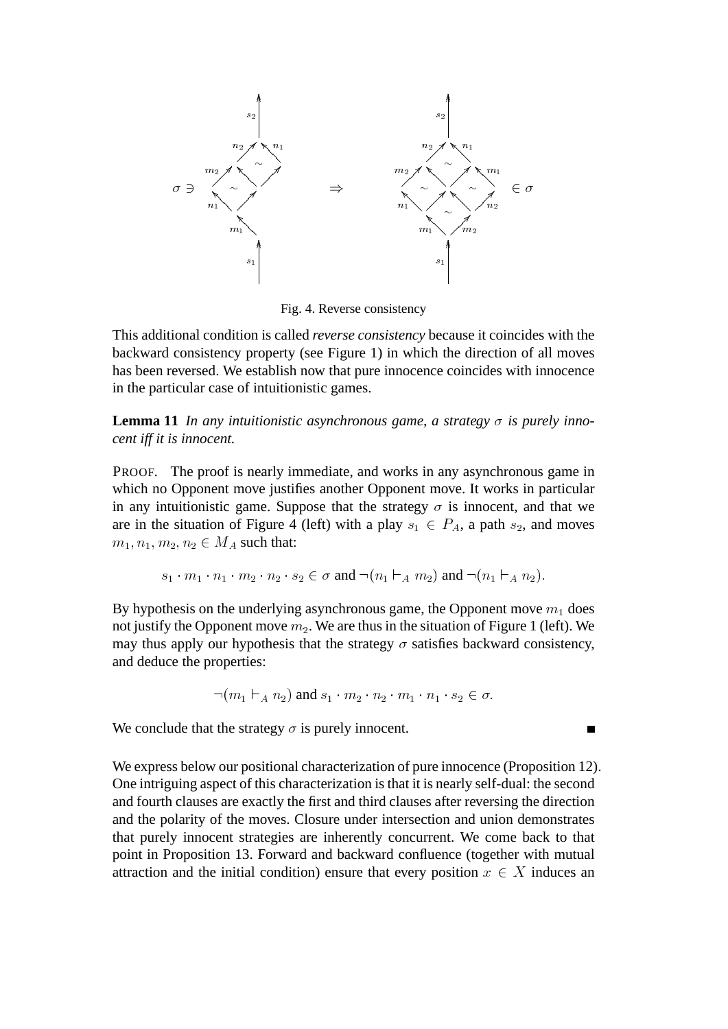Fig. 4. Reverse consistency

This additional condition is called *reverse consistency* because it coincides with the backward consistency property (see Figure 1) in which the direction of all moves has been reversed. We establish now that pure innocence coincides with innocence in the particular case of intuitionistic games.

**Lemma 11** *In any intuitionistic asynchronous game, a strategy $\sigma$ is purely innocent iff it is innocent.*

PROOF. The proof is nearly immediate, and works in any asynchronous game in which no Opponent move justifies another Opponent move. It works in particular in any intuitionistic game. Suppose that the strategy $\sigma$ is innocent, and that we are in the situation of Figure 4 (left) with a play $s_1 \in P_A$, a path $s_2$, and moves $m_1, n_1, m_2, n_2 \in M_A$ such that:

$$s_1 \cdot m_1 \cdot n_1 \cdot m_2 \cdot n_2 \cdot s_2 \in \sigma \text{ and } \neg(n_1 \vdash_A m_2) \text{ and } \neg(n_1 \vdash_A n_2).$$

By hypothesis on the underlying asynchronous game, the Opponent move $m_1$ does not justify the Opponent move $m_2$. We are thus in the situation of Figure 1 (left). We may thus apply our hypothesis that the strategy $\sigma$ satisfies backward consistency, and deduce the properties:

$$\neg(m_1 \vdash_A n_2) \text{ and } s_1 \cdot m_2 \cdot n_2 \cdot m_1 \cdot n_1 \cdot s_2 \in \sigma.$$

We conclude that the strategy $\sigma$ is purely innocent. ∎

We express below our positional characterization of pure innocence (Proposition 12). One intriguing aspect of this characterization is that it is nearly self-dual: the second and fourth clauses are exactly the first and third clauses after reversing the direction and the polarity of the moves. Closure under intersection and union demonstrates that purely innocent strategies are inherently concurrent. We come back to that point in Proposition 13. Forward and backward confluence (together with mutual attraction and the initial condition) ensure that every position $x \in X$ induces an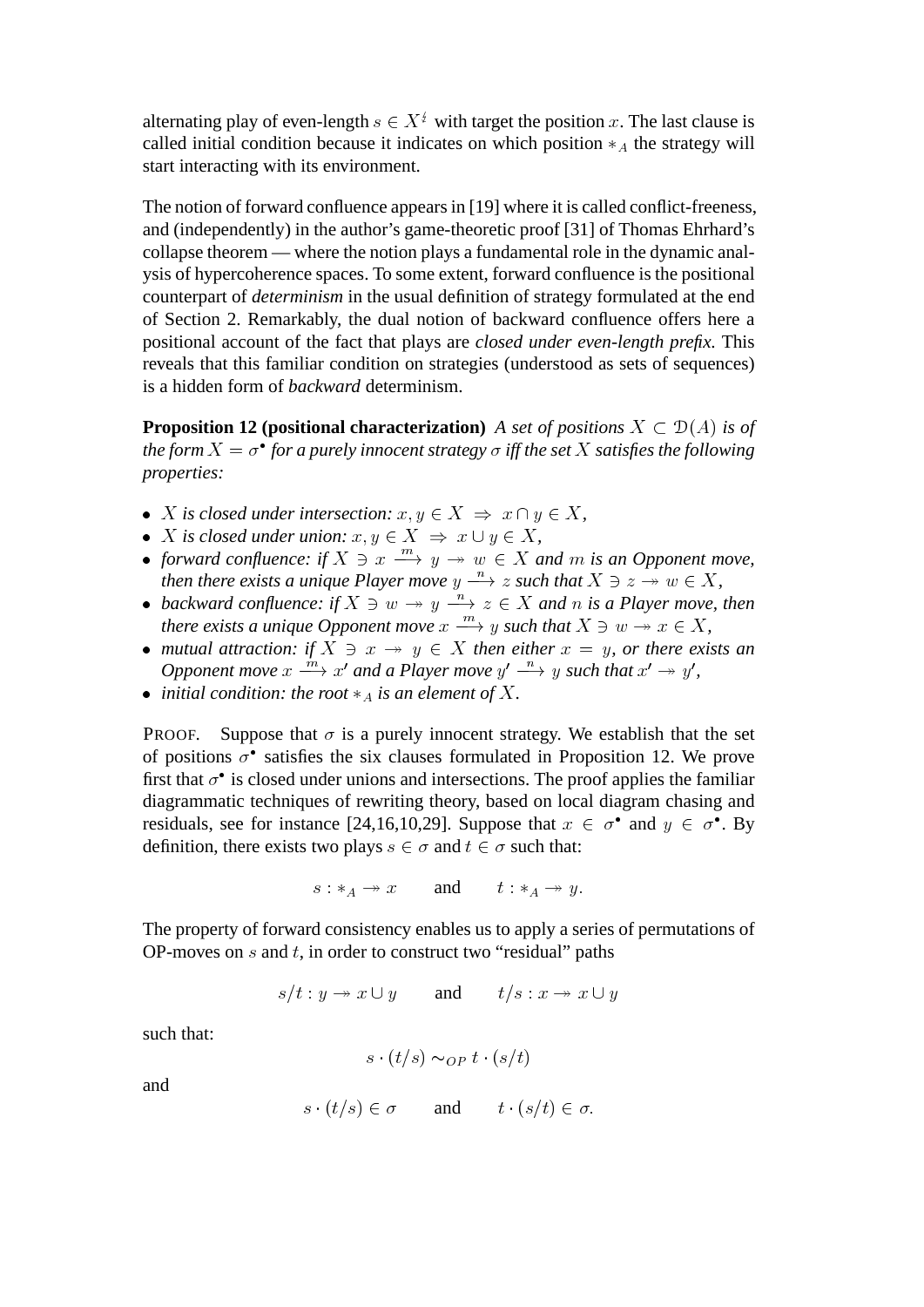alternating play of even-length $s \in X^{\natural}$ with target the position $x$. The last clause is called initial condition because it indicates on which position $*_A$ the strategy will start interacting with its environment.

The notion of forward confluence appears in [19] where it is called conflict-freeness, and (independently) in the author's game-theoretic proof [31] of Thomas Ehrhard's collapse theorem — where the notion plays a fundamental role in the dynamic analysis of hypercoherence spaces. To some extent, forward confluence is the positional counterpart of *determinism* in the usual definition of strategy formulated at the end of Section 2. Remarkably, the dual notion of backward confluence offers here a positional account of the fact that plays are *closed under even-length prefix*. This reveals that this familiar condition on strategies (understood as sets of sequences) is a hidden form of *backward* determinism.

**Proposition 12 (positional characterization)** *A set of positions $X \subset \mathcal{D}(A)$ is of the form $X = \sigma^{\bullet}$ for a purely innocent strategy $\sigma$ iff the set $X$ satisfies the following properties:*

- *$X$ is closed under intersection: $x, y \in X \Rightarrow x \cap y \in X$,*
- *$X$ is closed under union: $x, y \in X \Rightarrow x \cup y \in X$,*
- *forward confluence: if $X \ni x \xrightarrow{m} y \twoheadrightarrow w \in X$ and $m$ is an Opponent move, then there exists a unique Player move $y \xrightarrow{n} z$ such that $X \ni z \twoheadrightarrow w \in X$,*
- *backward confluence: if $X \ni w \twoheadrightarrow y \xrightarrow{n} z \in X$ and $n$ is a Player move, then there exists a unique Opponent move $x \xrightarrow{m} y$ such that $X \ni w \twoheadrightarrow x \in X$,*
- *mutual attraction: if $X \ni x \twoheadrightarrow y \in X$ then either $x = y$, or there exists an Opponent move $x \xrightarrow{m} x'$ and a Player move $y' \xrightarrow{n} y$ such that $x' \twoheadrightarrow y'$,*
- *initial condition: the root $*_A$ is an element of $X$.*

PROOF. Suppose that $\sigma$ is a purely innocent strategy. We establish that the set of positions $\sigma^{\bullet}$ satisfies the six clauses formulated in Proposition 12. We prove first that $\sigma^{\bullet}$ is closed under unions and intersections. The proof applies the familiar diagrammatic techniques of rewriting theory, based on local diagram chasing and residuals, see for instance [24,16,10,29]. Suppose that $x \in \sigma^{\bullet}$ and $y \in \sigma^{\bullet}$. By definition, there exists two plays $s \in \sigma$ and $t \in \sigma$ such that:

$$s : *_A \twoheadrightarrow x \qquad \text{and} \qquad t : *_A \twoheadrightarrow y.$$

The property of forward consistency enables us to apply a series of permutations of OP-moves on $s$ and $t$, in order to construct two "residual" paths

$$s/t : y \twoheadrightarrow x \cup y \qquad \text{and} \qquad t/s : x \twoheadrightarrow x \cup y$$

such that:

$$s \cdot (t/s) \sim_{OP} t \cdot (s/t)$$

and

$$s \cdot (t/s) \in \sigma \qquad \text{and} \qquad t \cdot (s/t) \in \sigma.$$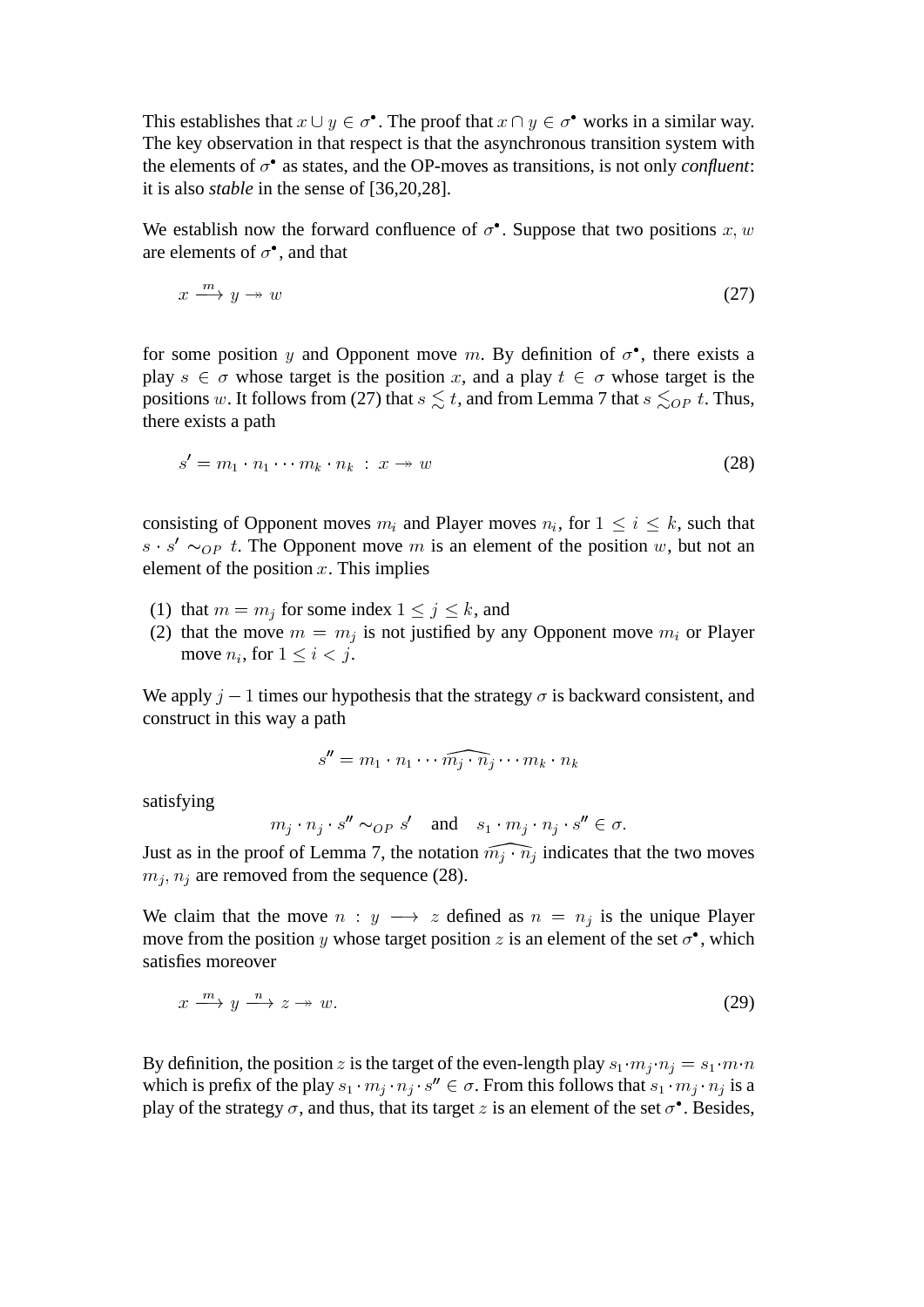This establishes that $x \cup y \in \sigma^{\bullet}$. The proof that $x \cap y \in \sigma^{\bullet}$ works in a similar way. The key observation in that respect is that the asynchronous transition system with the elements of $\sigma^{\bullet}$ as states, and the OP-moves as transitions, is not only *confluent*: it is also *stable* in the sense of [36,20,28].

We establish now the forward confluence of $\sigma^{\bullet}$. Suppose that two positions $x, w$ are elements of $\sigma^{\bullet}$, and that

$$x \xrightarrow{m} y \twoheadrightarrow w \tag{27}$$

for some position $y$ and Opponent move $m$. By definition of $\sigma^{\bullet}$, there exists a play $s \in \sigma$ whose target is the position $x$, and a play $t \in \sigma$ whose target is the positions $w$. It follows from (27) that $s \lesssim t$, and from Lemma 7 that $s \lesssim_{OP} t$. Thus, there exists a path

$$s' = m_1 \cdot n_1 \cdots m_k \cdot n_k \;:\; x \twoheadrightarrow w \tag{28}$$

consisting of Opponent moves $m_i$ and Player moves $n_i$, for $1 \leq i \leq k$, such that $s \cdot s' \sim_{OP} t$. The Opponent move $m$ is an element of the position $w$, but not an element of the position $x$. This implies

(1) that $m = m_j$ for some index $1 \leq j \leq k$, and
(2) that the move $m = m_j$ is not justified by any Opponent move $m_i$ or Player move $n_i$, for $1 \leq i < j$.

We apply $j - 1$ times our hypothesis that the strategy $\sigma$ is backward consistent, and construct in this way a path

$$s'' = m_1 \cdot n_1 \cdots \widehat{m_j \cdot n_j} \cdots m_k \cdot n_k$$

satisfying

$$m_j \cdot n_j \cdot s'' \sim_{OP} s' \quad \text{and} \quad s_1 \cdot m_j \cdot n_j \cdot s'' \in \sigma.$$

Just as in the proof of Lemma 7, the notation $\widehat{m_j \cdot n_j}$ indicates that the two moves $m_j, n_j$ are removed from the sequence (28).

We claim that the move $n : y \longrightarrow z$ defined as $n = n_j$ is the unique Player move from the position $y$ whose target position $z$ is an element of the set $\sigma^{\bullet}$, which satisfies moreover

$$x \xrightarrow{m} y \xrightarrow{n} z \twoheadrightarrow w. \tag{29}$$

By definition, the position $z$ is the target of the even-length play $s_1 \cdot m_j \cdot n_j = s_1 \cdot m \cdot n$ which is prefix of the play $s_1 \cdot m_j \cdot n_j \cdot s'' \in \sigma$. From this follows that $s_1 \cdot m_j \cdot n_j$ is a play of the strategy $\sigma$, and thus, that its target $z$ is an element of the set $\sigma^{\bullet}$. Besides,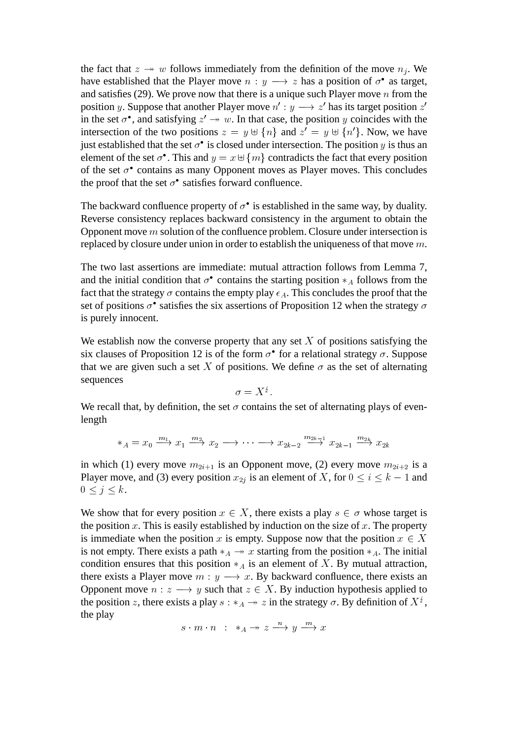the fact that $z \twoheadrightarrow w$ follows immediately from the definition of the move $n_j$. We have established that the Player move $n : y \longrightarrow z$ has a position of $\sigma^\bullet$ as target, and satisfies (29). We prove now that there is a unique such Player move $n$ from the position $y$. Suppose that another Player move $n' : y \longrightarrow z'$ has its target position $z'$ in the set $\sigma^\bullet$, and satisfying $z' \twoheadrightarrow w$. In that case, the position $y$ coincides with the intersection of the two positions $z = y \uplus \{n\}$ and $z' = y \uplus \{n'\}$. Now, we have just established that the set $\sigma^\bullet$ is closed under intersection. The position $y$ is thus an element of the set $\sigma^\bullet$. This and $y = x \uplus \{m\}$ contradicts the fact that every position of the set $\sigma^\bullet$ contains as many Opponent moves as Player moves. This concludes the proof that the set $\sigma^\bullet$ satisfies forward confluence.

The backward confluence property of $\sigma^\bullet$ is established in the same way, by duality. Reverse consistency replaces backward consistency in the argument to obtain the Opponent move $m$ solution of the confluence problem. Closure under intersection is replaced by closure under union in order to establish the uniqueness of that move $m$.

The two last assertions are immediate: mutual attraction follows from Lemma 7, and the initial condition that $\sigma^\bullet$ contains the starting position $*_A$ follows from the fact that the strategy $\sigma$ contains the empty play $\epsilon_A$. This concludes the proof that the set of positions $\sigma^\bullet$ satisfies the six assertions of Proposition 12 when the strategy $\sigma$ is purely innocent.

We establish now the converse property that any set $X$ of positions satisfying the six clauses of Proposition 12 is of the form $\sigma^\bullet$ for a relational strategy $\sigma$. Suppose that we are given such a set $X$ of positions. We define $\sigma$ as the set of alternating sequences

$$\sigma = X^\natural.$$

We recall that, by definition, the set $\sigma$ contains the set of alternating plays of even-length

$$*_A = x_0 \xrightarrow{m_1} x_1 \xrightarrow{m_2} x_2 \longrightarrow \cdots \longrightarrow x_{2k-2} \xrightarrow{m_{2k-1}} x_{2k-1} \xrightarrow{m_{2k}} x_{2k}$$

in which (1) every move $m_{2i+1}$ is an Opponent move, (2) every move $m_{2i+2}$ is a Player move, and (3) every position $x_{2j}$ is an element of $X$, for $0 \leq i \leq k-1$ and $0 \leq j \leq k$.

We show that for every position $x \in X$, there exists a play $s \in \sigma$ whose target is the position $x$. This is easily established by induction on the size of $x$. The property is immediate when the position $x$ is empty. Suppose now that the position $x \in X$ is not empty. There exists a path $*_A \twoheadrightarrow x$ starting from the position $*_A$. The initial condition ensures that this position $*_A$ is an element of $X$. By mutual attraction, there exists a Player move $m : y \longrightarrow x$. By backward confluence, there exists an Opponent move $n : z \longrightarrow y$ such that $z \in X$. By induction hypothesis applied to the position $z$, there exists a play $s : *_A \twoheadrightarrow z$ in the strategy $\sigma$. By definition of $X^\natural$, the play

$$s \cdot m \cdot n \quad : \quad *_A \twoheadrightarrow z \xrightarrow{n} y \xrightarrow{m} x$$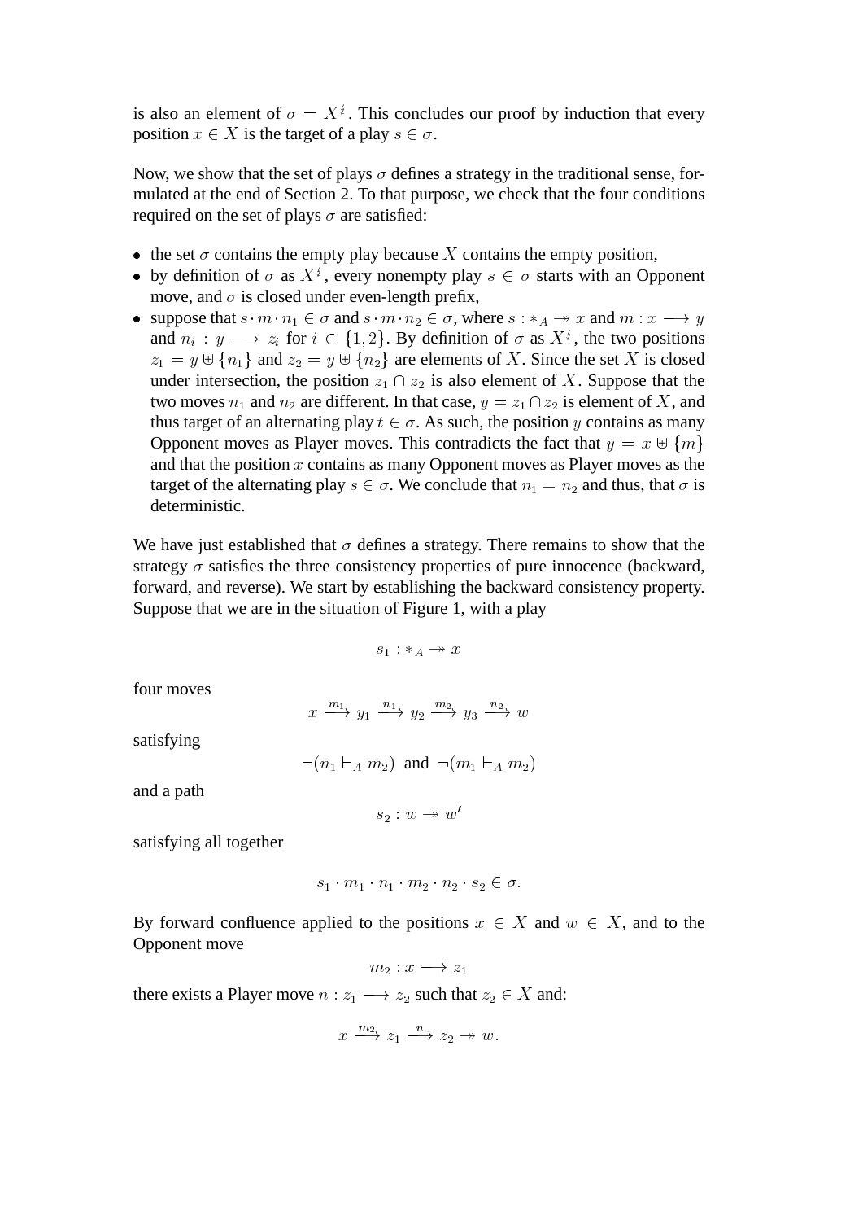is also an element of $\sigma = X^{\natural}$. This concludes our proof by induction that every position $x \in X$ is the target of a play $s \in \sigma$.

Now, we show that the set of plays $\sigma$ defines a strategy in the traditional sense, formulated at the end of Section 2. To that purpose, we check that the four conditions required on the set of plays $\sigma$ are satisfied:

- the set $\sigma$ contains the empty play because $X$ contains the empty position,
- by definition of $\sigma$ as $X^{\natural}$, every nonempty play $s \in \sigma$ starts with an Opponent move, and $\sigma$ is closed under even-length prefix,
- suppose that $s \cdot m \cdot n_1 \in \sigma$ and $s \cdot m \cdot n_2 \in \sigma$, where $s : *_A \twoheadrightarrow x$ and $m : x \longrightarrow y$ and $n_i : y \longrightarrow z_i$ for $i \in \{1, 2\}$. By definition of $\sigma$ as $X^{\natural}$, the two positions $z_1 = y \uplus \{n_1\}$ and $z_2 = y \uplus \{n_2\}$ are elements of $X$. Since the set $X$ is closed under intersection, the position $z_1 \cap z_2$ is also element of $X$. Suppose that the two moves $n_1$ and $n_2$ are different. In that case, $y = z_1 \cap z_2$ is element of $X$, and thus target of an alternating play $t \in \sigma$. As such, the position $y$ contains as many Opponent moves as Player moves. This contradicts the fact that $y = x \uplus \{m\}$ and that the position $x$ contains as many Opponent moves as Player moves as the target of the alternating play $s \in \sigma$. We conclude that $n_1 = n_2$ and thus, that $\sigma$ is deterministic.

We have just established that $\sigma$ defines a strategy. There remains to show that the strategy $\sigma$ satisfies the three consistency properties of pure innocence (backward, forward, and reverse). We start by establishing the backward consistency property. Suppose that we are in the situation of Figure 1, with a play

$$s_1 : *_A \twoheadrightarrow x$$

four moves

$$x \xrightarrow{m_1} y_1 \xrightarrow{n_1} y_2 \xrightarrow{m_2} y_3 \xrightarrow{n_2} w$$

satisfying

$$\neg(n_1 \vdash_A m_2) \text{ and } \neg(m_1 \vdash_A m_2)$$

and a path

$$s_2 : w \twoheadrightarrow w'$$

satisfying all together

$$s_1 \cdot m_1 \cdot n_1 \cdot m_2 \cdot n_2 \cdot s_2 \in \sigma.$$

By forward confluence applied to the positions $x \in X$ and $w \in X$, and to the Opponent move

$$m_2 : x \longrightarrow z_1$$

there exists a Player move $n : z_1 \longrightarrow z_2$ such that $z_2 \in X$ and:

$$x \xrightarrow{m_2} z_1 \xrightarrow{n} z_2 \twoheadrightarrow w.$$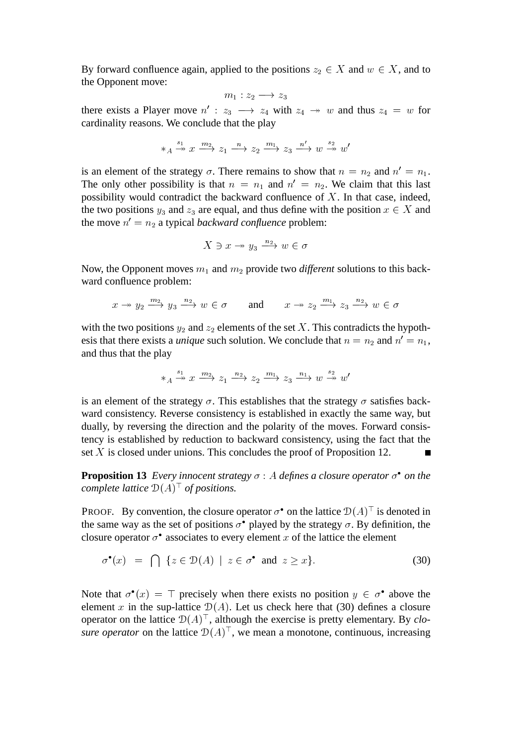By forward confluence again, applied to the positions $z_2 \in X$ and $w \in X$, and to the Opponent move:

$$m_1 : z_2 \longrightarrow z_3$$

there exists a Player move $n' : z_3 \longrightarrow z_4$ with $z_4 \twoheadrightarrow w$ and thus $z_4 = w$ for cardinality reasons. We conclude that the play

$$*_A \overset{s_1}{\twoheadrightarrow} x \xrightarrow{m_2} z_1 \xrightarrow{n} z_2 \xrightarrow{m_1} z_3 \xrightarrow{n'} w \overset{s_2}{\twoheadrightarrow} w'$$

is an element of the strategy $\sigma$. There remains to show that $n = n_2$ and $n' = n_1$. The only other possibility is that $n = n_1$ and $n' = n_2$. We claim that this last possibility would contradict the backward confluence of $X$. In that case, indeed, the two positions $y_3$ and $z_3$ are equal, and thus define with the position $x \in X$ and the move $n' = n_2$ a typical *backward confluence* problem:

$$X \ni x \twoheadrightarrow y_3 \xrightarrow{n_2} w \in \sigma$$

Now, the Opponent moves $m_1$ and $m_2$ provide two *different* solutions to this backward confluence problem:

$$x \twoheadrightarrow y_2 \xrightarrow{m_2} y_3 \xrightarrow{n_2} w \in \sigma \qquad \text{and} \qquad x \twoheadrightarrow z_2 \xrightarrow{m_1} z_3 \xrightarrow{n_2} w \in \sigma$$

with the two positions $y_2$ and $z_2$ elements of the set $X$. This contradicts the hypothesis that there exists a *unique* such solution. We conclude that $n = n_2$ and $n' = n_1$, and thus that the play

$$*_A \overset{s_1}{\twoheadrightarrow} x \xrightarrow{m_2} z_1 \xrightarrow{n_2} z_2 \xrightarrow{m_1} z_3 \xrightarrow{n_1} w \overset{s_2}{\twoheadrightarrow} w'$$

is an element of the strategy $\sigma$. This establishes that the strategy $\sigma$ satisfies backward consistency. Reverse consistency is established in exactly the same way, but dually, by reversing the direction and the polarity of the moves. Forward consistency is established by reduction to backward consistency, using the fact that the set $X$ is closed under unions. This concludes the proof of Proposition 12. ∎

**Proposition 13** *Every innocent strategy $\sigma : A$ defines a closure operator $\sigma^\bullet$ on the complete lattice $\mathcal{D}(A)^\top$ of positions.*

PROOF. By convention, the closure operator $\sigma^\bullet$ on the lattice $\mathcal{D}(A)^\top$ is denoted in the same way as the set of positions $\sigma^\bullet$ played by the strategy $\sigma$. By definition, the closure operator $\sigma^\bullet$ associates to every element $x$ of the lattice the element

$$\sigma^\bullet(x) \;\; = \;\; \bigcap \; \{z \in \mathcal{D}(A) \;\mid\; z \in \sigma^\bullet \;\text{ and }\; z \geq x\}. \tag{30}$$

Note that $\sigma^\bullet(x) = \top$ precisely when there exists no position $y \in \sigma^\bullet$ above the element $x$ in the sup-lattice $\mathcal{D}(A)$. Let us check here that (30) defines a closure operator on the lattice $\mathcal{D}(A)^\top$, although the exercise is pretty elementary. By *closure operator* on the lattice $\mathcal{D}(A)^\top$, we mean a monotone, continuous, increasing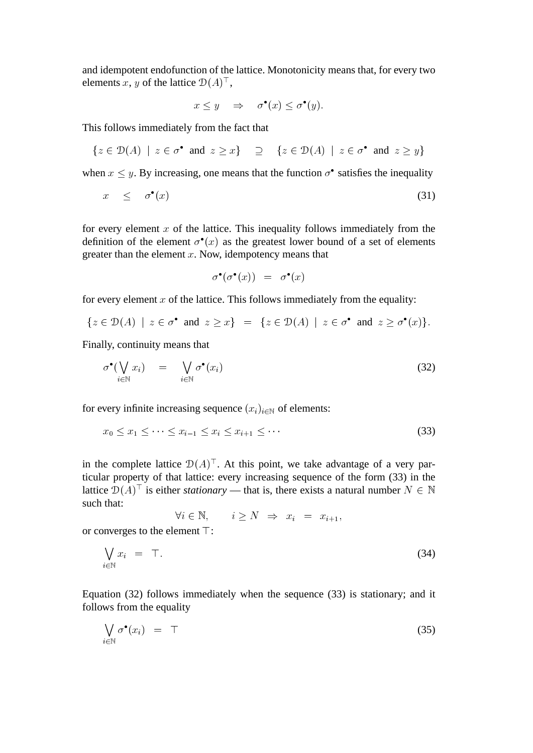and idempotent endofunction of the lattice. Monotonicity means that, for every two elements $x$, $y$ of the lattice $\mathcal{D}(A)^{\top}$,

$$x \leq y \quad \Rightarrow \quad \sigma^{\bullet}(x) \leq \sigma^{\bullet}(y).$$

This follows immediately from the fact that

$$\{z \in \mathcal{D}(A) \mid z \in \sigma^{\bullet} \text{ and } z \geq x\} \quad \supseteq \quad \{z \in \mathcal{D}(A) \mid z \in \sigma^{\bullet} \text{ and } z \geq y\}$$

when $x \leq y$. By increasing, one means that the function $\sigma^{\bullet}$ satisfies the inequality

$$x \quad \leq \quad \sigma^{\bullet}(x) \tag{31}$$

for every element $x$ of the lattice. This inequality follows immediately from the definition of the element $\sigma^{\bullet}(x)$ as the greatest lower bound of a set of elements greater than the element $x$. Now, idempotency means that

$$\sigma^{\bullet}(\sigma^{\bullet}(x)) \;=\; \sigma^{\bullet}(x)$$

for every element $x$ of the lattice. This follows immediately from the equality:

$$\{z \in \mathcal{D}(A) \mid z \in \sigma^{\bullet} \text{ and } z \geq x\} \;=\; \{z \in \mathcal{D}(A) \mid z \in \sigma^{\bullet} \text{ and } z \geq \sigma^{\bullet}(x)\}.$$

Finally, continuity means that

$$\sigma^{\bullet}(\bigvee_{i \in \mathbb{N}} x_i) \quad = \quad \bigvee_{i \in \mathbb{N}} \sigma^{\bullet}(x_i) \tag{32}$$

for every infinite increasing sequence $(x_i)_{i \in \mathbb{N}}$ of elements:

$$x_0 \leq x_1 \leq \cdots \leq x_{i-1} \leq x_i \leq x_{i+1} \leq \cdots \tag{33}$$

in the complete lattice $\mathcal{D}(A)^{\top}$. At this point, we take advantage of a very particular property of that lattice: every increasing sequence of the form (33) in the lattice $\mathcal{D}(A)^{\top}$ is either *stationary* — that is, there exists a natural number $N \in \mathbb{N}$ such that:

$$\forall i \in \mathbb{N}, \qquad i \geq N \;\Rightarrow\; x_i \;=\; x_{i+1},$$

or converges to the element $\top$:

$$\bigvee_{i \in \mathbb{N}} x_i \;=\; \top. \tag{34}$$

Equation (32) follows immediately when the sequence (33) is stationary; and it follows from the equality

$$\bigvee_{i \in \mathbb{N}} \sigma^{\bullet}(x_i) \;=\; \top \tag{35}$$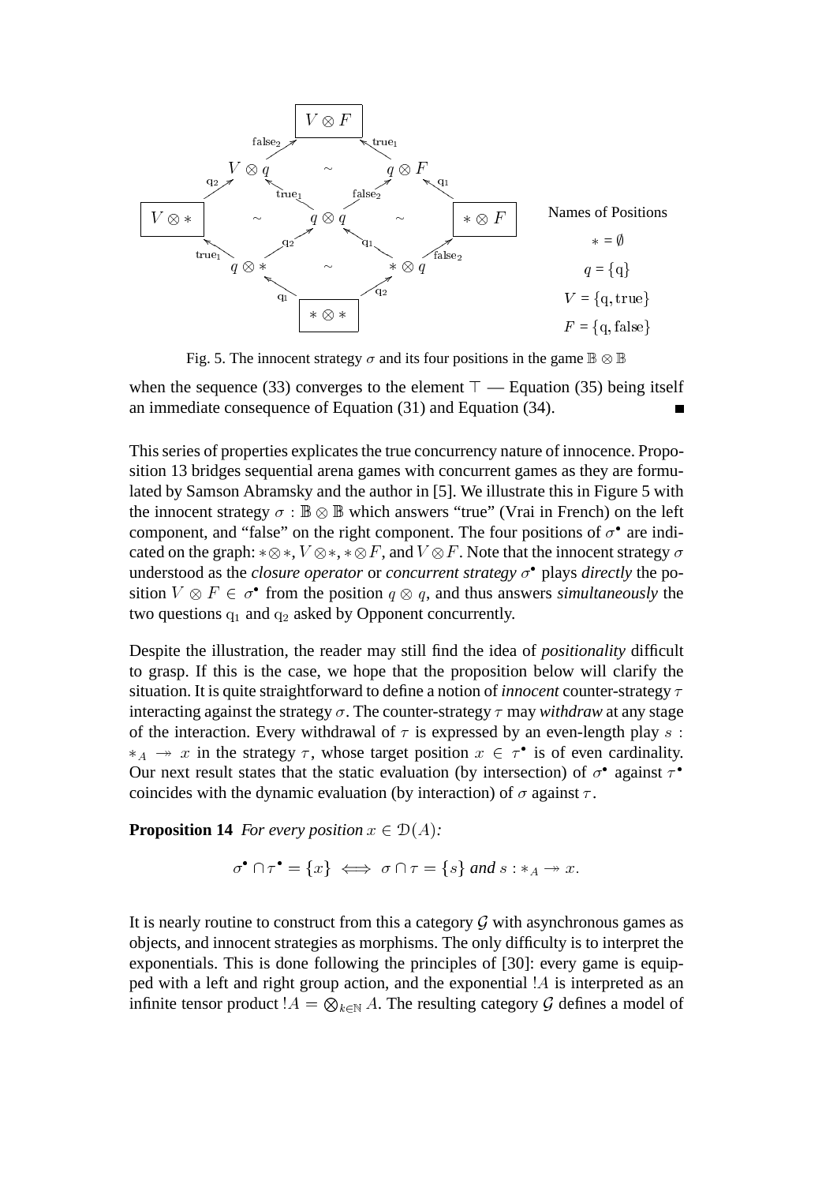Names of Positions

$* = \emptyset$

$q = \{\mathrm{q}\}$

$V = \{\mathrm{q}, \mathrm{true}\}$

$F = \{\mathrm{q}, \mathrm{false}\}$

Fig. 5. The innocent strategy $\sigma$ and its four positions in the game $\mathbb{B} \otimes \mathbb{B}$

when the sequence (33) converges to the element $\top$ — Equation (35) being itself an immediate consequence of Equation (31) and Equation (34). ∎

This series of properties explicates the true concurrency nature of innocence. Proposition 13 bridges sequential arena games with concurrent games as they are formulated by Samson Abramsky and the author in [5]. We illustrate this in Figure 5 with the innocent strategy $\sigma : \mathbb{B} \otimes \mathbb{B}$ which answers "true" (Vrai in French) on the left component, and "false" on the right component. The four positions of $\sigma^\bullet$ are indicated on the graph: $* \otimes *$, $V \otimes *$, $* \otimes F$, and $V \otimes F$. Note that the innocent strategy $\sigma$ understood as the *closure operator* or *concurrent strategy* $\sigma^\bullet$ plays *directly* the position $V \otimes F \in \sigma^\bullet$ from the position $q \otimes q$, and thus answers *simultaneously* the two questions $\mathrm{q}_1$ and $\mathrm{q}_2$ asked by Opponent concurrently.

Despite the illustration, the reader may still find the idea of *positionality* difficult to grasp. If this is the case, we hope that the proposition below will clarify the situation. It is quite straightforward to define a notion of *innocent* counter-strategy $\tau$ interacting against the strategy $\sigma$. The counter-strategy $\tau$ may *withdraw* at any stage of the interaction. Every withdrawal of $\tau$ is expressed by an even-length play $s : *_A \twoheadrightarrow x$ in the strategy $\tau$, whose target position $x \in \tau^\bullet$ is of even cardinality. Our next result states that the static evaluation (by intersection) of $\sigma^\bullet$ against $\tau^\bullet$ coincides with the dynamic evaluation (by interaction) of $\sigma$ against $\tau$.

**Proposition 14** *For every position $x \in \mathcal{D}(A)$:*

$$\sigma^\bullet \cap \tau^\bullet = \{x\} \iff \sigma \cap \tau = \{s\} \text{ and } s : *_A \twoheadrightarrow x.$$

It is nearly routine to construct from this a category $\mathcal{G}$ with asynchronous games as objects, and innocent strategies as morphisms. The only difficulty is to interpret the exponentials. This is done following the principles of [30]: every game is equipped with a left and right group action, and the exponential $!A$ is interpreted as an infinite tensor product $!A = \bigotimes_{k \in \mathbb{N}} A$. The resulting category $\mathcal{G}$ defines a model of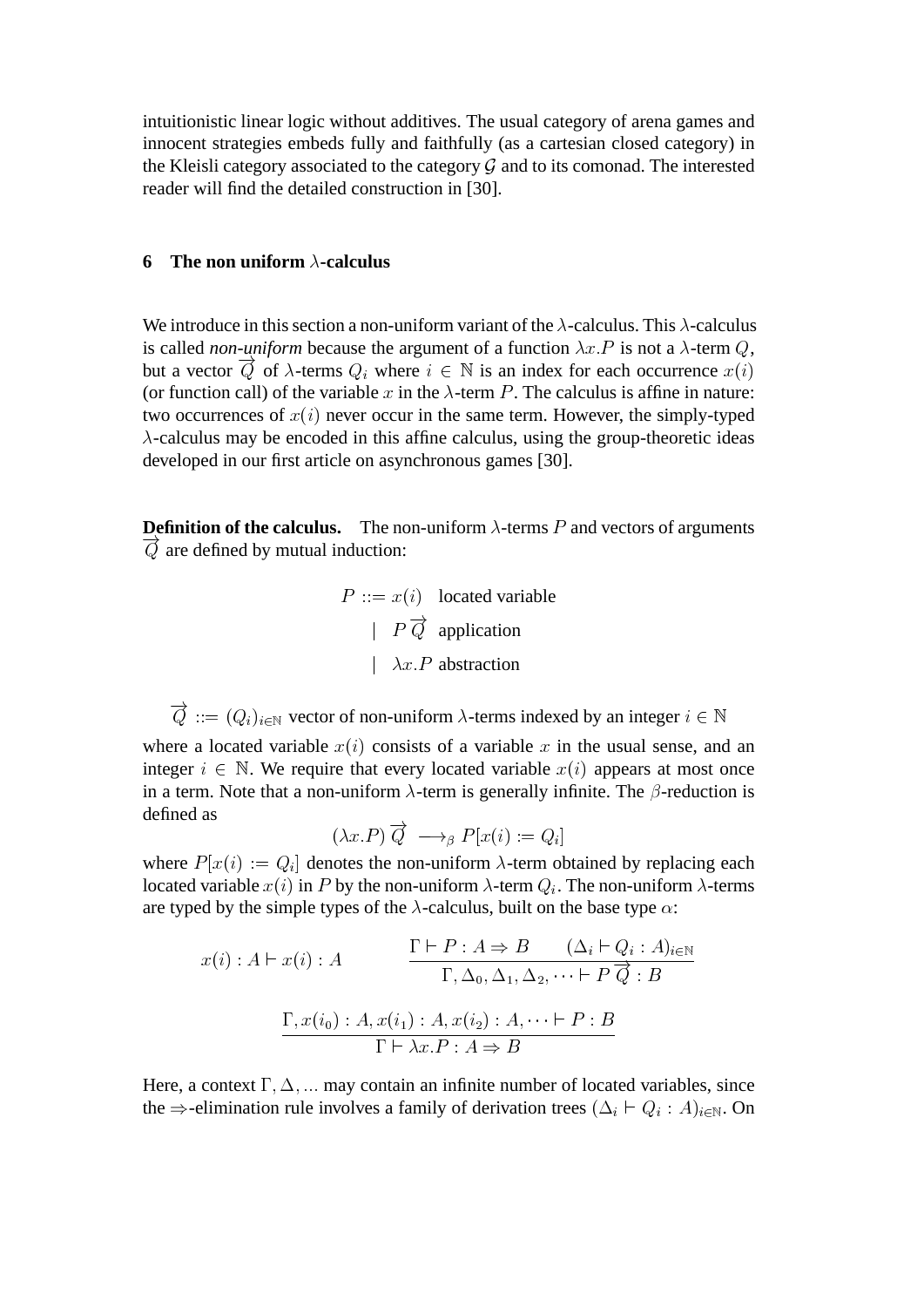intuitionistic linear logic without additives. The usual category of arena games and innocent strategies embeds fully and faithfully (as a cartesian closed category) in the Kleisli category associated to the category $\mathcal{G}$ and to its comonad. The interested reader will find the detailed construction in [30].

## 6 The non uniform $\lambda$-calculus

We introduce in this section a non-uniform variant of the $\lambda$-calculus. This $\lambda$-calculus is called *non-uniform* because the argument of a function $\lambda x.P$ is not a $\lambda$-term $Q$, but a vector $\overrightarrow{Q}$ of $\lambda$-terms $Q_i$ where $i \in \mathbb{N}$ is an index for each occurrence $x(i)$ (or function call) of the variable $x$ in the $\lambda$-term $P$. The calculus is affine in nature: two occurrences of $x(i)$ never occur in the same term. However, the simply-typed $\lambda$-calculus may be encoded in this affine calculus, using the group-theoretic ideas developed in our first article on asynchronous games [30].

**Definition of the calculus.** The non-uniform $\lambda$-terms $P$ and vectors of arguments $\overrightarrow{Q}$ are defined by mutual induction:

$$
\begin{aligned}
P ::= {} & x(i) \quad \text{located variable} \\
\mid {} & P\,\overrightarrow{Q} \quad \text{application} \\
\mid {} & \lambda x.P \quad \text{abstraction}
\end{aligned}
$$

$$\overrightarrow{Q} ::= (Q_i)_{i \in \mathbb{N}} \text{ vector of non-uniform } \lambda\text{-terms indexed by an integer } i \in \mathbb{N}$$

where a located variable $x(i)$ consists of a variable $x$ in the usual sense, and an integer $i \in \mathbb{N}$. We require that every located variable $x(i)$ appears at most once in a term. Note that a non-uniform $\lambda$-term is generally infinite. The $\beta$-reduction is defined as

$$(\lambda x.P)\,\overrightarrow{Q} \longrightarrow_\beta P[x(i) := Q_i]$$

where $P[x(i) := Q_i]$ denotes the non-uniform $\lambda$-term obtained by replacing each located variable $x(i)$ in $P$ by the non-uniform $\lambda$-term $Q_i$. The non-uniform $\lambda$-terms are typed by the simple types of the $\lambda$-calculus, built on the base type $\alpha$:

$$
x(i) : A \vdash x(i) : A \qquad\qquad \frac{\Gamma \vdash P : A \Rightarrow B \qquad (\Delta_i \vdash Q_i : A)_{i \in \mathbb{N}}}{\Gamma, \Delta_0, \Delta_1, \Delta_2, \cdots \vdash P\,\overrightarrow{Q} : B}
$$

$$
\frac{\Gamma, x(i_0) : A, x(i_1) : A, x(i_2) : A, \cdots \vdash P : B}{\Gamma \vdash \lambda x.P : A \Rightarrow B}
$$

Here, a context $\Gamma, \Delta, \ldots$ may contain an infinite number of located variables, since the $\Rightarrow$-elimination rule involves a family of derivation trees $(\Delta_i \vdash Q_i : A)_{i \in \mathbb{N}}$. On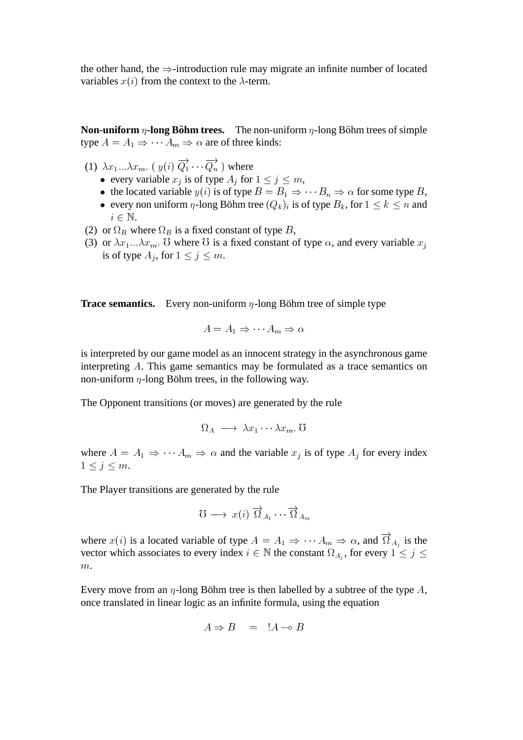the other hand, the $\Rightarrow$-introduction rule may migrate an infinite number of located variables $x(i)$ from the context to the $\lambda$-term.

**Non-uniform $\eta$-long Böhm trees.** The non-uniform $\eta$-long Böhm trees of simple type $A = A_1 \Rightarrow \cdots A_m \Rightarrow \alpha$ are of three kinds:

(1) $\lambda x_1 ... \lambda x_m.\ (\ y(i)\ \overrightarrow{Q_1} \cdots \overrightarrow{Q_n}\ )$ where
- every variable $x_j$ is of type $A_j$ for $1 \leq j \leq m$,
- the located variable $y(i)$ is of type $B = B_1 \Rightarrow \cdots B_n \Rightarrow \alpha$ for some type $B$,
- every non uniform $\eta$-long Böhm tree $(Q_k)_i$ is of type $B_k$, for $1 \leq k \leq n$ and $i \in \mathbb{N}$.

(2) or $\Omega_B$ where $\Omega_B$ is a fixed constant of type $B$,

(3) or $\lambda x_1 ... \lambda x_m.\ \mho$ where $\mho$ is a fixed constant of type $\alpha$, and every variable $x_j$ is of type $A_j$, for $1 \leq j \leq m$.

**Trace semantics.** Every non-uniform $\eta$-long Böhm tree of simple type

$$A = A_1 \Rightarrow \cdots A_m \Rightarrow \alpha$$

is interpreted by our game model as an innocent strategy in the asynchronous game interpreting $A$. This game semantics may be formulated as a trace semantics on non-uniform $\eta$-long Böhm trees, in the following way.

The Opponent transitions (or moves) are generated by the rule

$$\Omega_A \ \longrightarrow\ \lambda x_1 \cdots \lambda x_m.\ \mho$$

where $A = A_1 \Rightarrow \cdots A_m \Rightarrow \alpha$ and the variable $x_j$ is of type $A_j$ for every index $1 \leq j \leq m$.

The Player transitions are generated by the rule

$$\mho \longrightarrow\ x(i)\ \overrightarrow{\Omega}_{A_1} \cdots \overrightarrow{\Omega}_{A_m}$$

where $x(i)$ is a located variable of type $A = A_1 \Rightarrow \cdots A_m \Rightarrow \alpha$, and $\overrightarrow{\Omega}_{A_j}$ is the vector which associates to every index $i \in \mathbb{N}$ the constant $\Omega_{A_j}$, for every $1 \leq j \leq m$.

Every move from an $\eta$-long Böhm tree is then labelled by a subtree of the type $A$, once translated in linear logic as an infinite formula, using the equation

$$A \Rightarrow B \quad = \quad !A \multimap B$$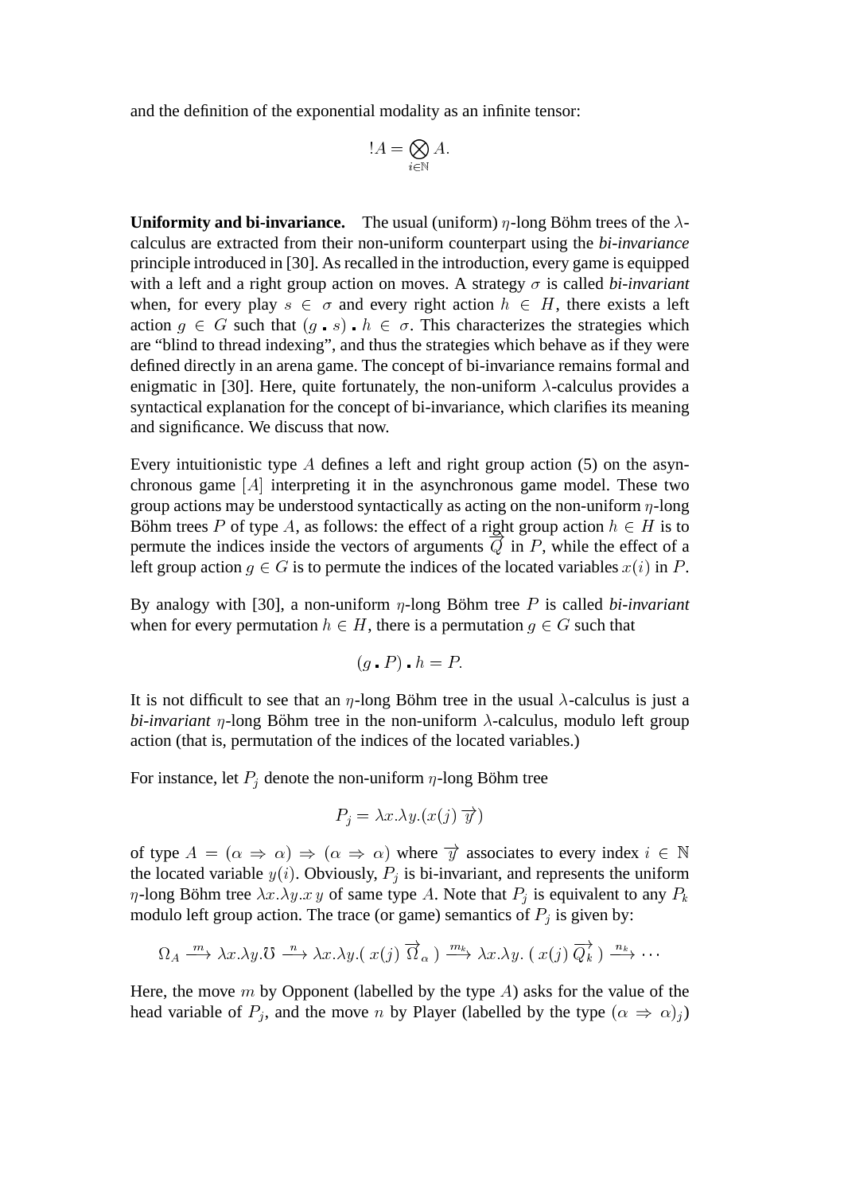and the definition of the exponential modality as an infinite tensor:

$$!A = \bigotimes_{i \in \mathbb{N}} A.$$

**Uniformity and bi-invariance.** The usual (uniform) $\eta$-long Böhm trees of the $\lambda$-calculus are extracted from their non-uniform counterpart using the ***bi-invariance*** principle introduced in [30]. As recalled in the introduction, every game is equipped with a left and a right group action on moves. A strategy $\sigma$ is called *bi-invariant* when, for every play $s \in \sigma$ and every right action $h \in H$, there exists a left action $g \in G$ such that $(g \centerdot s) \centerdot h \in \sigma$. This characterizes the strategies which are "blind to thread indexing", and thus the strategies which behave as if they were defined directly in an arena game. The concept of bi-invariance remains formal and enigmatic in [30]. Here, quite fortunately, the non-uniform $\lambda$-calculus provides a syntactical explanation for the concept of bi-invariance, which clarifies its meaning and significance. We discuss that now.

Every intuitionistic type $A$ defines a left and right group action (5) on the asynchronous game $[A]$ interpreting it in the asynchronous game model. These two group actions may be understood syntactically as acting on the non-uniform $\eta$-long Böhm trees $P$ of type $A$, as follows: the effect of a right group action $h \in H$ is to permute the indices inside the vectors of arguments $\overrightarrow{Q}$ in $P$, while the effect of a left group action $g \in G$ is to permute the indices of the located variables $x(i)$ in $P$.

By analogy with [30], a non-uniform $\eta$-long Böhm tree $P$ is called *bi-invariant* when for every permutation $h \in H$, there is a permutation $g \in G$ such that

$$(g \centerdot P) \centerdot h = P.$$

It is not difficult to see that an $\eta$-long Böhm tree in the usual $\lambda$-calculus is just a *bi-invariant* $\eta$-long Böhm tree in the non-uniform $\lambda$-calculus, modulo left group action (that is, permutation of the indices of the located variables.)

For instance, let $P_j$ denote the non-uniform $\eta$-long Böhm tree

$$P_j = \lambda x.\lambda y.(x(j)\ \overrightarrow{y})$$

of type $A = (\alpha \Rightarrow \alpha) \Rightarrow (\alpha \Rightarrow \alpha)$ where $\overrightarrow{y}$ associates to every index $i \in \mathbb{N}$ the located variable $y(i)$. Obviously, $P_j$ is bi-invariant, and represents the uniform $\eta$-long Böhm tree $\lambda x.\lambda y.x\,y$ of same type $A$. Note that $P_j$ is equivalent to any $P_k$ modulo left group action. The trace (or game) semantics of $P_j$ is given by:

$$\Omega_A \xrightarrow{m} \lambda x.\lambda y.\mho \xrightarrow{n} \lambda x.\lambda y.(\ x(j)\ \overrightarrow{\Omega}_\alpha\ ) \xrightarrow{m_k} \lambda x.\lambda y.\ (\ x(j)\ \overrightarrow{Q_k}\ ) \xrightarrow{n_k} \cdots$$

Here, the move $m$ by Opponent (labelled by the type $A$) asks for the value of the head variable of $P_j$, and the move $n$ by Player (labelled by the type $(\alpha \Rightarrow \alpha)_j$)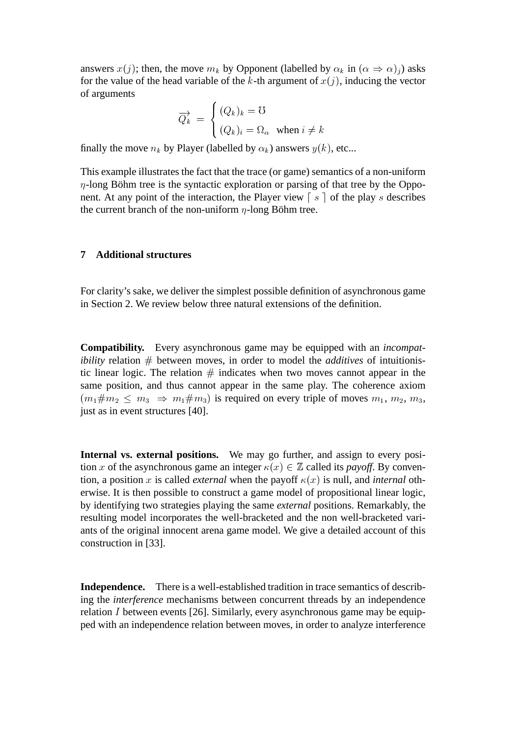answers $x(j)$; then, the move $m_k$ by Opponent (labelled by $\alpha_k$ in $(\alpha \Rightarrow \alpha)_j$) asks for the value of the head variable of the $k$-th argument of $x(j)$, inducing the vector of arguments

$$\overrightarrow{Q_k} = \begin{cases} (Q_k)_k = \mho \\ (Q_k)_i = \Omega_\alpha \quad \text{when } i \neq k \end{cases}$$

finally the move $n_k$ by Player (labelled by $\alpha_k$) answers $y(k)$, etc...

This example illustrates the fact that the trace (or game) semantics of a non-uniform $\eta$-long Böhm tree is the syntactic exploration or parsing of that tree by the Opponent. At any point of the interaction, the Player view $\ulcorner s \urcorner$ of the play $s$ describes the current branch of the non-uniform $\eta$-long Böhm tree.

## 7 Additional structures

For clarity's sake, we deliver the simplest possible definition of asynchronous game in Section 2. We review below three natural extensions of the definition.

**Compatibility.** Every asynchronous game may be equipped with an *incompatibility* relation $\#$ between moves, in order to model the *additives* of intuitionistic linear logic. The relation $\#$ indicates when two moves cannot appear in the same position, and thus cannot appear in the same play. The coherence axiom $(m_1 \# m_2 \leq m_3 \Rightarrow m_1 \# m_3)$ is required on every triple of moves $m_1$, $m_2$, $m_3$, just as in event structures [40].

**Internal vs. external positions.** We may go further, and assign to every position $x$ of the asynchronous game an integer $\kappa(x) \in \mathbb{Z}$ called its *payoff*. By convention, a position $x$ is called *external* when the payoff $\kappa(x)$ is null, and *internal* otherwise. It is then possible to construct a game model of propositional linear logic, by identifying two strategies playing the same *external* positions. Remarkably, the resulting model incorporates the well-bracketed and the non well-bracketed variants of the original innocent arena game model. We give a detailed account of this construction in [33].

**Independence.** There is a well-established tradition in trace semantics of describing the *interference* mechanisms between concurrent threads by an independence relation $I$ between events [26]. Similarly, every asynchronous game may be equipped with an independence relation between moves, in order to analyze interference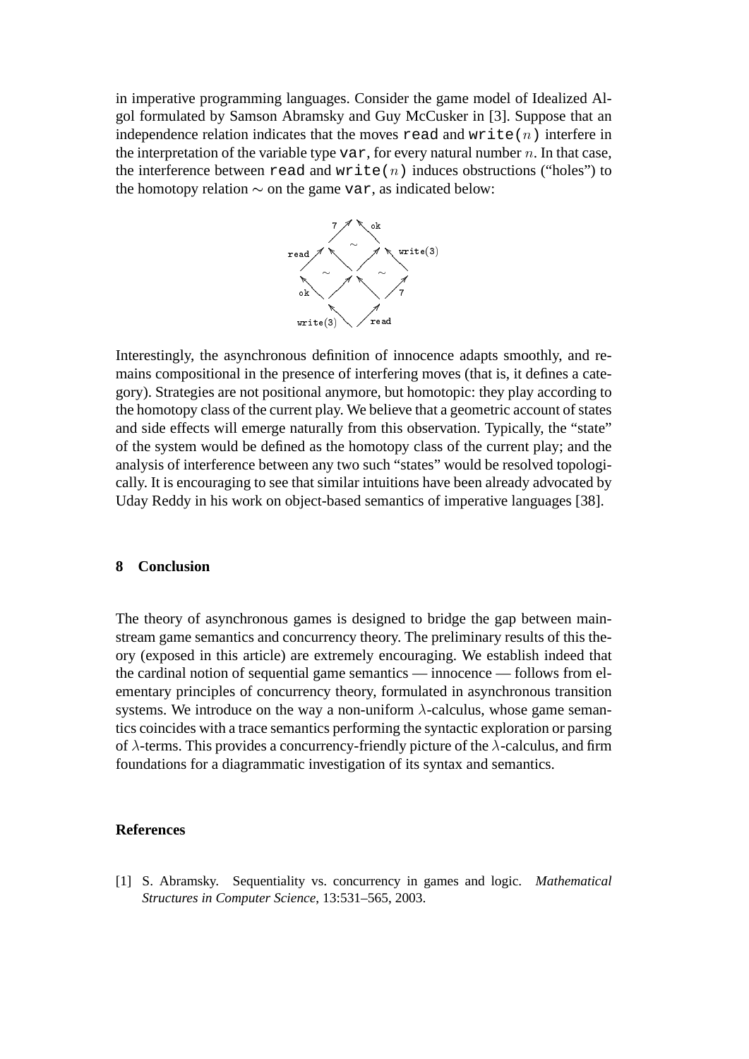in imperative programming languages. Consider the game model of Idealized Algol formulated by Samson Abramsky and Guy McCusker in [3]. Suppose that an independence relation indicates that the moves `read` and `write(`$n$`)` interfere in the interpretation of the variable type `var`, for every natural number $n$. In that case, the interference between `read` and `write(`$n$`)` induces obstructions ("holes") to the homotopy relation $\sim$ on the game `var`, as indicated below:

Interestingly, the asynchronous definition of innocence adapts smoothly, and remains compositional in the presence of interfering moves (that is, it defines a category). Strategies are not positional anymore, but homotopic: they play according to the homotopy class of the current play. We believe that a geometric account of states and side effects will emerge naturally from this observation. Typically, the "state" of the system would be defined as the homotopy class of the current play; and the analysis of interference between any two such "states" would be resolved topologically. It is encouraging to see that similar intuitions have been already advocated by Uday Reddy in his work on object-based semantics of imperative languages [38].

## 8 Conclusion

The theory of asynchronous games is designed to bridge the gap between mainstream game semantics and concurrency theory. The preliminary results of this theory (exposed in this article) are extremely encouraging. We establish indeed that the cardinal notion of sequential game semantics — innocence — follows from elementary principles of concurrency theory, formulated in asynchronous transition systems. We introduce on the way a non-uniform $\lambda$-calculus, whose game semantics coincides with a trace semantics performing the syntactic exploration or parsing of $\lambda$-terms. This provides a concurrency-friendly picture of the $\lambda$-calculus, and firm foundations for a diagrammatic investigation of its syntax and semantics.

## References

[1] S. Abramsky. Sequentiality vs. concurrency in games and logic. *Mathematical Structures in Computer Science*, 13:531–565, 2003.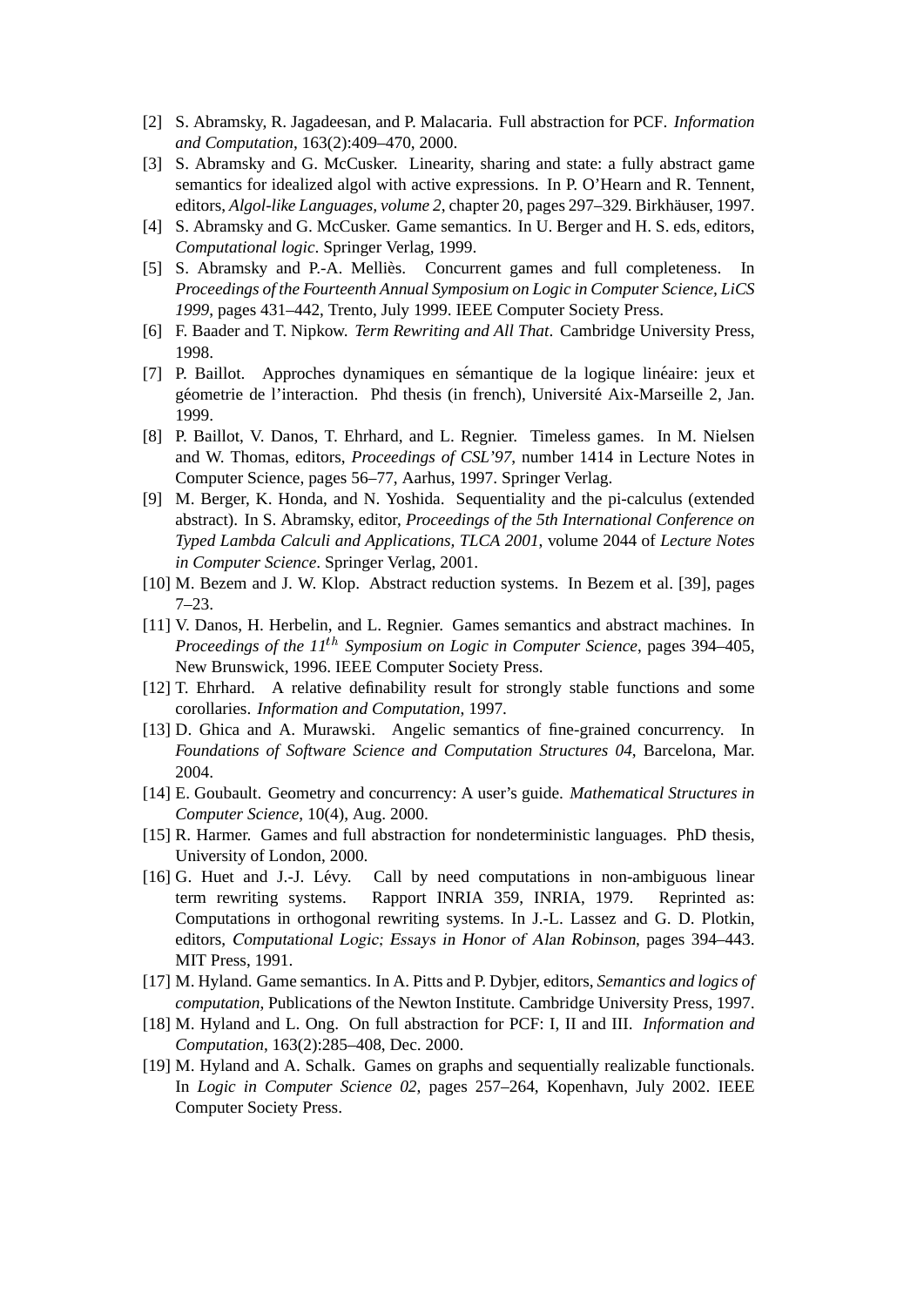[2] S. Abramsky, R. Jagadeesan, and P. Malacaria. Full abstraction for PCF. *Information and Computation*, 163(2):409–470, 2000.

[3] S. Abramsky and G. McCusker. Linearity, sharing and state: a fully abstract game semantics for idealized algol with active expressions. In P. O'Hearn and R. Tennent, editors, *Algol-like Languages, volume 2*, chapter 20, pages 297–329. Birkhäuser, 1997.

[4] S. Abramsky and G. McCusker. Game semantics. In U. Berger and H. S. eds, editors, *Computational logic*. Springer Verlag, 1999.

[5] S. Abramsky and P.-A. Melliès. Concurrent games and full completeness. In *Proceedings of the Fourteenth Annual Symposium on Logic in Computer Science, LiCS 1999*, pages 431–442, Trento, July 1999. IEEE Computer Society Press.

[6] F. Baader and T. Nipkow. *Term Rewriting and All That*. Cambridge University Press, 1998.

[7] P. Baillot. Approches dynamiques en sémantique de la logique linéaire: jeux et géometrie de l'interaction. Phd thesis (in french), Université Aix-Marseille 2, Jan. 1999.

[8] P. Baillot, V. Danos, T. Ehrhard, and L. Regnier. Timeless games. In M. Nielsen and W. Thomas, editors, *Proceedings of CSL'97*, number 1414 in Lecture Notes in Computer Science, pages 56–77, Aarhus, 1997. Springer Verlag.

[9] M. Berger, K. Honda, and N. Yoshida. Sequentiality and the pi-calculus (extended abstract). In S. Abramsky, editor, *Proceedings of the 5th International Conference on Typed Lambda Calculi and Applications, TLCA 2001*, volume 2044 of *Lecture Notes in Computer Science*. Springer Verlag, 2001.

[10] M. Bezem and J. W. Klop. Abstract reduction systems. In Bezem et al. [39], pages 7–23.

[11] V. Danos, H. Herbelin, and L. Regnier. Games semantics and abstract machines. In *Proceedings of the 11$^{th}$ Symposium on Logic in Computer Science*, pages 394–405, New Brunswick, 1996. IEEE Computer Society Press.

[12] T. Ehrhard. A relative definability result for strongly stable functions and some corollaries. *Information and Computation*, 1997.

[13] D. Ghica and A. Murawski. Angelic semantics of fine-grained concurrency. In *Foundations of Software Science and Computation Structures 04*, Barcelona, Mar. 2004.

[14] E. Goubault. Geometry and concurrency: A user's guide. *Mathematical Structures in Computer Science*, 10(4), Aug. 2000.

[15] R. Harmer. Games and full abstraction for nondeterministic languages. PhD thesis, University of London, 2000.

[16] G. Huet and J.-J. Lévy. Call by need computations in non-ambiguous linear term rewriting systems. Rapport INRIA 359, INRIA, 1979. Reprinted as: Computations in orthogonal rewriting systems. In J.-L. Lassez and G. D. Plotkin, editors, *Computational Logic; Essays in Honor of Alan Robinson*, pages 394–443. MIT Press, 1991.

[17] M. Hyland. Game semantics. In A. Pitts and P. Dybjer, editors, *Semantics and logics of computation*, Publications of the Newton Institute. Cambridge University Press, 1997.

[18] M. Hyland and L. Ong. On full abstraction for PCF: I, II and III. *Information and Computation*, 163(2):285–408, Dec. 2000.

[19] M. Hyland and A. Schalk. Games on graphs and sequentially realizable functionals. In *Logic in Computer Science 02*, pages 257–264, Kopenhavn, July 2002. IEEE Computer Society Press.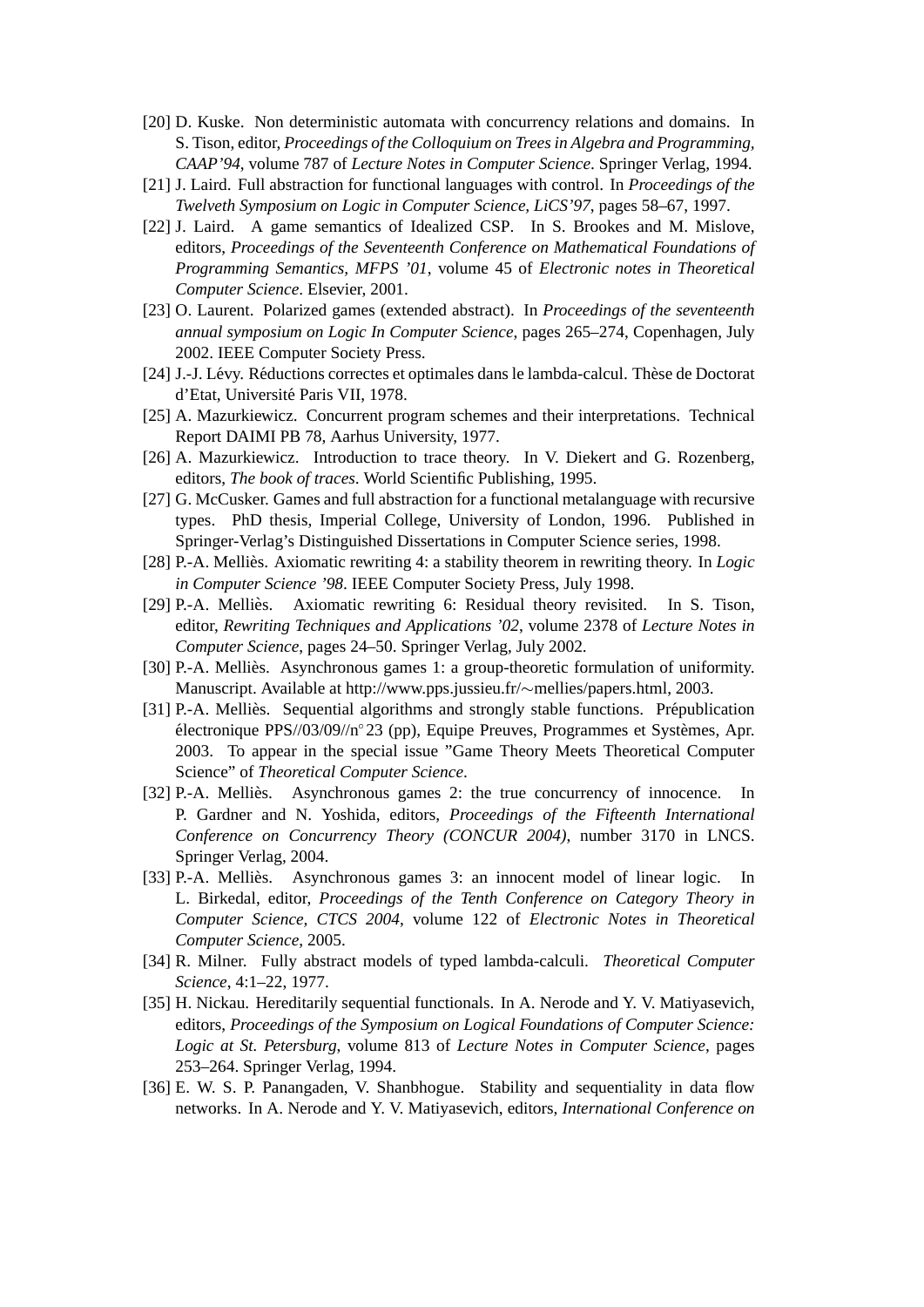[20] D. Kuske. Non deterministic automata with concurrency relations and domains. In S. Tison, editor, *Proceedings of the Colloquium on Trees in Algebra and Programming, CAAP'94*, volume 787 of *Lecture Notes in Computer Science*. Springer Verlag, 1994.

[21] J. Laird. Full abstraction for functional languages with control. In *Proceedings of the Twelveth Symposium on Logic in Computer Science, LiCS'97*, pages 58–67, 1997.

[22] J. Laird. A game semantics of Idealized CSP. In S. Brookes and M. Mislove, editors, *Proceedings of the Seventeenth Conference on Mathematical Foundations of Programming Semantics, MFPS '01*, volume 45 of *Electronic notes in Theoretical Computer Science*. Elsevier, 2001.

[23] O. Laurent. Polarized games (extended abstract). In *Proceedings of the seventeenth annual symposium on Logic In Computer Science*, pages 265–274, Copenhagen, July 2002. IEEE Computer Society Press.

[24] J.-J. Lévy. Réductions correctes et optimales dans le lambda-calcul. Thèse de Doctorat d'Etat, Université Paris VII, 1978.

[25] A. Mazurkiewicz. Concurrent program schemes and their interpretations. Technical Report DAIMI PB 78, Aarhus University, 1977.

[26] A. Mazurkiewicz. Introduction to trace theory. In V. Diekert and G. Rozenberg, editors, *The book of traces*. World Scientific Publishing, 1995.

[27] G. McCusker. Games and full abstraction for a functional metalanguage with recursive types. PhD thesis, Imperial College, University of London, 1996. Published in Springer-Verlag's Distinguished Dissertations in Computer Science series, 1998.

[28] P.-A. Melliès. Axiomatic rewriting 4: a stability theorem in rewriting theory. In *Logic in Computer Science '98*. IEEE Computer Society Press, July 1998.

[29] P.-A. Melliès. Axiomatic rewriting 6: Residual theory revisited. In S. Tison, editor, *Rewriting Techniques and Applications '02*, volume 2378 of *Lecture Notes in Computer Science*, pages 24–50. Springer Verlag, July 2002.

[30] P.-A. Melliès. Asynchronous games 1: a group-theoretic formulation of uniformity. Manuscript. Available at http://www.pps.jussieu.fr/∼mellies/papers.html, 2003.

[31] P.-A. Melliès. Sequential algorithms and strongly stable functions. Prépublication électronique PPS//03/09//n°23 (pp), Equipe Preuves, Programmes et Systèmes, Apr. 2003. To appear in the special issue "Game Theory Meets Theoretical Computer Science" of *Theoretical Computer Science*.

[32] P.-A. Melliès. Asynchronous games 2: the true concurrency of innocence. In P. Gardner and N. Yoshida, editors, *Proceedings of the Fifteenth International Conference on Concurrency Theory (CONCUR 2004)*, number 3170 in LNCS. Springer Verlag, 2004.

[33] P.-A. Melliès. Asynchronous games 3: an innocent model of linear logic. In L. Birkedal, editor, *Proceedings of the Tenth Conference on Category Theory in Computer Science, CTCS 2004*, volume 122 of *Electronic Notes in Theoretical Computer Science*, 2005.

[34] R. Milner. Fully abstract models of typed lambda-calculi. *Theoretical Computer Science*, 4:1–22, 1977.

[35] H. Nickau. Hereditarily sequential functionals. In A. Nerode and Y. V. Matiyasevich, editors, *Proceedings of the Symposium on Logical Foundations of Computer Science: Logic at St. Petersburg*, volume 813 of *Lecture Notes in Computer Science*, pages 253–264. Springer Verlag, 1994.

[36] E. W. S. P. Panangaden, V. Shanbhogue. Stability and sequentiality in data flow networks. In A. Nerode and Y. V. Matiyasevich, editors, *International Conference on*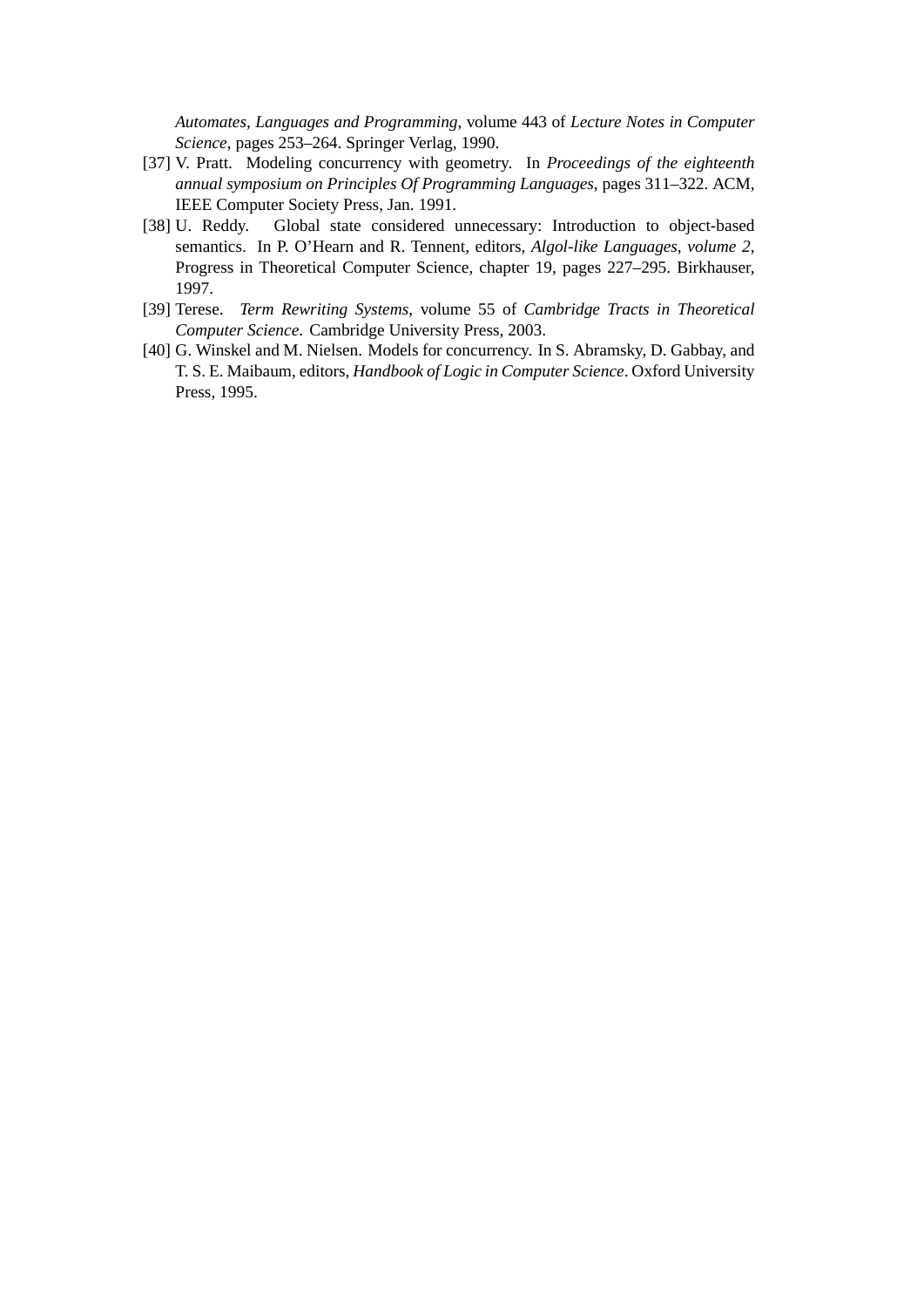*Automates, Languages and Programming*, volume 443 of *Lecture Notes in Computer Science*, pages 253–264. Springer Verlag, 1990.

[37] V. Pratt. Modeling concurrency with geometry. In *Proceedings of the eighteenth annual symposium on Principles Of Programming Languages*, pages 311–322. ACM, IEEE Computer Society Press, Jan. 1991.

[38] U. Reddy. Global state considered unnecessary: Introduction to object-based semantics. In P. O'Hearn and R. Tennent, editors, *Algol-like Languages, volume 2*, Progress in Theoretical Computer Science, chapter 19, pages 227–295. Birkhauser, 1997.

[39] Terese. *Term Rewriting Systems*, volume 55 of *Cambridge Tracts in Theoretical Computer Science*. Cambridge University Press, 2003.

[40] G. Winskel and M. Nielsen. Models for concurrency. In S. Abramsky, D. Gabbay, and T. S. E. Maibaum, editors, *Handbook of Logic in Computer Science*. Oxford University Press, 1995.